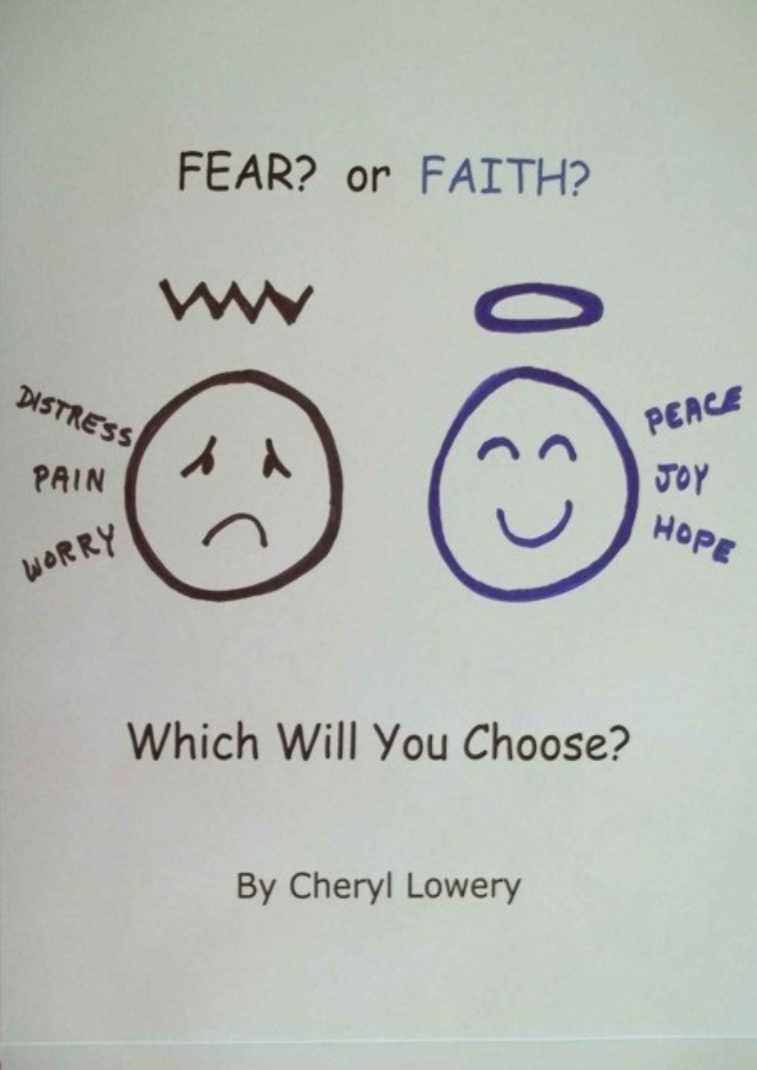# FEAR? or FAITH?

DISTRESS

PAIN

WORRY

PEACE

JOY

HOPE

## Which Will You Choose?

By Cheryl Lowery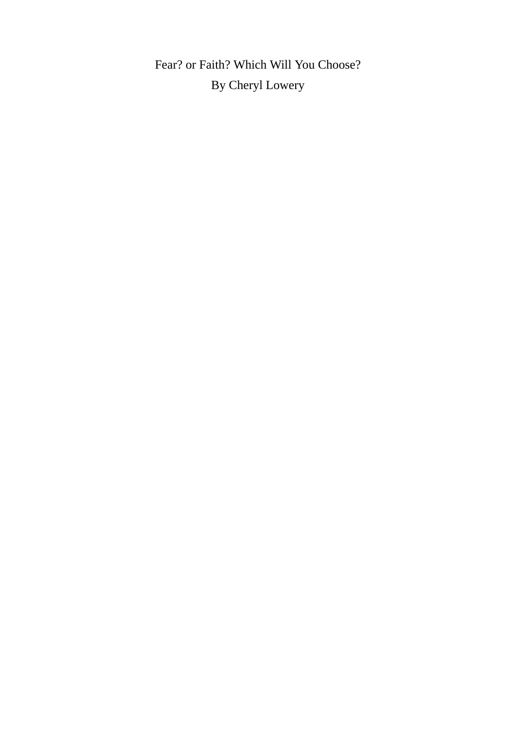# Fear? or Faith? Which Will You Choose?

By Cheryl Lowery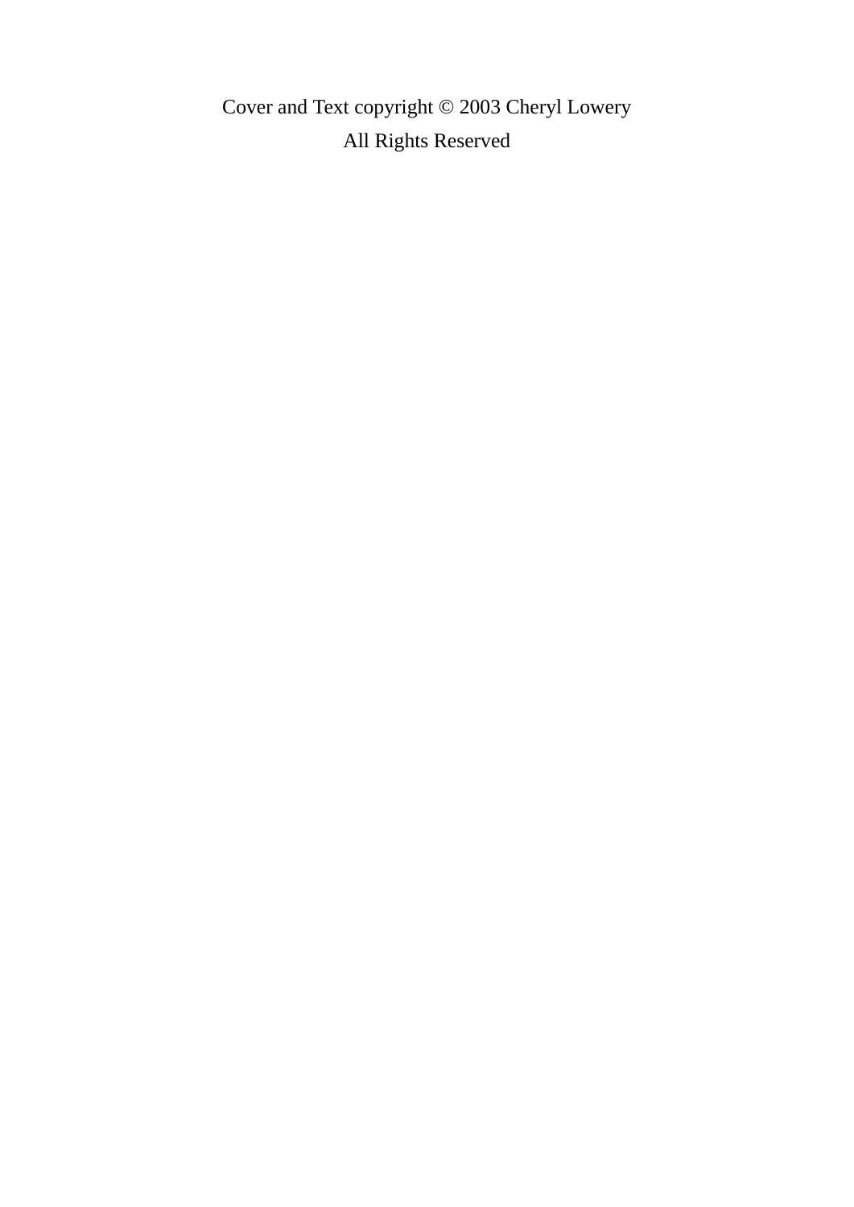Cover and Text copyright © 2003 Cheryl Lowery

All Rights Reserved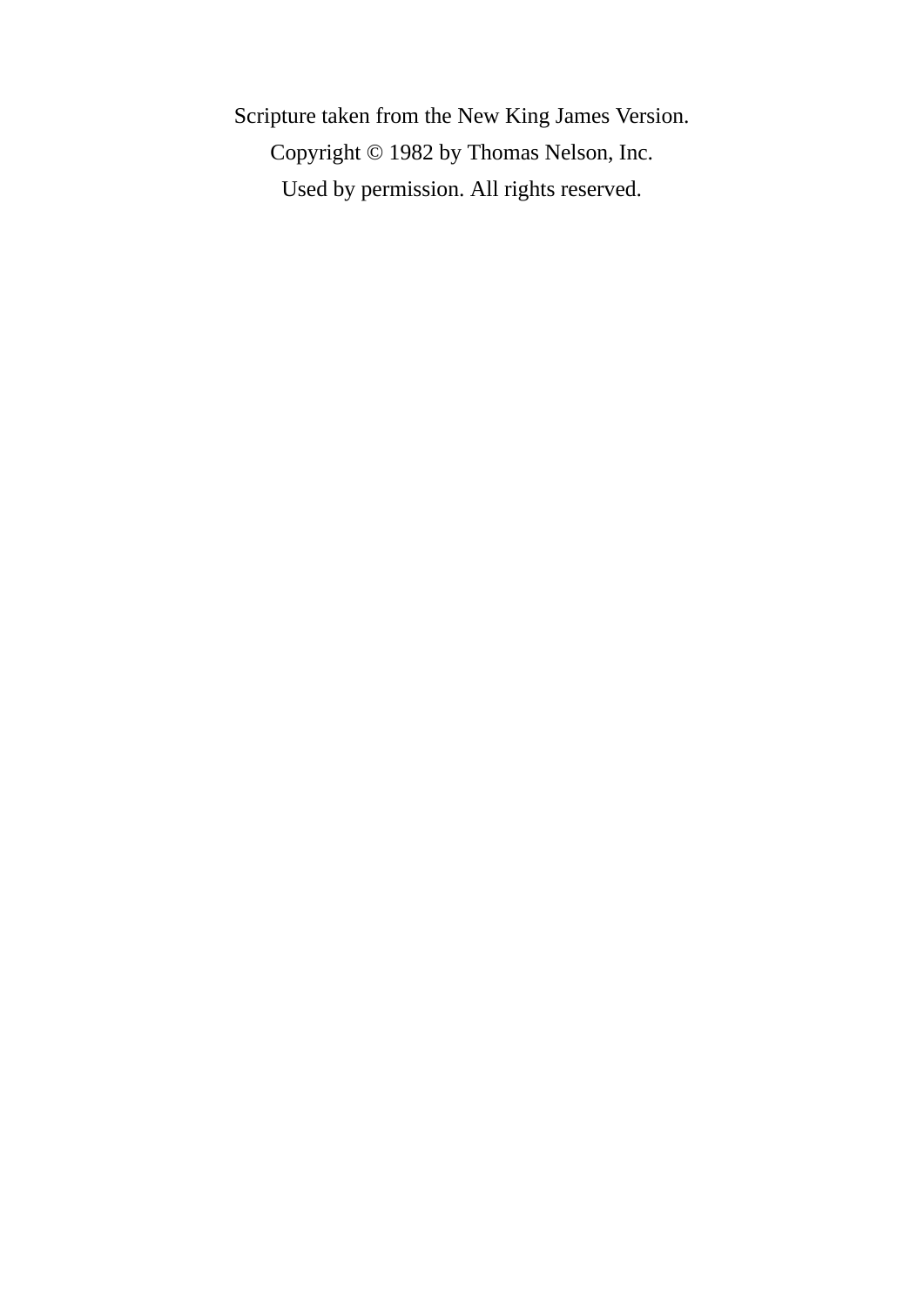Scripture taken from the New King James Version.

Copyright © 1982 by Thomas Nelson, Inc.

Used by permission. All rights reserved.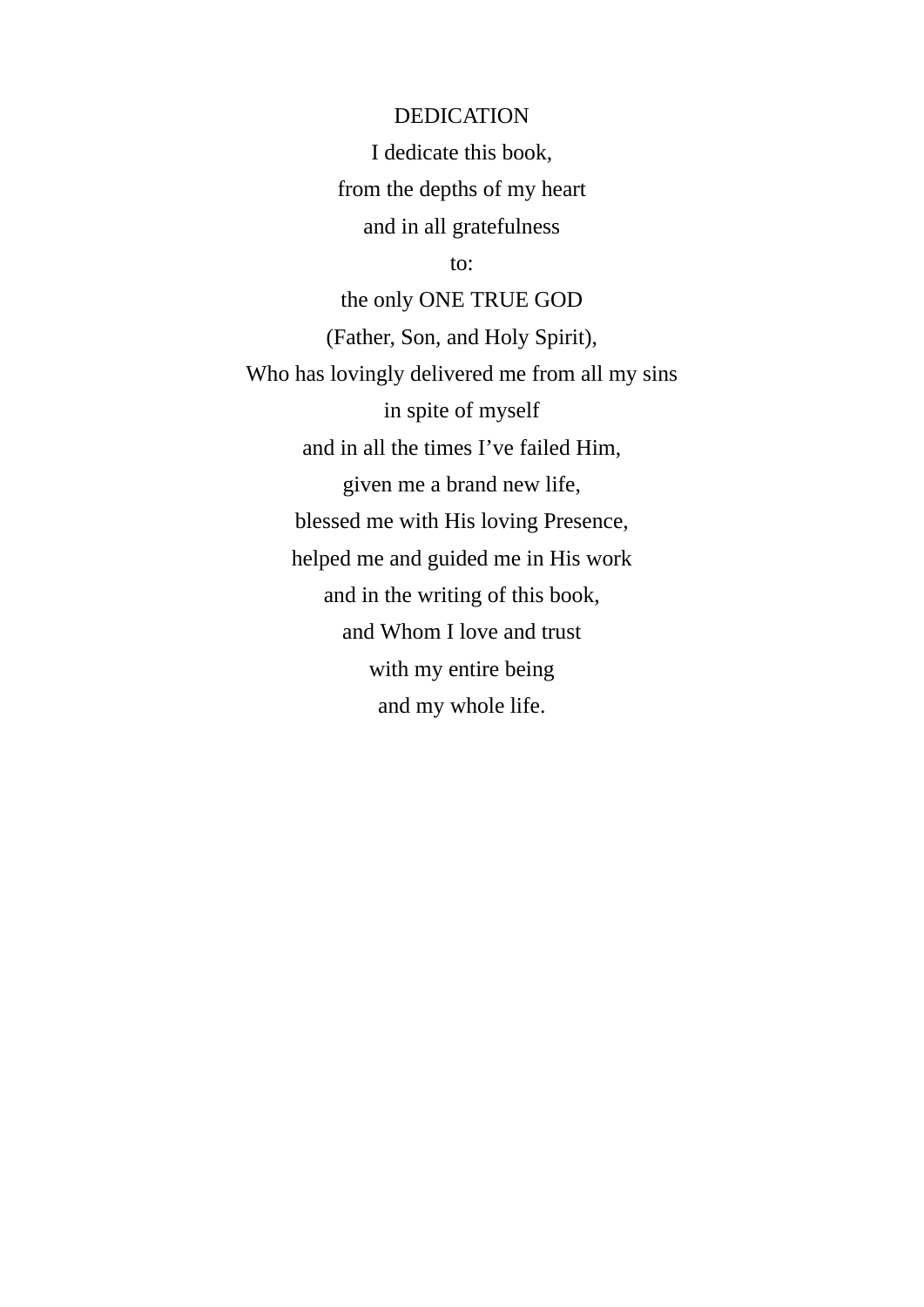# DEDICATION

I dedicate this book,
from the depths of my heart
and in all gratefulness
to:
the only ONE TRUE GOD
(Father, Son, and Holy Spirit),
Who has lovingly delivered me from all my sins
in spite of myself
and in all the times I've failed Him,
given me a brand new life,
blessed me with His loving Presence,
helped me and guided me in His work
and in the writing of this book,
and Whom I love and trust
with my entire being
and my whole life.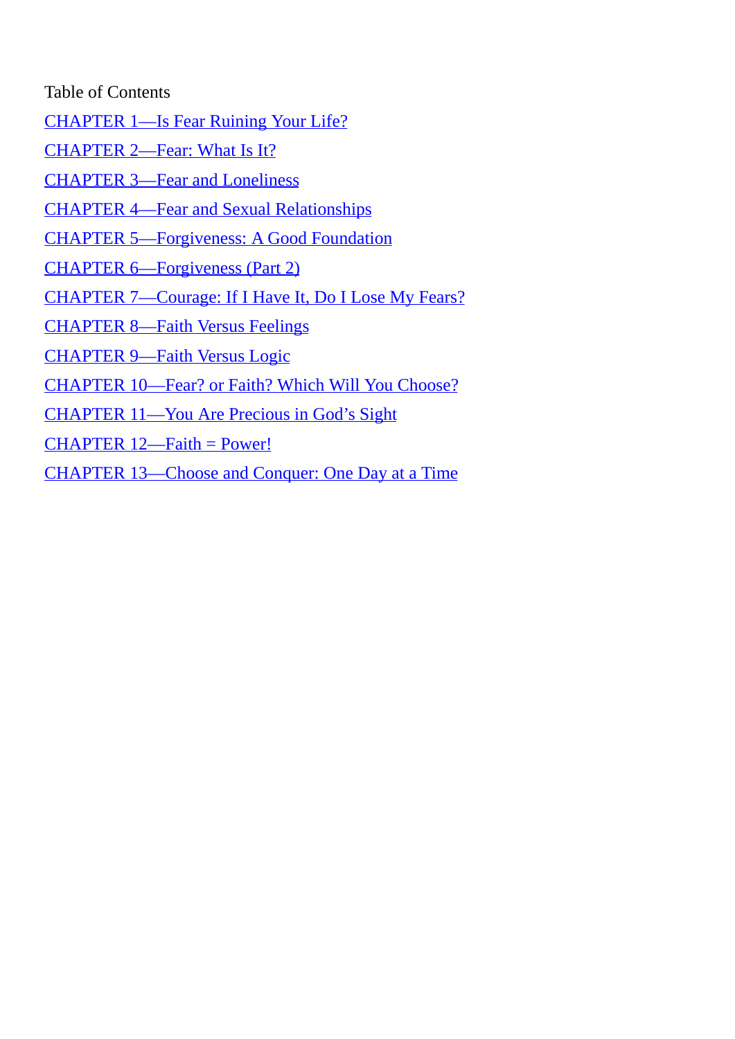Table of Contents

CHAPTER 1—Is Fear Ruining Your Life?

CHAPTER 2—Fear: What Is It?

CHAPTER 3—Fear and Loneliness

CHAPTER 4—Fear and Sexual Relationships

CHAPTER 5—Forgiveness: A Good Foundation

CHAPTER 6—Forgiveness (Part 2)

CHAPTER 7—Courage: If I Have It, Do I Lose My Fears?

CHAPTER 8—Faith Versus Feelings

CHAPTER 9—Faith Versus Logic

CHAPTER 10—Fear? or Faith? Which Will You Choose?

CHAPTER 11—You Are Precious in God's Sight

CHAPTER 12—Faith = Power!

CHAPTER 13—Choose and Conquer: One Day at a Time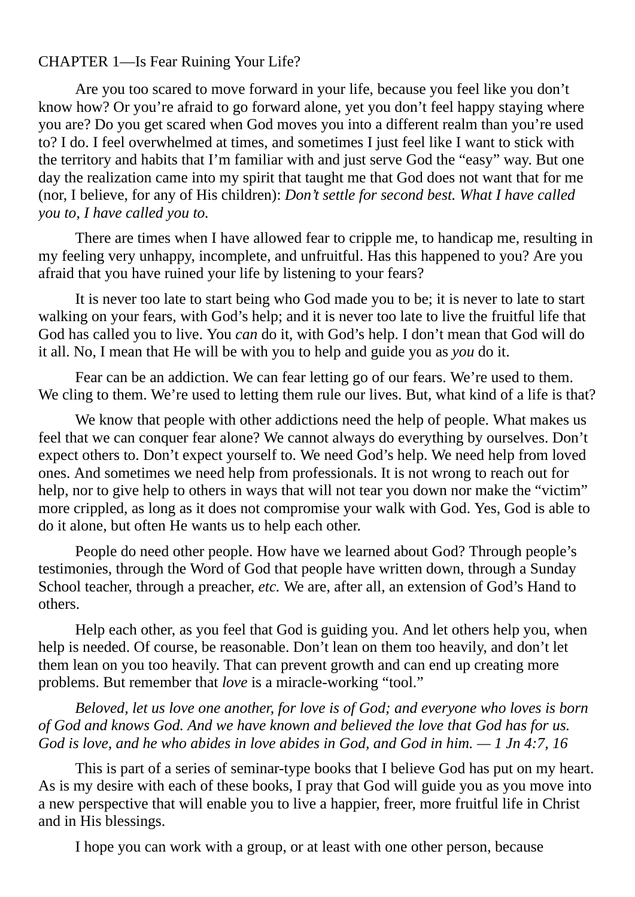# CHAPTER 1—Is Fear Ruining Your Life?

Are you too scared to move forward in your life, because you feel like you don't know how? Or you're afraid to go forward alone, yet you don't feel happy staying where you are? Do you get scared when God moves you into a different realm than you're used to? I do. I feel overwhelmed at times, and sometimes I just feel like I want to stick with the territory and habits that I'm familiar with and just serve God the "easy" way. But one day the realization came into my spirit that taught me that God does not want that for me (nor, I believe, for any of His children): *Don't settle for second best. What I have called you to, I have called you to.*

There are times when I have allowed fear to cripple me, to handicap me, resulting in my feeling very unhappy, incomplete, and unfruitful. Has this happened to you? Are you afraid that you have ruined your life by listening to your fears?

It is never too late to start being who God made you to be; it is never to late to start walking on your fears, with God's help; and it is never too late to live the fruitful life that God has called you to live. You *can* do it, with God's help. I don't mean that God will do it all. No, I mean that He will be with you to help and guide you as *you* do it.

Fear can be an addiction. We can fear letting go of our fears. We're used to them. We cling to them. We're used to letting them rule our lives. But, what kind of a life is that?

We know that people with other addictions need the help of people. What makes us feel that we can conquer fear alone? We cannot always do everything by ourselves. Don't expect others to. Don't expect yourself to. We need God's help. We need help from loved ones. And sometimes we need help from professionals. It is not wrong to reach out for help, nor to give help to others in ways that will not tear you down nor make the "victim" more crippled, as long as it does not compromise your walk with God. Yes, God is able to do it alone, but often He wants us to help each other.

People do need other people. How have we learned about God? Through people's testimonies, through the Word of God that people have written down, through a Sunday School teacher, through a preacher, *etc.* We are, after all, an extension of God's Hand to others.

Help each other, as you feel that God is guiding you. And let others help you, when help is needed. Of course, be reasonable. Don't lean on them too heavily, and don't let them lean on you too heavily. That can prevent growth and can end up creating more problems. But remember that *love* is a miracle-working "tool."

*Beloved, let us love one another, for love is of God; and everyone who loves is born of God and knows God. And we have known and believed the love that God has for us. God is love, and he who abides in love abides in God, and God in him. — 1 Jn 4:7, 16*

This is part of a series of seminar-type books that I believe God has put on my heart. As is my desire with each of these books, I pray that God will guide you as you move into a new perspective that will enable you to live a happier, freer, more fruitful life in Christ and in His blessings.

I hope you can work with a group, or at least with one other person, because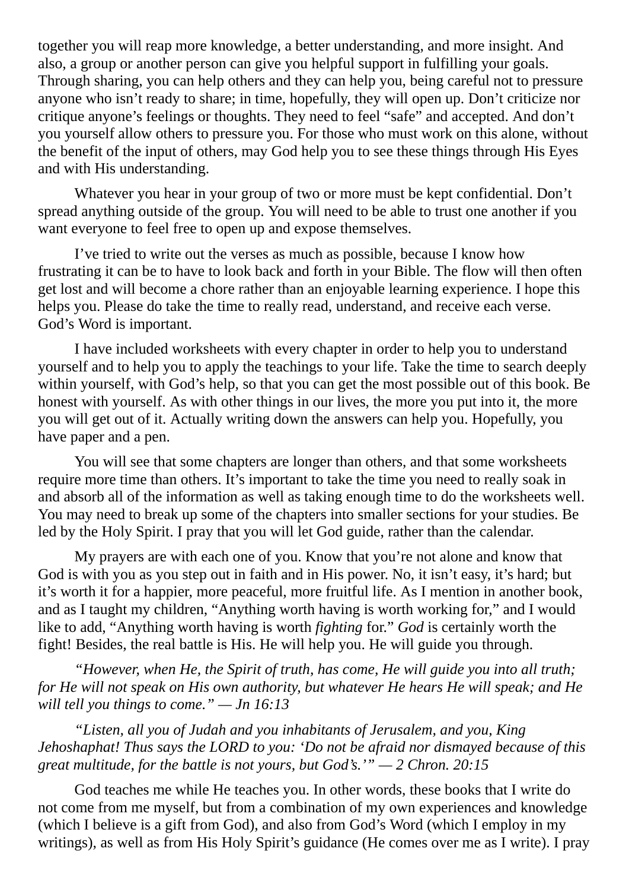together you will reap more knowledge, a better understanding, and more insight. And also, a group or another person can give you helpful support in fulfilling your goals. Through sharing, you can help others and they can help you, being careful not to pressure anyone who isn't ready to share; in time, hopefully, they will open up. Don't criticize nor critique anyone's feelings or thoughts. They need to feel "safe" and accepted. And don't you yourself allow others to pressure you. For those who must work on this alone, without the benefit of the input of others, may God help you to see these things through His Eyes and with His understanding.

Whatever you hear in your group of two or more must be kept confidential. Don't spread anything outside of the group. You will need to be able to trust one another if you want everyone to feel free to open up and expose themselves.

I've tried to write out the verses as much as possible, because I know how frustrating it can be to have to look back and forth in your Bible. The flow will then often get lost and will become a chore rather than an enjoyable learning experience. I hope this helps you. Please do take the time to really read, understand, and receive each verse. God's Word is important.

I have included worksheets with every chapter in order to help you to understand yourself and to help you to apply the teachings to your life. Take the time to search deeply within yourself, with God's help, so that you can get the most possible out of this book. Be honest with yourself. As with other things in our lives, the more you put into it, the more you will get out of it. Actually writing down the answers can help you. Hopefully, you have paper and a pen.

You will see that some chapters are longer than others, and that some worksheets require more time than others. It's important to take the time you need to really soak in and absorb all of the information as well as taking enough time to do the worksheets well. You may need to break up some of the chapters into smaller sections for your studies. Be led by the Holy Spirit. I pray that you will let God guide, rather than the calendar.

My prayers are with each one of you. Know that you're not alone and know that God is with you as you step out in faith and in His power. No, it isn't easy, it's hard; but it's worth it for a happier, more peaceful, more fruitful life. As I mention in another book, and as I taught my children, "Anything worth having is worth working for," and I would like to add, "Anything worth having is worth *fighting* for." *God* is certainly worth the fight! Besides, the real battle is His. He will help you. He will guide you through.

*"However, when He, the Spirit of truth, has come, He will guide you into all truth; for He will not speak on His own authority, but whatever He hears He will speak; and He will tell you things to come." — Jn 16:13*

*"Listen, all you of Judah and you inhabitants of Jerusalem, and you, King Jehoshaphat! Thus says the LORD to you: 'Do not be afraid nor dismayed because of this great multitude, for the battle is not yours, but God's.'" — 2 Chron. 20:15*

God teaches me while He teaches you. In other words, these books that I write do not come from me myself, but from a combination of my own experiences and knowledge (which I believe is a gift from God), and also from God's Word (which I employ in my writings), as well as from His Holy Spirit's guidance (He comes over me as I write). I pray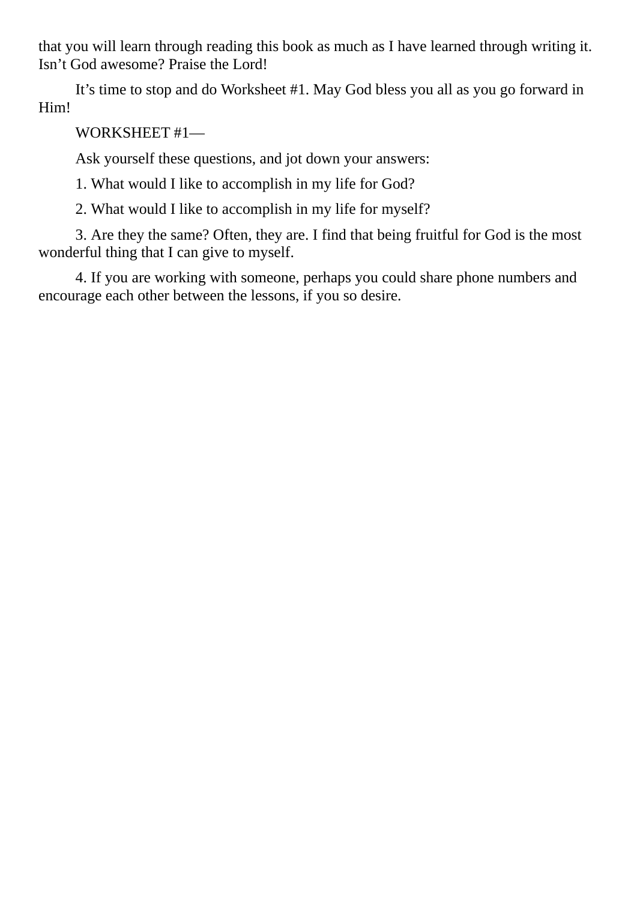that you will learn through reading this book as much as I have learned through writing it. Isn't God awesome? Praise the Lord!

It's time to stop and do Worksheet #1. May God bless you all as you go forward in Him!

WORKSHEET #1—

Ask yourself these questions, and jot down your answers:

1. What would I like to accomplish in my life for God?

2. What would I like to accomplish in my life for myself?

3. Are they the same? Often, they are. I find that being fruitful for God is the most wonderful thing that I can give to myself.

4. If you are working with someone, perhaps you could share phone numbers and encourage each other between the lessons, if you so desire.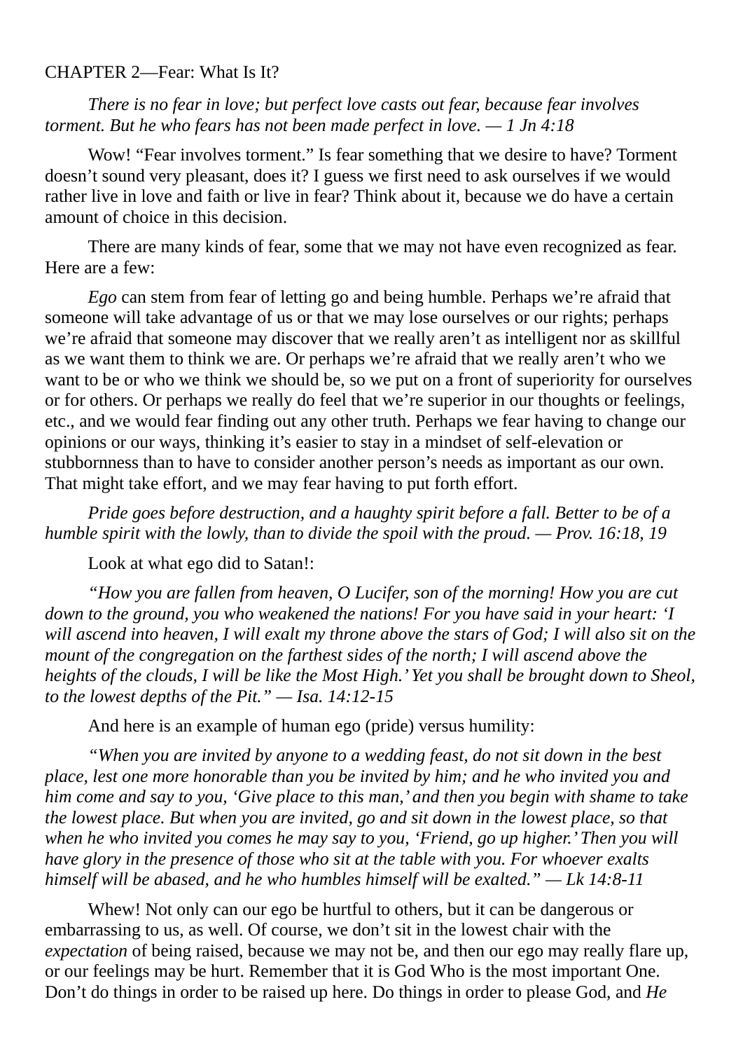## CHAPTER 2—Fear: What Is It?

*There is no fear in love; but perfect love casts out fear, because fear involves torment. But he who fears has not been made perfect in love. — 1 Jn 4:18*

Wow! “Fear involves torment.” Is fear something that we desire to have? Torment doesn’t sound very pleasant, does it? I guess we first need to ask ourselves if we would rather live in love and faith or live in fear? Think about it, because we do have a certain amount of choice in this decision.

There are many kinds of fear, some that we may not have even recognized as fear. Here are a few:

*Ego* can stem from fear of letting go and being humble. Perhaps we’re afraid that someone will take advantage of us or that we may lose ourselves or our rights; perhaps we’re afraid that someone may discover that we really aren’t as intelligent nor as skillful as we want them to think we are. Or perhaps we’re afraid that we really aren’t who we want to be or who we think we should be, so we put on a front of superiority for ourselves or for others. Or perhaps we really do feel that we’re superior in our thoughts or feelings, etc., and we would fear finding out any other truth. Perhaps we fear having to change our opinions or our ways, thinking it’s easier to stay in a mindset of self-elevation or stubbornness than to have to consider another person’s needs as important as our own. That might take effort, and we may fear having to put forth effort.

*Pride goes before destruction, and a haughty spirit before a fall. Better to be of a humble spirit with the lowly, than to divide the spoil with the proud. — Prov. 16:18, 19*

Look at what ego did to Satan!:

*“How you are fallen from heaven, O Lucifer, son of the morning! How you are cut down to the ground, you who weakened the nations! For you have said in your heart: ‘I will ascend into heaven, I will exalt my throne above the stars of God; I will also sit on the mount of the congregation on the farthest sides of the north; I will ascend above the heights of the clouds, I will be like the Most High.’ Yet you shall be brought down to Sheol, to the lowest depths of the Pit.” — Isa. 14:12-15*

And here is an example of human ego (pride) versus humility:

*“When you are invited by anyone to a wedding feast, do not sit down in the best place, lest one more honorable than you be invited by him; and he who invited you and him come and say to you, ‘Give place to this man,’ and then you begin with shame to take the lowest place. But when you are invited, go and sit down in the lowest place, so that when he who invited you comes he may say to you, ‘Friend, go up higher.’ Then you will have glory in the presence of those who sit at the table with you. For whoever exalts himself will be abased, and he who humbles himself will be exalted.” — Lk 14:8-11*

Whew! Not only can our ego be hurtful to others, but it can be dangerous or embarrassing to us, as well. Of course, we don’t sit in the lowest chair with the *expectation* of being raised, because we may not be, and then our ego may really flare up, or our feelings may be hurt. Remember that it is God Who is the most important One. Don’t do things in order to be raised up here. Do things in order to please God, and *He*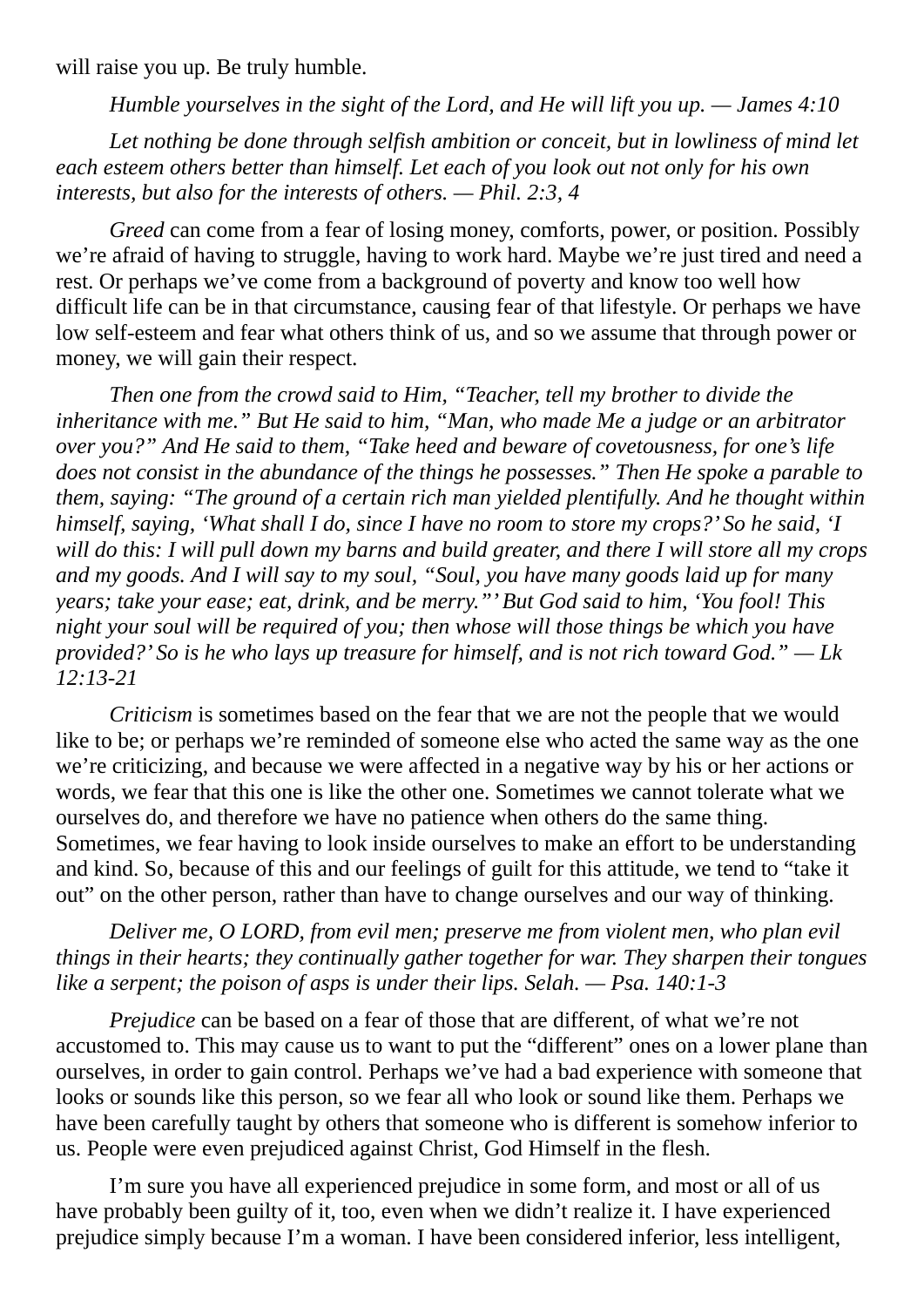will raise you up. Be truly humble.

*Humble yourselves in the sight of the Lord, and He will lift you up. — James 4:10*

*Let nothing be done through selfish ambition or conceit, but in lowliness of mind let each esteem others better than himself. Let each of you look out not only for his own interests, but also for the interests of others. — Phil. 2:3, 4*

*Greed* can come from a fear of losing money, comforts, power, or position. Possibly we're afraid of having to struggle, having to work hard. Maybe we're just tired and need a rest. Or perhaps we've come from a background of poverty and know too well how difficult life can be in that circumstance, causing fear of that lifestyle. Or perhaps we have low self-esteem and fear what others think of us, and so we assume that through power or money, we will gain their respect.

*Then one from the crowd said to Him, "Teacher, tell my brother to divide the inheritance with me." But He said to him, "Man, who made Me a judge or an arbitrator over you?" And He said to them, "Take heed and beware of covetousness, for one's life does not consist in the abundance of the things he possesses." Then He spoke a parable to them, saying: "The ground of a certain rich man yielded plentifully. And he thought within himself, saying, 'What shall I do, since I have no room to store my crops?' So he said, 'I will do this: I will pull down my barns and build greater, and there I will store all my crops and my goods. And I will say to my soul, "Soul, you have many goods laid up for many years; take your ease; eat, drink, and be merry."' But God said to him, 'You fool! This night your soul will be required of you; then whose will those things be which you have provided?' So is he who lays up treasure for himself, and is not rich toward God." — Lk 12:13-21*

*Criticism* is sometimes based on the fear that we are not the people that we would like to be; or perhaps we're reminded of someone else who acted the same way as the one we're criticizing, and because we were affected in a negative way by his or her actions or words, we fear that this one is like the other one. Sometimes we cannot tolerate what we ourselves do, and therefore we have no patience when others do the same thing. Sometimes, we fear having to look inside ourselves to make an effort to be understanding and kind. So, because of this and our feelings of guilt for this attitude, we tend to "take it out" on the other person, rather than have to change ourselves and our way of thinking.

*Deliver me, O LORD, from evil men; preserve me from violent men, who plan evil things in their hearts; they continually gather together for war. They sharpen their tongues like a serpent; the poison of asps is under their lips. Selah. — Psa. 140:1-3*

*Prejudice* can be based on a fear of those that are different, of what we're not accustomed to. This may cause us to want to put the "different" ones on a lower plane than ourselves, in order to gain control. Perhaps we've had a bad experience with someone that looks or sounds like this person, so we fear all who look or sound like them. Perhaps we have been carefully taught by others that someone who is different is somehow inferior to us. People were even prejudiced against Christ, God Himself in the flesh.

I'm sure you have all experienced prejudice in some form, and most or all of us have probably been guilty of it, too, even when we didn't realize it. I have experienced prejudice simply because I'm a woman. I have been considered inferior, less intelligent,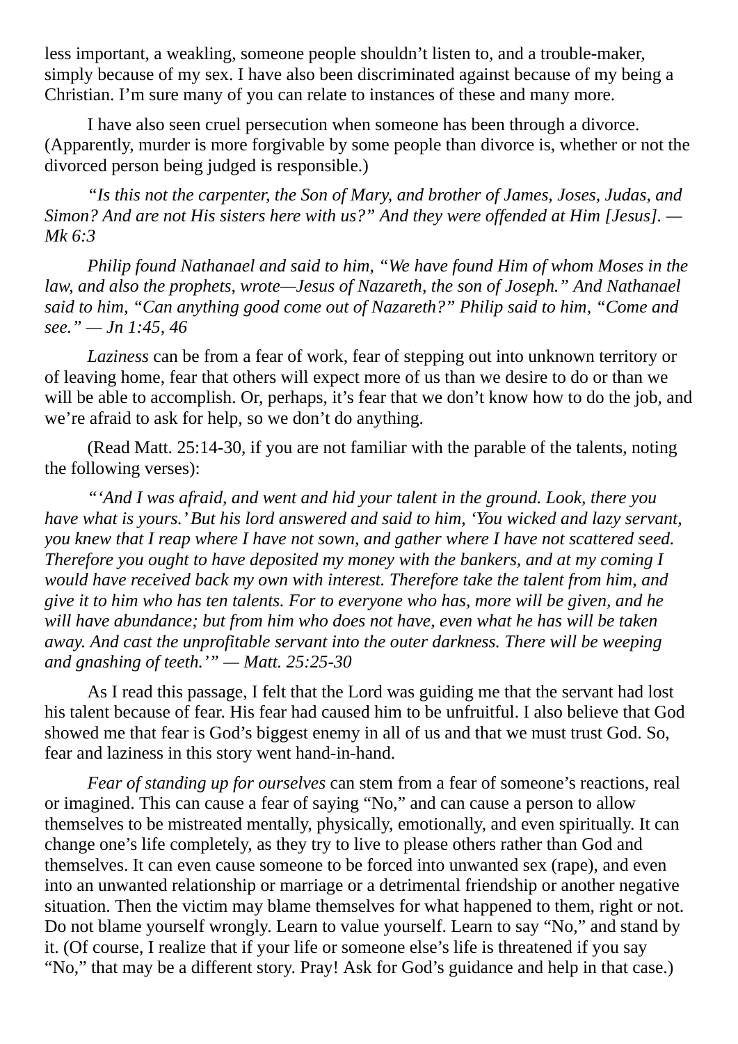less important, a weakling, someone people shouldn't listen to, and a trouble-maker, simply because of my sex. I have also been discriminated against because of my being a Christian. I'm sure many of you can relate to instances of these and many more.

I have also seen cruel persecution when someone has been through a divorce. (Apparently, murder is more forgivable by some people than divorce is, whether or not the divorced person being judged is responsible.)

*"Is this not the carpenter, the Son of Mary, and brother of James, Joses, Judas, and Simon? And are not His sisters here with us?" And they were offended at Him [Jesus]. — Mk 6:3*

*Philip found Nathanael and said to him, "We have found Him of whom Moses in the law, and also the prophets, wrote—Jesus of Nazareth, the son of Joseph." And Nathanael said to him, "Can anything good come out of Nazareth?" Philip said to him, "Come and see." — Jn 1:45, 46*

*Laziness* can be from a fear of work, fear of stepping out into unknown territory or of leaving home, fear that others will expect more of us than we desire to do or than we will be able to accomplish. Or, perhaps, it's fear that we don't know how to do the job, and we're afraid to ask for help, so we don't do anything.

(Read Matt. 25:14-30, if you are not familiar with the parable of the talents, noting the following verses):

*"'And I was afraid, and went and hid your talent in the ground. Look, there you have what is yours.' But his lord answered and said to him, 'You wicked and lazy servant, you knew that I reap where I have not sown, and gather where I have not scattered seed. Therefore you ought to have deposited my money with the bankers, and at my coming I would have received back my own with interest. Therefore take the talent from him, and give it to him who has ten talents. For to everyone who has, more will be given, and he will have abundance; but from him who does not have, even what he has will be taken away. And cast the unprofitable servant into the outer darkness. There will be weeping and gnashing of teeth.'" — Matt. 25:25-30*

As I read this passage, I felt that the Lord was guiding me that the servant had lost his talent because of fear. His fear had caused him to be unfruitful. I also believe that God showed me that fear is God's biggest enemy in all of us and that we must trust God. So, fear and laziness in this story went hand-in-hand.

*Fear of standing up for ourselves* can stem from a fear of someone's reactions, real or imagined. This can cause a fear of saying "No," and can cause a person to allow themselves to be mistreated mentally, physically, emotionally, and even spiritually. It can change one's life completely, as they try to live to please others rather than God and themselves. It can even cause someone to be forced into unwanted sex (rape), and even into an unwanted relationship or marriage or a detrimental friendship or another negative situation. Then the victim may blame themselves for what happened to them, right or not. Do not blame yourself wrongly. Learn to value yourself. Learn to say "No," and stand by it. (Of course, I realize that if your life or someone else's life is threatened if you say "No," that may be a different story. Pray! Ask for God's guidance and help in that case.)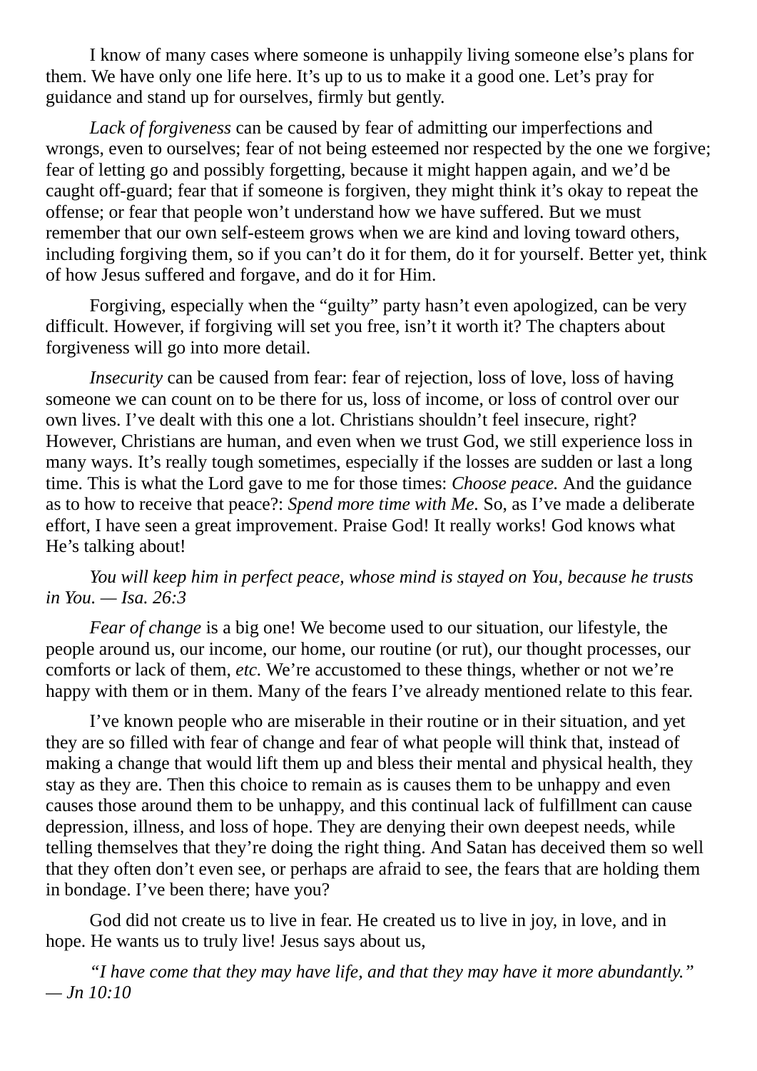I know of many cases where someone is unhappily living someone else's plans for them. We have only one life here. It's up to us to make it a good one. Let's pray for guidance and stand up for ourselves, firmly but gently.

*Lack of forgiveness* can be caused by fear of admitting our imperfections and wrongs, even to ourselves; fear of not being esteemed nor respected by the one we forgive; fear of letting go and possibly forgetting, because it might happen again, and we'd be caught off-guard; fear that if someone is forgiven, they might think it's okay to repeat the offense; or fear that people won't understand how we have suffered. But we must remember that our own self-esteem grows when we are kind and loving toward others, including forgiving them, so if you can't do it for them, do it for yourself. Better yet, think of how Jesus suffered and forgave, and do it for Him.

Forgiving, especially when the "guilty" party hasn't even apologized, can be very difficult. However, if forgiving will set you free, isn't it worth it? The chapters about forgiveness will go into more detail.

*Insecurity* can be caused from fear: fear of rejection, loss of love, loss of having someone we can count on to be there for us, loss of income, or loss of control over our own lives. I've dealt with this one a lot. Christians shouldn't feel insecure, right? However, Christians are human, and even when we trust God, we still experience loss in many ways. It's really tough sometimes, especially if the losses are sudden or last a long time. This is what the Lord gave to me for those times: *Choose peace.* And the guidance as to how to receive that peace?: *Spend more time with Me.* So, as I've made a deliberate effort, I have seen a great improvement. Praise God! It really works! God knows what He's talking about!

*You will keep him in perfect peace, whose mind is stayed on You, because he trusts in You. — Isa. 26:3*

*Fear of change* is a big one! We become used to our situation, our lifestyle, the people around us, our income, our home, our routine (or rut), our thought processes, our comforts or lack of them, *etc.* We're accustomed to these things, whether or not we're happy with them or in them. Many of the fears I've already mentioned relate to this fear.

I've known people who are miserable in their routine or in their situation, and yet they are so filled with fear of change and fear of what people will think that, instead of making a change that would lift them up and bless their mental and physical health, they stay as they are. Then this choice to remain as is causes them to be unhappy and even causes those around them to be unhappy, and this continual lack of fulfillment can cause depression, illness, and loss of hope. They are denying their own deepest needs, while telling themselves that they're doing the right thing. And Satan has deceived them so well that they often don't even see, or perhaps are afraid to see, the fears that are holding them in bondage. I've been there; have you?

God did not create us to live in fear. He created us to live in joy, in love, and in hope. He wants us to truly live! Jesus says about us,

*"I have come that they may have life, and that they may have it more abundantly." — Jn 10:10*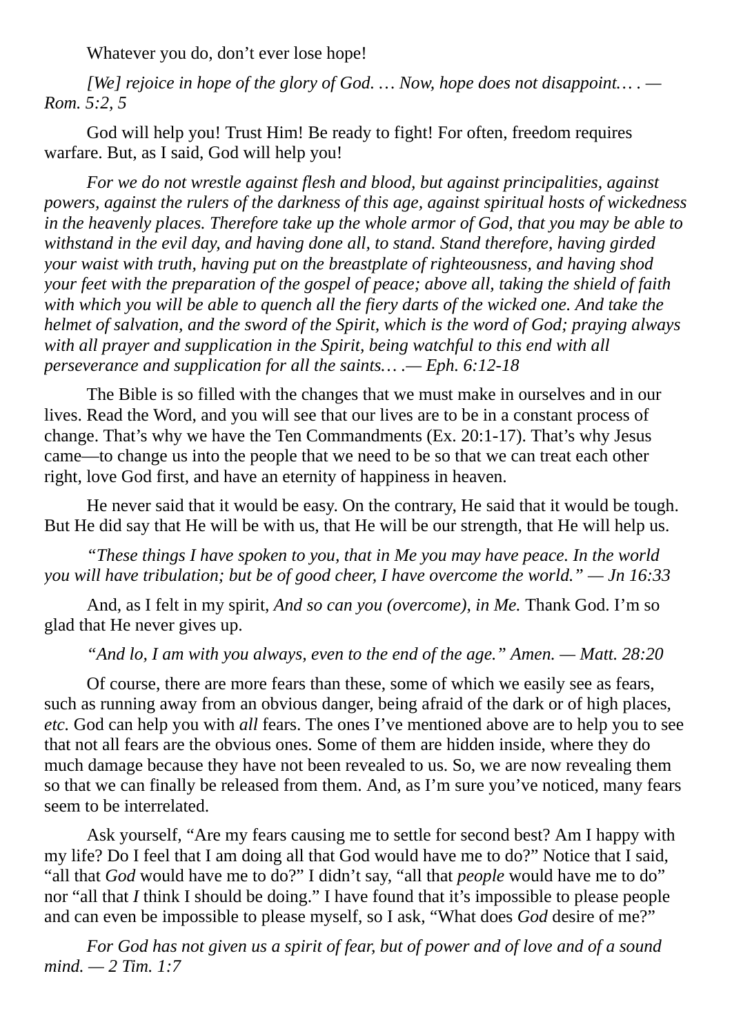Whatever you do, don't ever lose hope!

*[We] rejoice in hope of the glory of God. … Now, hope does not disappoint… . — Rom. 5:2, 5*

God will help you! Trust Him! Be ready to fight! For often, freedom requires warfare. But, as I said, God will help you!

*For we do not wrestle against flesh and blood, but against principalities, against powers, against the rulers of the darkness of this age, against spiritual hosts of wickedness in the heavenly places. Therefore take up the whole armor of God, that you may be able to withstand in the evil day, and having done all, to stand. Stand therefore, having girded your waist with truth, having put on the breastplate of righteousness, and having shod your feet with the preparation of the gospel of peace; above all, taking the shield of faith with which you will be able to quench all the fiery darts of the wicked one. And take the helmet of salvation, and the sword of the Spirit, which is the word of God; praying always with all prayer and supplication in the Spirit, being watchful to this end with all perseverance and supplication for all the saints… .— Eph. 6:12-18*

The Bible is so filled with the changes that we must make in ourselves and in our lives. Read the Word, and you will see that our lives are to be in a constant process of change. That's why we have the Ten Commandments (Ex. 20:1-17). That's why Jesus came—to change us into the people that we need to be so that we can treat each other right, love God first, and have an eternity of happiness in heaven.

He never said that it would be easy. On the contrary, He said that it would be tough. But He did say that He will be with us, that He will be our strength, that He will help us.

*"These things I have spoken to you, that in Me you may have peace. In the world you will have tribulation; but be of good cheer, I have overcome the world." — Jn 16:33*

And, as I felt in my spirit, *And so can you (overcome), in Me.* Thank God. I'm so glad that He never gives up.

*"And lo, I am with you always, even to the end of the age." Amen. — Matt. 28:20*

Of course, there are more fears than these, some of which we easily see as fears, such as running away from an obvious danger, being afraid of the dark or of high places, *etc.* God can help you with *all* fears. The ones I've mentioned above are to help you to see that not all fears are the obvious ones. Some of them are hidden inside, where they do much damage because they have not been revealed to us. So, we are now revealing them so that we can finally be released from them. And, as I'm sure you've noticed, many fears seem to be interrelated.

Ask yourself, "Are my fears causing me to settle for second best? Am I happy with my life? Do I feel that I am doing all that God would have me to do?" Notice that I said, "all that *God* would have me to do?" I didn't say, "all that *people* would have me to do" nor "all that *I* think I should be doing." I have found that it's impossible to please people and can even be impossible to please myself, so I ask, "What does *God* desire of me?"

*For God has not given us a spirit of fear, but of power and of love and of a sound mind. — 2 Tim. 1:7*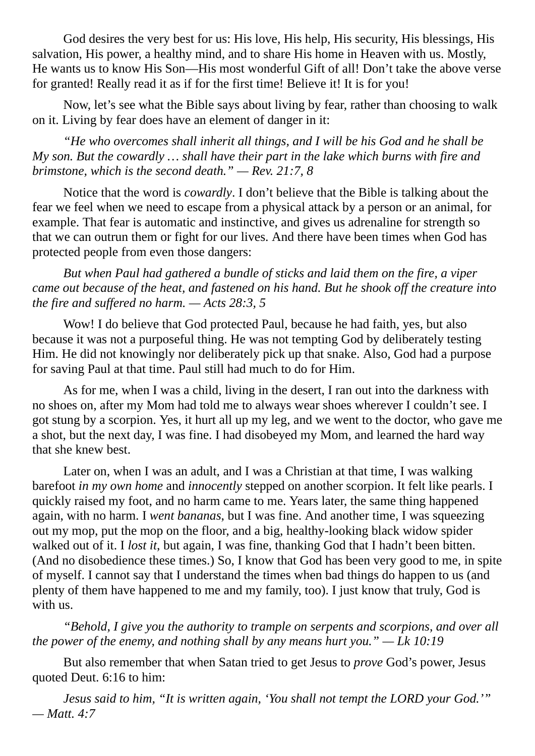God desires the very best for us: His love, His help, His security, His blessings, His salvation, His power, a healthy mind, and to share His home in Heaven with us. Mostly, He wants us to know His Son—His most wonderful Gift of all! Don't take the above verse for granted! Really read it as if for the first time! Believe it! It is for you!

Now, let's see what the Bible says about living by fear, rather than choosing to walk on it. Living by fear does have an element of danger in it:

*"He who overcomes shall inherit all things, and I will be his God and he shall be My son. But the cowardly … shall have their part in the lake which burns with fire and brimstone, which is the second death." — Rev. 21:7, 8*

Notice that the word is *cowardly*. I don't believe that the Bible is talking about the fear we feel when we need to escape from a physical attack by a person or an animal, for example. That fear is automatic and instinctive, and gives us adrenaline for strength so that we can outrun them or fight for our lives. And there have been times when God has protected people from even those dangers:

*But when Paul had gathered a bundle of sticks and laid them on the fire, a viper came out because of the heat, and fastened on his hand. But he shook off the creature into the fire and suffered no harm. — Acts 28:3, 5*

Wow! I do believe that God protected Paul, because he had faith, yes, but also because it was not a purposeful thing. He was not tempting God by deliberately testing Him. He did not knowingly nor deliberately pick up that snake. Also, God had a purpose for saving Paul at that time. Paul still had much to do for Him.

As for me, when I was a child, living in the desert, I ran out into the darkness with no shoes on, after my Mom had told me to always wear shoes wherever I couldn't see. I got stung by a scorpion. Yes, it hurt all up my leg, and we went to the doctor, who gave me a shot, but the next day, I was fine. I had disobeyed my Mom, and learned the hard way that she knew best.

Later on, when I was an adult, and I was a Christian at that time, I was walking barefoot *in my own home* and *innocently* stepped on another scorpion. It felt like pearls. I quickly raised my foot, and no harm came to me. Years later, the same thing happened again, with no harm. I *went bananas*, but I was fine. And another time, I was squeezing out my mop, put the mop on the floor, and a big, healthy-looking black widow spider walked out of it. I *lost it*, but again, I was fine, thanking God that I hadn't been bitten. (And no disobedience these times.) So, I know that God has been very good to me, in spite of myself. I cannot say that I understand the times when bad things do happen to us (and plenty of them have happened to me and my family, too). I just know that truly, God is with us.

*"Behold, I give you the authority to trample on serpents and scorpions, and over all the power of the enemy, and nothing shall by any means hurt you." — Lk 10:19*

But also remember that when Satan tried to get Jesus to *prove* God's power, Jesus quoted Deut. 6:16 to him:

*Jesus said to him, "It is written again, 'You shall not tempt the LORD your God.'" — Matt. 4:7*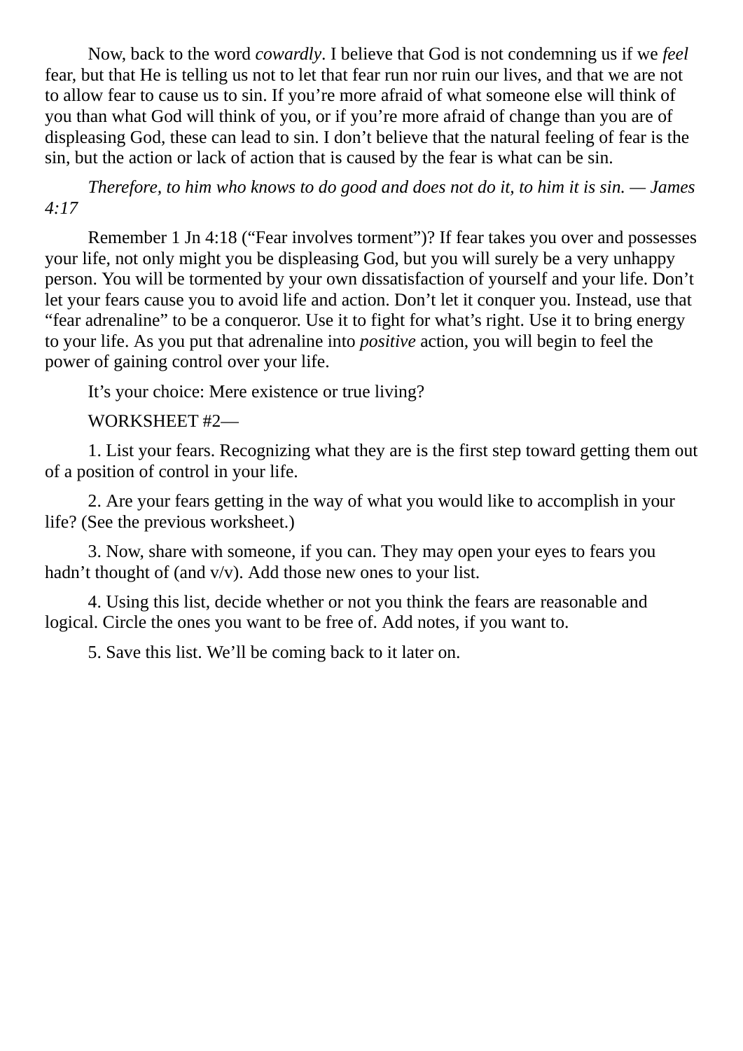Now, back to the word *cowardly*. I believe that God is not condemning us if we *feel* fear, but that He is telling us not to let that fear run nor ruin our lives, and that we are not to allow fear to cause us to sin. If you're more afraid of what someone else will think of you than what God will think of you, or if you're more afraid of change than you are of displeasing God, these can lead to sin. I don't believe that the natural feeling of fear is the sin, but the action or lack of action that is caused by the fear is what can be sin.

*Therefore, to him who knows to do good and does not do it, to him it is sin. — James 4:17*

Remember 1 Jn 4:18 ("Fear involves torment")? If fear takes you over and possesses your life, not only might you be displeasing God, but you will surely be a very unhappy person. You will be tormented by your own dissatisfaction of yourself and your life. Don't let your fears cause you to avoid life and action. Don't let it conquer you. Instead, use that "fear adrenaline" to be a conqueror. Use it to fight for what's right. Use it to bring energy to your life. As you put that adrenaline into *positive* action, you will begin to feel the power of gaining control over your life.

It's your choice: Mere existence or true living?

WORKSHEET #2—

1. List your fears. Recognizing what they are is the first step toward getting them out of a position of control in your life.

2. Are your fears getting in the way of what you would like to accomplish in your life? (See the previous worksheet.)

3. Now, share with someone, if you can. They may open your eyes to fears you hadn't thought of (and v/v). Add those new ones to your list.

4. Using this list, decide whether or not you think the fears are reasonable and logical. Circle the ones you want to be free of. Add notes, if you want to.

5. Save this list. We'll be coming back to it later on.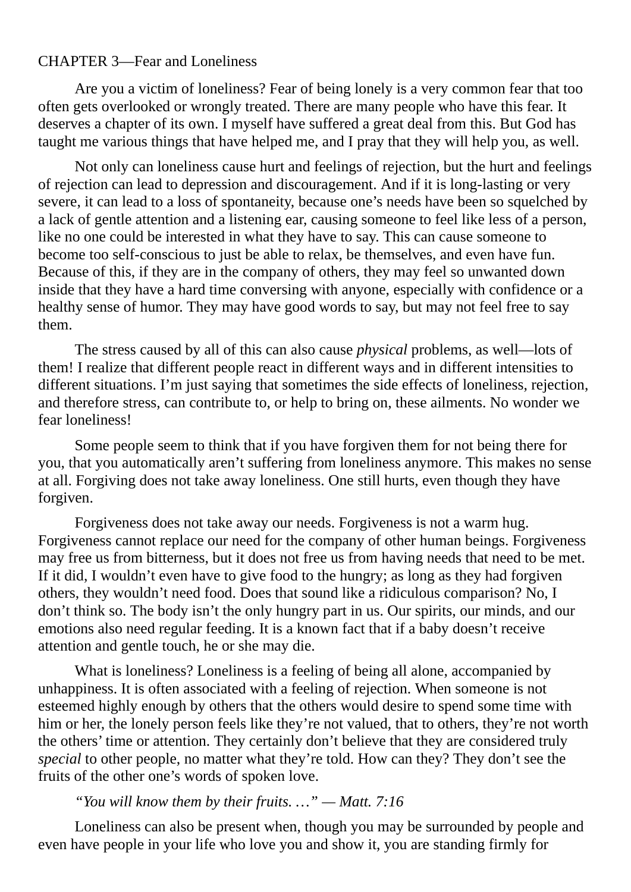## CHAPTER 3—Fear and Loneliness

Are you a victim of loneliness? Fear of being lonely is a very common fear that too often gets overlooked or wrongly treated. There are many people who have this fear. It deserves a chapter of its own. I myself have suffered a great deal from this. But God has taught me various things that have helped me, and I pray that they will help you, as well.

Not only can loneliness cause hurt and feelings of rejection, but the hurt and feelings of rejection can lead to depression and discouragement. And if it is long-lasting or very severe, it can lead to a loss of spontaneity, because one's needs have been so squelched by a lack of gentle attention and a listening ear, causing someone to feel like less of a person, like no one could be interested in what they have to say. This can cause someone to become too self-conscious to just be able to relax, be themselves, and even have fun. Because of this, if they are in the company of others, they may feel so unwanted down inside that they have a hard time conversing with anyone, especially with confidence or a healthy sense of humor. They may have good words to say, but may not feel free to say them.

The stress caused by all of this can also cause *physical* problems, as well—lots of them! I realize that different people react in different ways and in different intensities to different situations. I'm just saying that sometimes the side effects of loneliness, rejection, and therefore stress, can contribute to, or help to bring on, these ailments. No wonder we fear loneliness!

Some people seem to think that if you have forgiven them for not being there for you, that you automatically aren't suffering from loneliness anymore. This makes no sense at all. Forgiving does not take away loneliness. One still hurts, even though they have forgiven.

Forgiveness does not take away our needs. Forgiveness is not a warm hug. Forgiveness cannot replace our need for the company of other human beings. Forgiveness may free us from bitterness, but it does not free us from having needs that need to be met. If it did, I wouldn't even have to give food to the hungry; as long as they had forgiven others, they wouldn't need food. Does that sound like a ridiculous comparison? No, I don't think so. The body isn't the only hungry part in us. Our spirits, our minds, and our emotions also need regular feeding. It is a known fact that if a baby doesn't receive attention and gentle touch, he or she may die.

What is loneliness? Loneliness is a feeling of being all alone, accompanied by unhappiness. It is often associated with a feeling of rejection. When someone is not esteemed highly enough by others that the others would desire to spend some time with him or her, the lonely person feels like they're not valued, that to others, they're not worth the others' time or attention. They certainly don't believe that they are considered truly *special* to other people, no matter what they're told. How can they? They don't see the fruits of the other one's words of spoken love.

*"You will know them by their fruits. …" — Matt. 7:16*

Loneliness can also be present when, though you may be surrounded by people and even have people in your life who love you and show it, you are standing firmly for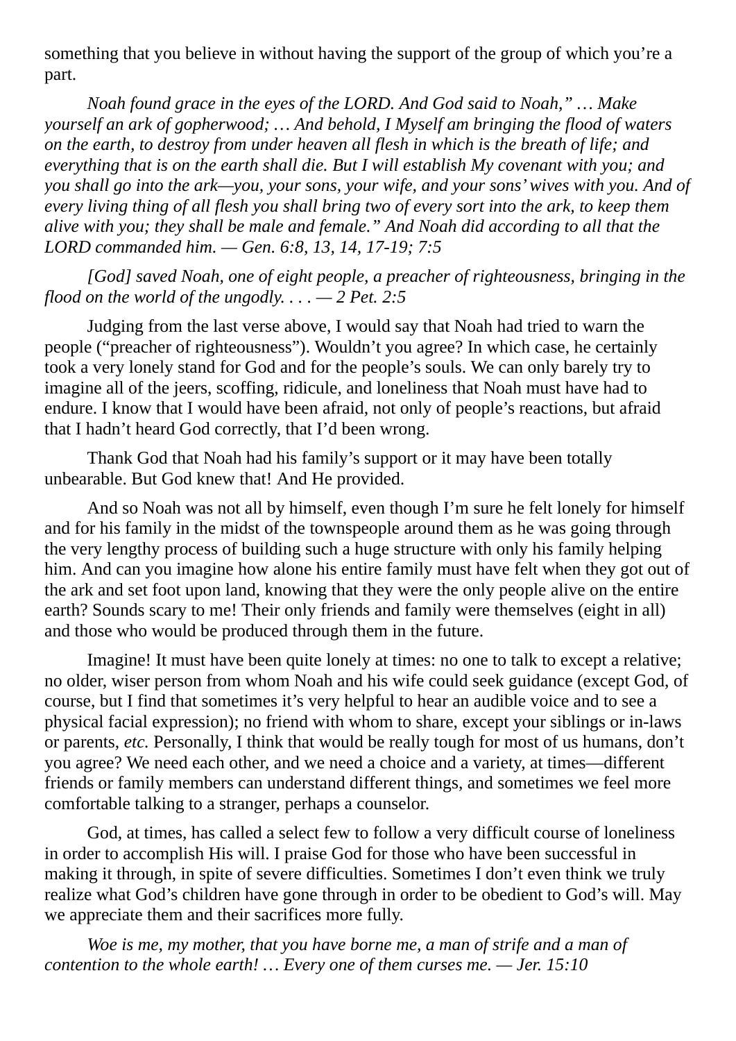something that you believe in without having the support of the group of which you're a part.

*Noah found grace in the eyes of the LORD. And God said to Noah," … Make yourself an ark of gopherwood; … And behold, I Myself am bringing the flood of waters on the earth, to destroy from under heaven all flesh in which is the breath of life; and everything that is on the earth shall die. But I will establish My covenant with you; and you shall go into the ark—you, your sons, your wife, and your sons' wives with you. And of every living thing of all flesh you shall bring two of every sort into the ark, to keep them alive with you; they shall be male and female." And Noah did according to all that the LORD commanded him. — Gen. 6:8, 13, 14, 17-19; 7:5*

*[God] saved Noah, one of eight people, a preacher of righteousness, bringing in the flood on the world of the ungodly. . . . — 2 Pet. 2:5*

Judging from the last verse above, I would say that Noah had tried to warn the people ("preacher of righteousness"). Wouldn't you agree? In which case, he certainly took a very lonely stand for God and for the people's souls. We can only barely try to imagine all of the jeers, scoffing, ridicule, and loneliness that Noah must have had to endure. I know that I would have been afraid, not only of people's reactions, but afraid that I hadn't heard God correctly, that I'd been wrong.

Thank God that Noah had his family's support or it may have been totally unbearable. But God knew that! And He provided.

And so Noah was not all by himself, even though I'm sure he felt lonely for himself and for his family in the midst of the townspeople around them as he was going through the very lengthy process of building such a huge structure with only his family helping him. And can you imagine how alone his entire family must have felt when they got out of the ark and set foot upon land, knowing that they were the only people alive on the entire earth? Sounds scary to me! Their only friends and family were themselves (eight in all) and those who would be produced through them in the future.

Imagine! It must have been quite lonely at times: no one to talk to except a relative; no older, wiser person from whom Noah and his wife could seek guidance (except God, of course, but I find that sometimes it's very helpful to hear an audible voice and to see a physical facial expression); no friend with whom to share, except your siblings or in-laws or parents, *etc.* Personally, I think that would be really tough for most of us humans, don't you agree? We need each other, and we need a choice and a variety, at times—different friends or family members can understand different things, and sometimes we feel more comfortable talking to a stranger, perhaps a counselor.

God, at times, has called a select few to follow a very difficult course of loneliness in order to accomplish His will. I praise God for those who have been successful in making it through, in spite of severe difficulties. Sometimes I don't even think we truly realize what God's children have gone through in order to be obedient to God's will. May we appreciate them and their sacrifices more fully.

*Woe is me, my mother, that you have borne me, a man of strife and a man of contention to the whole earth! … Every one of them curses me. — Jer. 15:10*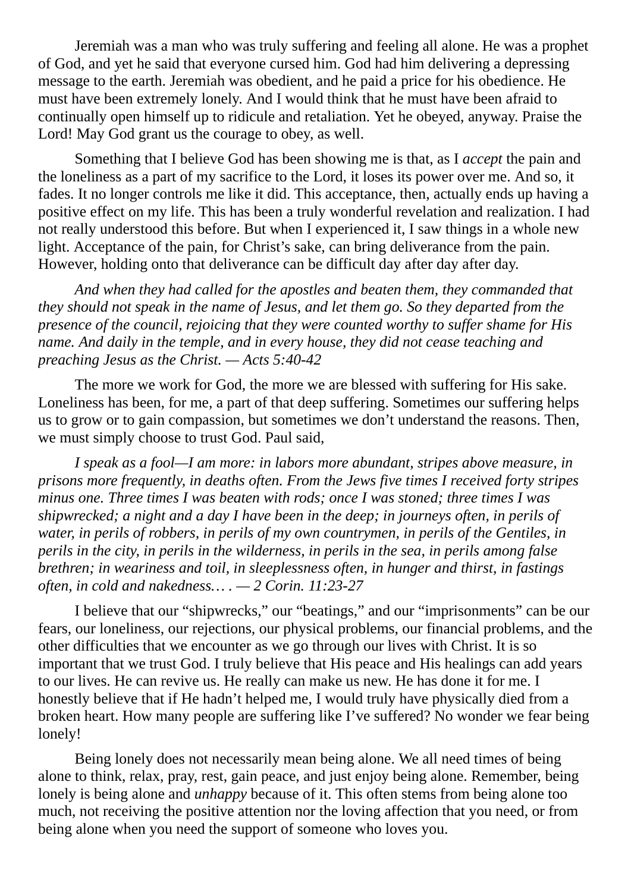Jeremiah was a man who was truly suffering and feeling all alone. He was a prophet of God, and yet he said that everyone cursed him. God had him delivering a depressing message to the earth. Jeremiah was obedient, and he paid a price for his obedience. He must have been extremely lonely. And I would think that he must have been afraid to continually open himself up to ridicule and retaliation. Yet he obeyed, anyway. Praise the Lord! May God grant us the courage to obey, as well.

Something that I believe God has been showing me is that, as I *accept* the pain and the loneliness as a part of my sacrifice to the Lord, it loses its power over me. And so, it fades. It no longer controls me like it did. This acceptance, then, actually ends up having a positive effect on my life. This has been a truly wonderful revelation and realization. I had not really understood this before. But when I experienced it, I saw things in a whole new light. Acceptance of the pain, for Christ's sake, can bring deliverance from the pain. However, holding onto that deliverance can be difficult day after day after day.

*And when they had called for the apostles and beaten them, they commanded that they should not speak in the name of Jesus, and let them go. So they departed from the presence of the council, rejoicing that they were counted worthy to suffer shame for His name. And daily in the temple, and in every house, they did not cease teaching and preaching Jesus as the Christ. — Acts 5:40-42*

The more we work for God, the more we are blessed with suffering for His sake. Loneliness has been, for me, a part of that deep suffering. Sometimes our suffering helps us to grow or to gain compassion, but sometimes we don't understand the reasons. Then, we must simply choose to trust God. Paul said,

*I speak as a fool—I am more: in labors more abundant, stripes above measure, in prisons more frequently, in deaths often. From the Jews five times I received forty stripes minus one. Three times I was beaten with rods; once I was stoned; three times I was shipwrecked; a night and a day I have been in the deep; in journeys often, in perils of water, in perils of robbers, in perils of my own countrymen, in perils of the Gentiles, in perils in the city, in perils in the wilderness, in perils in the sea, in perils among false brethren; in weariness and toil, in sleeplessness often, in hunger and thirst, in fastings often, in cold and nakedness… . — 2 Corin. 11:23-27*

I believe that our "shipwrecks," our "beatings," and our "imprisonments" can be our fears, our loneliness, our rejections, our physical problems, our financial problems, and the other difficulties that we encounter as we go through our lives with Christ. It is so important that we trust God. I truly believe that His peace and His healings can add years to our lives. He can revive us. He really can make us new. He has done it for me. I honestly believe that if He hadn't helped me, I would truly have physically died from a broken heart. How many people are suffering like I've suffered? No wonder we fear being lonely!

Being lonely does not necessarily mean being alone. We all need times of being alone to think, relax, pray, rest, gain peace, and just enjoy being alone. Remember, being lonely is being alone and *unhappy* because of it. This often stems from being alone too much, not receiving the positive attention nor the loving affection that you need, or from being alone when you need the support of someone who loves you.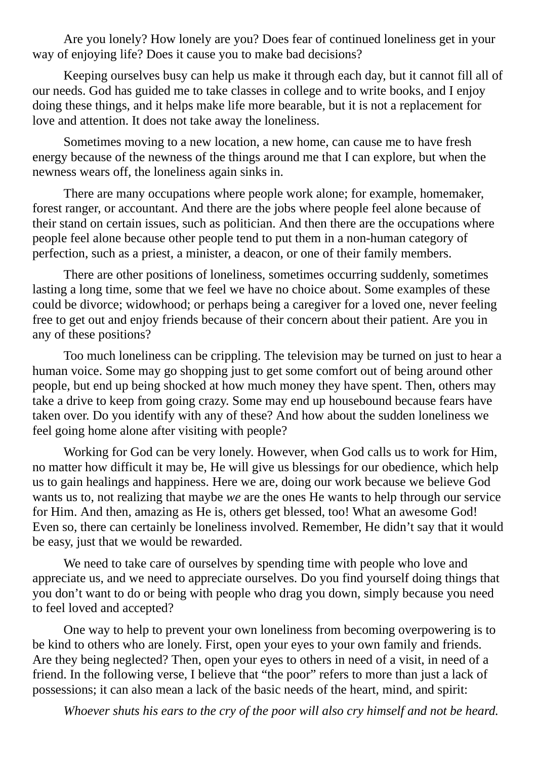Are you lonely? How lonely are you? Does fear of continued loneliness get in your way of enjoying life? Does it cause you to make bad decisions?

Keeping ourselves busy can help us make it through each day, but it cannot fill all of our needs. God has guided me to take classes in college and to write books, and I enjoy doing these things, and it helps make life more bearable, but it is not a replacement for love and attention. It does not take away the loneliness.

Sometimes moving to a new location, a new home, can cause me to have fresh energy because of the newness of the things around me that I can explore, but when the newness wears off, the loneliness again sinks in.

There are many occupations where people work alone; for example, homemaker, forest ranger, or accountant. And there are the jobs where people feel alone because of their stand on certain issues, such as politician. And then there are the occupations where people feel alone because other people tend to put them in a non-human category of perfection, such as a priest, a minister, a deacon, or one of their family members.

There are other positions of loneliness, sometimes occurring suddenly, sometimes lasting a long time, some that we feel we have no choice about. Some examples of these could be divorce; widowhood; or perhaps being a caregiver for a loved one, never feeling free to get out and enjoy friends because of their concern about their patient. Are you in any of these positions?

Too much loneliness can be crippling. The television may be turned on just to hear a human voice. Some may go shopping just to get some comfort out of being around other people, but end up being shocked at how much money they have spent. Then, others may take a drive to keep from going crazy. Some may end up housebound because fears have taken over. Do you identify with any of these? And how about the sudden loneliness we feel going home alone after visiting with people?

Working for God can be very lonely. However, when God calls us to work for Him, no matter how difficult it may be, He will give us blessings for our obedience, which help us to gain healings and happiness. Here we are, doing our work because we believe God wants us to, not realizing that maybe *we* are the ones He wants to help through our service for Him. And then, amazing as He is, others get blessed, too! What an awesome God! Even so, there can certainly be loneliness involved. Remember, He didn't say that it would be easy, just that we would be rewarded.

We need to take care of ourselves by spending time with people who love and appreciate us, and we need to appreciate ourselves. Do you find yourself doing things that you don't want to do or being with people who drag you down, simply because you need to feel loved and accepted?

One way to help to prevent your own loneliness from becoming overpowering is to be kind to others who are lonely. First, open your eyes to your own family and friends. Are they being neglected? Then, open your eyes to others in need of a visit, in need of a friend. In the following verse, I believe that "the poor" refers to more than just a lack of possessions; it can also mean a lack of the basic needs of the heart, mind, and spirit:

*Whoever shuts his ears to the cry of the poor will also cry himself and not be heard.*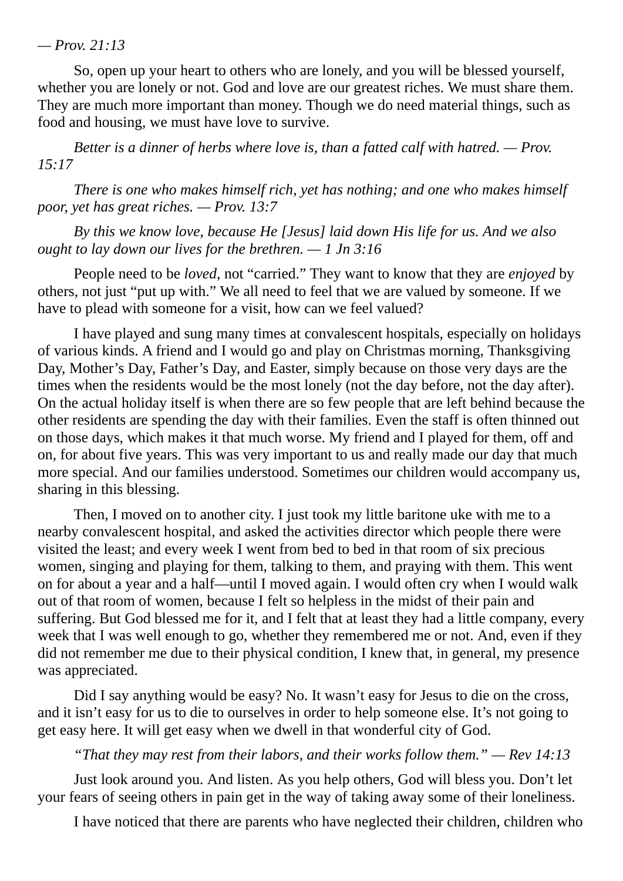*— Prov. 21:13*

So, open up your heart to others who are lonely, and you will be blessed yourself, whether you are lonely or not. God and love are our greatest riches. We must share them. They are much more important than money. Though we do need material things, such as food and housing, we must have love to survive.

*Better is a dinner of herbs where love is, than a fatted calf with hatred. — Prov. 15:17*

*There is one who makes himself rich, yet has nothing; and one who makes himself poor, yet has great riches. — Prov. 13:7*

*By this we know love, because He [Jesus] laid down His life for us. And we also ought to lay down our lives for the brethren. — 1 Jn 3:16*

People need to be *loved*, not "carried." They want to know that they are *enjoyed* by others, not just "put up with." We all need to feel that we are valued by someone. If we have to plead with someone for a visit, how can we feel valued?

I have played and sung many times at convalescent hospitals, especially on holidays of various kinds. A friend and I would go and play on Christmas morning, Thanksgiving Day, Mother's Day, Father's Day, and Easter, simply because on those very days are the times when the residents would be the most lonely (not the day before, not the day after). On the actual holiday itself is when there are so few people that are left behind because the other residents are spending the day with their families. Even the staff is often thinned out on those days, which makes it that much worse. My friend and I played for them, off and on, for about five years. This was very important to us and really made our day that much more special. And our families understood. Sometimes our children would accompany us, sharing in this blessing.

Then, I moved on to another city. I just took my little baritone uke with me to a nearby convalescent hospital, and asked the activities director which people there were visited the least; and every week I went from bed to bed in that room of six precious women, singing and playing for them, talking to them, and praying with them. This went on for about a year and a half—until I moved again. I would often cry when I would walk out of that room of women, because I felt so helpless in the midst of their pain and suffering. But God blessed me for it, and I felt that at least they had a little company, every week that I was well enough to go, whether they remembered me or not. And, even if they did not remember me due to their physical condition, I knew that, in general, my presence was appreciated.

Did I say anything would be easy? No. It wasn't easy for Jesus to die on the cross, and it isn't easy for us to die to ourselves in order to help someone else. It's not going to get easy here. It will get easy when we dwell in that wonderful city of God.

*"That they may rest from their labors, and their works follow them." — Rev 14:13*

Just look around you. And listen. As you help others, God will bless you. Don't let your fears of seeing others in pain get in the way of taking away some of their loneliness.

I have noticed that there are parents who have neglected their children, children who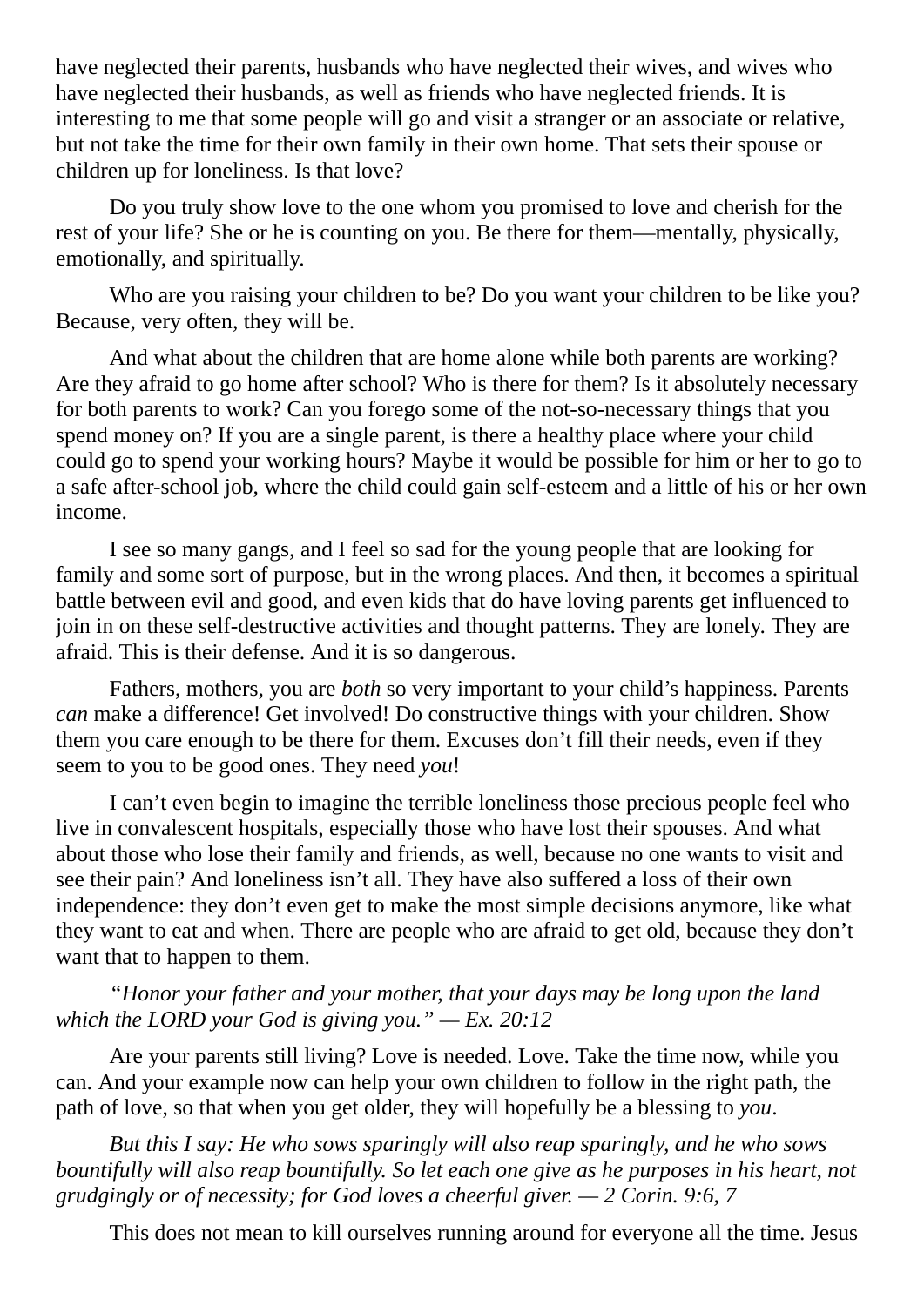have neglected their parents, husbands who have neglected their wives, and wives who have neglected their husbands, as well as friends who have neglected friends. It is interesting to me that some people will go and visit a stranger or an associate or relative, but not take the time for their own family in their own home. That sets their spouse or children up for loneliness. Is that love?

Do you truly show love to the one whom you promised to love and cherish for the rest of your life? She or he is counting on you. Be there for them—mentally, physically, emotionally, and spiritually.

Who are you raising your children to be? Do you want your children to be like you? Because, very often, they will be.

And what about the children that are home alone while both parents are working? Are they afraid to go home after school? Who is there for them? Is it absolutely necessary for both parents to work? Can you forego some of the not-so-necessary things that you spend money on? If you are a single parent, is there a healthy place where your child could go to spend your working hours? Maybe it would be possible for him or her to go to a safe after-school job, where the child could gain self-esteem and a little of his or her own income.

I see so many gangs, and I feel so sad for the young people that are looking for family and some sort of purpose, but in the wrong places. And then, it becomes a spiritual battle between evil and good, and even kids that do have loving parents get influenced to join in on these self-destructive activities and thought patterns. They are lonely. They are afraid. This is their defense. And it is so dangerous.

Fathers, mothers, you are *both* so very important to your child's happiness. Parents *can* make a difference! Get involved! Do constructive things with your children. Show them you care enough to be there for them. Excuses don't fill their needs, even if they seem to you to be good ones. They need *you*!

I can't even begin to imagine the terrible loneliness those precious people feel who live in convalescent hospitals, especially those who have lost their spouses. And what about those who lose their family and friends, as well, because no one wants to visit and see their pain? And loneliness isn't all. They have also suffered a loss of their own independence: they don't even get to make the most simple decisions anymore, like what they want to eat and when. There are people who are afraid to get old, because they don't want that to happen to them.

*"Honor your father and your mother, that your days may be long upon the land which the LORD your God is giving you." — Ex. 20:12*

Are your parents still living? Love is needed. Love. Take the time now, while you can. And your example now can help your own children to follow in the right path, the path of love, so that when you get older, they will hopefully be a blessing to *you*.

*But this I say: He who sows sparingly will also reap sparingly, and he who sows bountifully will also reap bountifully. So let each one give as he purposes in his heart, not grudgingly or of necessity; for God loves a cheerful giver. — 2 Corin. 9:6, 7*

This does not mean to kill ourselves running around for everyone all the time. Jesus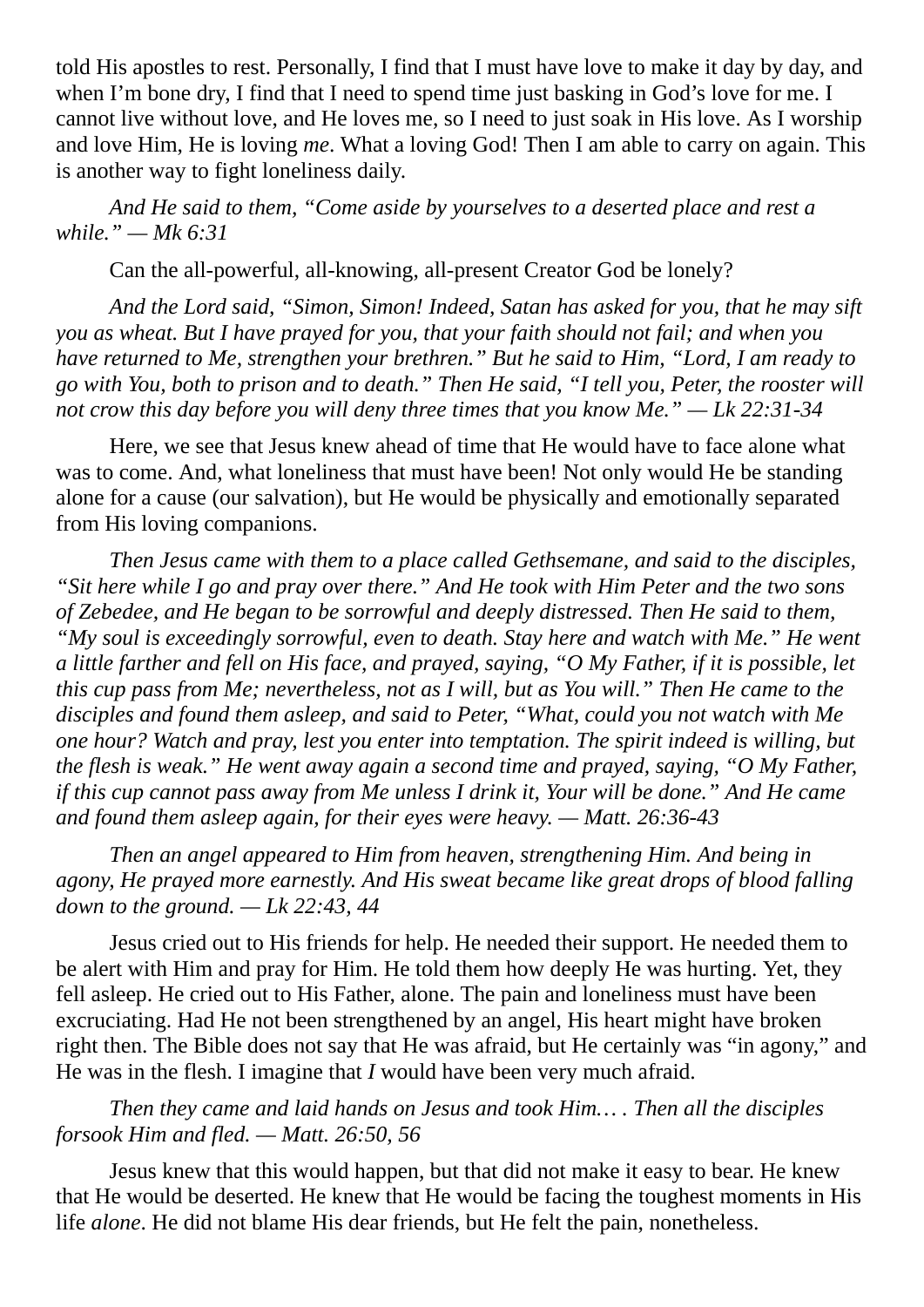told His apostles to rest. Personally, I find that I must have love to make it day by day, and when I'm bone dry, I find that I need to spend time just basking in God's love for me. I cannot live without love, and He loves me, so I need to just soak in His love. As I worship and love Him, He is loving *me*. What a loving God! Then I am able to carry on again. This is another way to fight loneliness daily.

*And He said to them, "Come aside by yourselves to a deserted place and rest a while." — Mk 6:31*

Can the all-powerful, all-knowing, all-present Creator God be lonely?

*And the Lord said, "Simon, Simon! Indeed, Satan has asked for you, that he may sift you as wheat. But I have prayed for you, that your faith should not fail; and when you have returned to Me, strengthen your brethren." But he said to Him, "Lord, I am ready to go with You, both to prison and to death." Then He said, "I tell you, Peter, the rooster will not crow this day before you will deny three times that you know Me." — Lk 22:31-34*

Here, we see that Jesus knew ahead of time that He would have to face alone what was to come. And, what loneliness that must have been! Not only would He be standing alone for a cause (our salvation), but He would be physically and emotionally separated from His loving companions.

*Then Jesus came with them to a place called Gethsemane, and said to the disciples, "Sit here while I go and pray over there." And He took with Him Peter and the two sons of Zebedee, and He began to be sorrowful and deeply distressed. Then He said to them, "My soul is exceedingly sorrowful, even to death. Stay here and watch with Me." He went a little farther and fell on His face, and prayed, saying, "O My Father, if it is possible, let this cup pass from Me; nevertheless, not as I will, but as You will." Then He came to the disciples and found them asleep, and said to Peter, "What, could you not watch with Me one hour? Watch and pray, lest you enter into temptation. The spirit indeed is willing, but the flesh is weak." He went away again a second time and prayed, saying, "O My Father, if this cup cannot pass away from Me unless I drink it, Your will be done." And He came and found them asleep again, for their eyes were heavy. — Matt. 26:36-43*

*Then an angel appeared to Him from heaven, strengthening Him. And being in agony, He prayed more earnestly. And His sweat became like great drops of blood falling down to the ground. — Lk 22:43, 44*

Jesus cried out to His friends for help. He needed their support. He needed them to be alert with Him and pray for Him. He told them how deeply He was hurting. Yet, they fell asleep. He cried out to His Father, alone. The pain and loneliness must have been excruciating. Had He not been strengthened by an angel, His heart might have broken right then. The Bible does not say that He was afraid, but He certainly was "in agony," and He was in the flesh. I imagine that *I* would have been very much afraid.

*Then they came and laid hands on Jesus and took Him… . Then all the disciples forsook Him and fled. — Matt. 26:50, 56*

Jesus knew that this would happen, but that did not make it easy to bear. He knew that He would be deserted. He knew that He would be facing the toughest moments in His life *alone*. He did not blame His dear friends, but He felt the pain, nonetheless.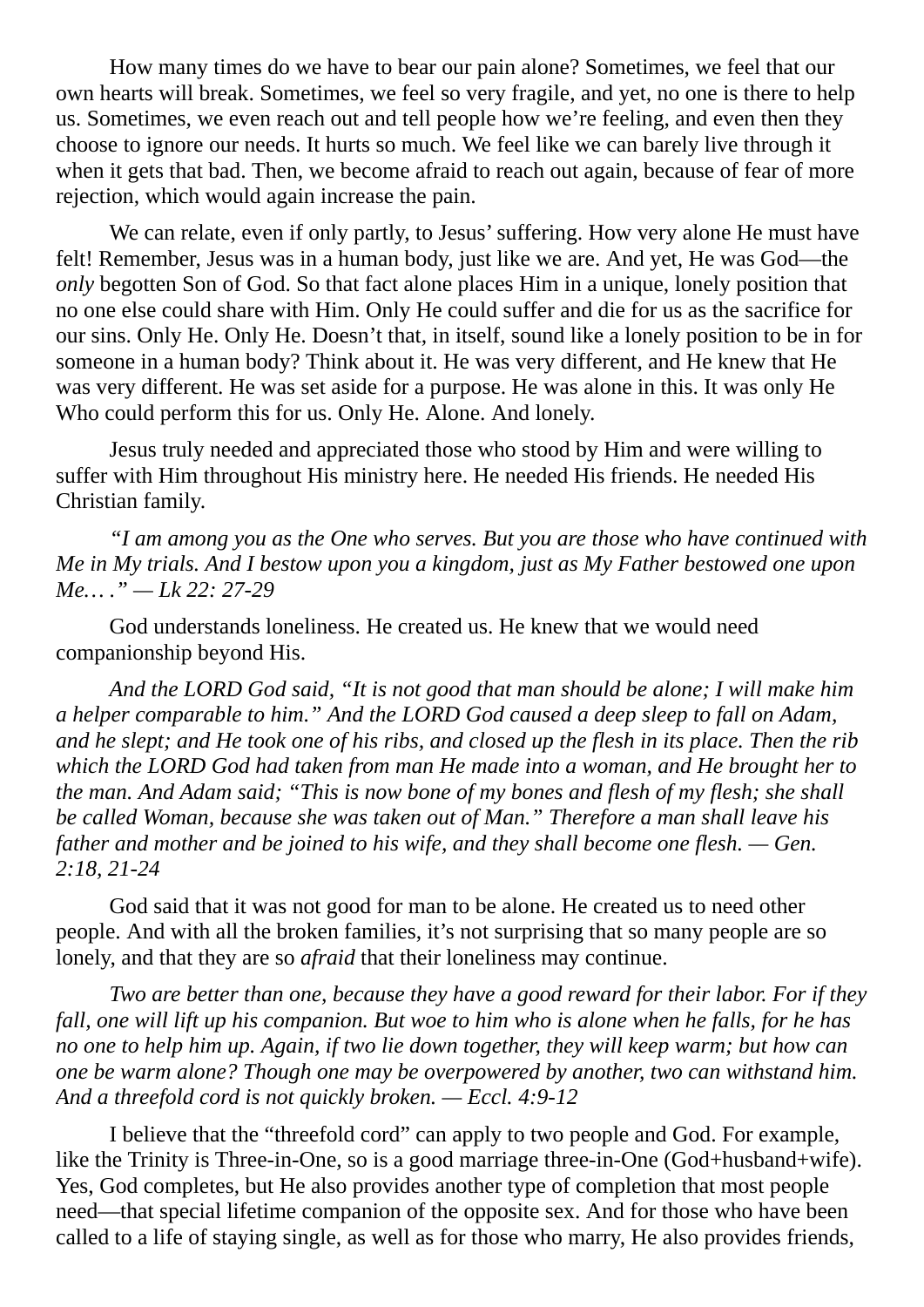How many times do we have to bear our pain alone? Sometimes, we feel that our own hearts will break. Sometimes, we feel so very fragile, and yet, no one is there to help us. Sometimes, we even reach out and tell people how we're feeling, and even then they choose to ignore our needs. It hurts so much. We feel like we can barely live through it when it gets that bad. Then, we become afraid to reach out again, because of fear of more rejection, which would again increase the pain.

We can relate, even if only partly, to Jesus' suffering. How very alone He must have felt! Remember, Jesus was in a human body, just like we are. And yet, He was God—the *only* begotten Son of God. So that fact alone places Him in a unique, lonely position that no one else could share with Him. Only He could suffer and die for us as the sacrifice for our sins. Only He. Only He. Doesn't that, in itself, sound like a lonely position to be in for someone in a human body? Think about it. He was very different, and He knew that He was very different. He was set aside for a purpose. He was alone in this. It was only He Who could perform this for us. Only He. Alone. And lonely.

Jesus truly needed and appreciated those who stood by Him and were willing to suffer with Him throughout His ministry here. He needed His friends. He needed His Christian family.

*"I am among you as the One who serves. But you are those who have continued with Me in My trials. And I bestow upon you a kingdom, just as My Father bestowed one upon Me. . . ." — Lk 22: 27-29*

God understands loneliness. He created us. He knew that we would need companionship beyond His.

*And the LORD God said, "It is not good that man should be alone; I will make him a helper comparable to him." And the LORD God caused a deep sleep to fall on Adam, and he slept; and He took one of his ribs, and closed up the flesh in its place. Then the rib which the LORD God had taken from man He made into a woman, and He brought her to the man. And Adam said; "This is now bone of my bones and flesh of my flesh; she shall be called Woman, because she was taken out of Man." Therefore a man shall leave his father and mother and be joined to his wife, and they shall become one flesh. — Gen. 2:18, 21-24*

God said that it was not good for man to be alone. He created us to need other people. And with all the broken families, it's not surprising that so many people are so lonely, and that they are so *afraid* that their loneliness may continue.

*Two are better than one, because they have a good reward for their labor. For if they fall, one will lift up his companion. But woe to him who is alone when he falls, for he has no one to help him up. Again, if two lie down together, they will keep warm; but how can one be warm alone? Though one may be overpowered by another, two can withstand him. And a threefold cord is not quickly broken. — Eccl. 4:9-12*

I believe that the "threefold cord" can apply to two people and God. For example, like the Trinity is Three-in-One, so is a good marriage three-in-One (God+husband+wife). Yes, God completes, but He also provides another type of completion that most people need—that special lifetime companion of the opposite sex. And for those who have been called to a life of staying single, as well as for those who marry, He also provides friends,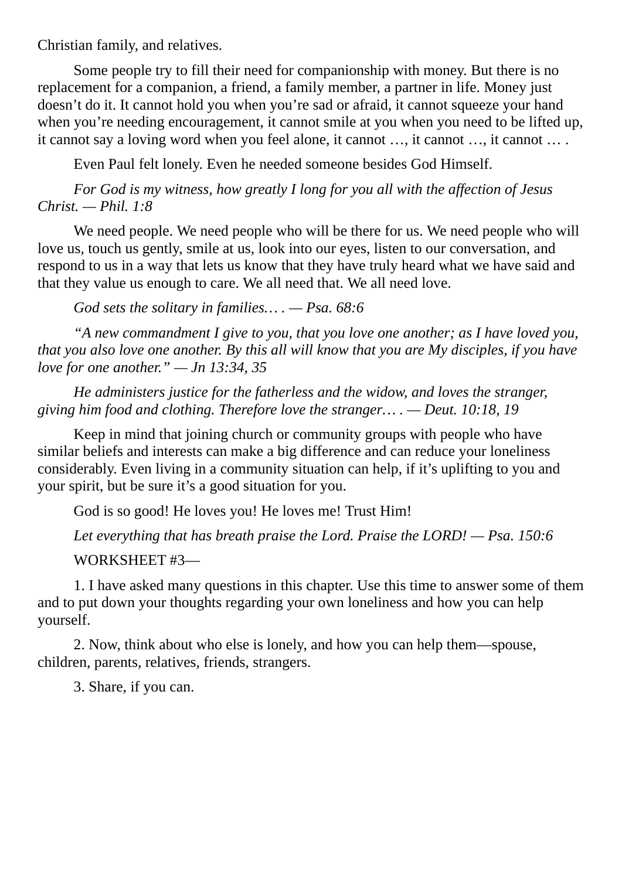Christian family, and relatives.

Some people try to fill their need for companionship with money. But there is no replacement for a companion, a friend, a family member, a partner in life. Money just doesn't do it. It cannot hold you when you're sad or afraid, it cannot squeeze your hand when you're needing encouragement, it cannot smile at you when you need to be lifted up, it cannot say a loving word when you feel alone, it cannot …, it cannot …, it cannot … .

Even Paul felt lonely. Even he needed someone besides God Himself.

*For God is my witness, how greatly I long for you all with the affection of Jesus Christ. — Phil. 1:8*

We need people. We need people who will be there for us. We need people who will love us, touch us gently, smile at us, look into our eyes, listen to our conversation, and respond to us in a way that lets us know that they have truly heard what we have said and that they value us enough to care. We all need that. We all need love.

*God sets the solitary in families… . — Psa. 68:6*

*"A new commandment I give to you, that you love one another; as I have loved you, that you also love one another. By this all will know that you are My disciples, if you have love for one another." — Jn 13:34, 35*

*He administers justice for the fatherless and the widow, and loves the stranger, giving him food and clothing. Therefore love the stranger… . — Deut. 10:18, 19*

Keep in mind that joining church or community groups with people who have similar beliefs and interests can make a big difference and can reduce your loneliness considerably. Even living in a community situation can help, if it's uplifting to you and your spirit, but be sure it's a good situation for you.

God is so good! He loves you! He loves me! Trust Him!

*Let everything that has breath praise the Lord. Praise the LORD! — Psa. 150:6*

WORKSHEET #3—

1. I have asked many questions in this chapter. Use this time to answer some of them and to put down your thoughts regarding your own loneliness and how you can help yourself.

2. Now, think about who else is lonely, and how you can help them—spouse, children, parents, relatives, friends, strangers.

3. Share, if you can.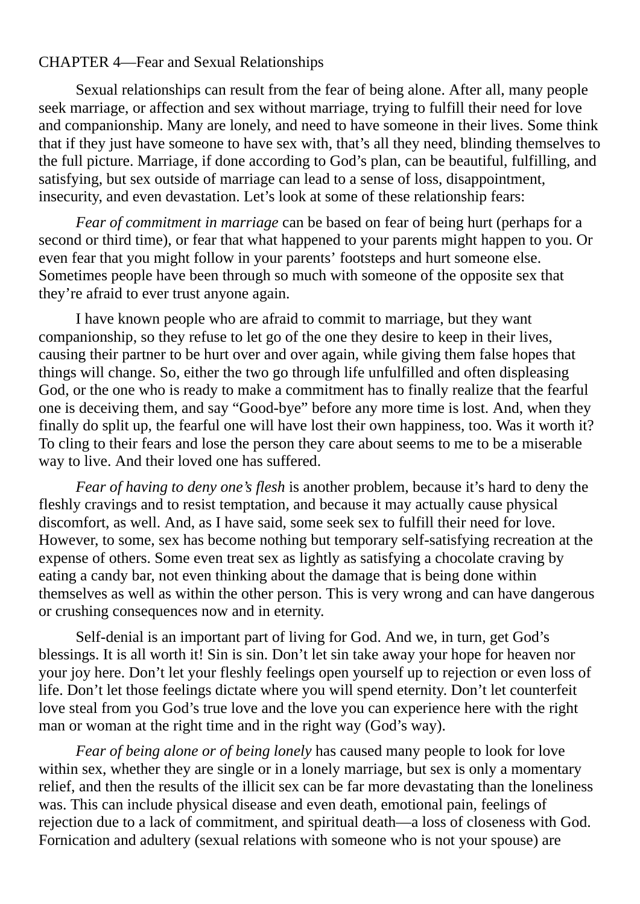## CHAPTER 4—Fear and Sexual Relationships

Sexual relationships can result from the fear of being alone. After all, many people seek marriage, or affection and sex without marriage, trying to fulfill their need for love and companionship. Many are lonely, and need to have someone in their lives. Some think that if they just have someone to have sex with, that's all they need, blinding themselves to the full picture. Marriage, if done according to God's plan, can be beautiful, fulfilling, and satisfying, but sex outside of marriage can lead to a sense of loss, disappointment, insecurity, and even devastation. Let's look at some of these relationship fears:

*Fear of commitment in marriage* can be based on fear of being hurt (perhaps for a second or third time), or fear that what happened to your parents might happen to you. Or even fear that you might follow in your parents' footsteps and hurt someone else. Sometimes people have been through so much with someone of the opposite sex that they're afraid to ever trust anyone again.

I have known people who are afraid to commit to marriage, but they want companionship, so they refuse to let go of the one they desire to keep in their lives, causing their partner to be hurt over and over again, while giving them false hopes that things will change. So, either the two go through life unfulfilled and often displeasing God, or the one who is ready to make a commitment has to finally realize that the fearful one is deceiving them, and say "Good-bye" before any more time is lost. And, when they finally do split up, the fearful one will have lost their own happiness, too. Was it worth it? To cling to their fears and lose the person they care about seems to me to be a miserable way to live. And their loved one has suffered.

*Fear of having to deny one's flesh* is another problem, because it's hard to deny the fleshly cravings and to resist temptation, and because it may actually cause physical discomfort, as well. And, as I have said, some seek sex to fulfill their need for love. However, to some, sex has become nothing but temporary self-satisfying recreation at the expense of others. Some even treat sex as lightly as satisfying a chocolate craving by eating a candy bar, not even thinking about the damage that is being done within themselves as well as within the other person. This is very wrong and can have dangerous or crushing consequences now and in eternity.

Self-denial is an important part of living for God. And we, in turn, get God's blessings. It is all worth it! Sin is sin. Don't let sin take away your hope for heaven nor your joy here. Don't let your fleshly feelings open yourself up to rejection or even loss of life. Don't let those feelings dictate where you will spend eternity. Don't let counterfeit love steal from you God's true love and the love you can experience here with the right man or woman at the right time and in the right way (God's way).

*Fear of being alone or of being lonely* has caused many people to look for love within sex, whether they are single or in a lonely marriage, but sex is only a momentary relief, and then the results of the illicit sex can be far more devastating than the loneliness was. This can include physical disease and even death, emotional pain, feelings of rejection due to a lack of commitment, and spiritual death—a loss of closeness with God. Fornication and adultery (sexual relations with someone who is not your spouse) are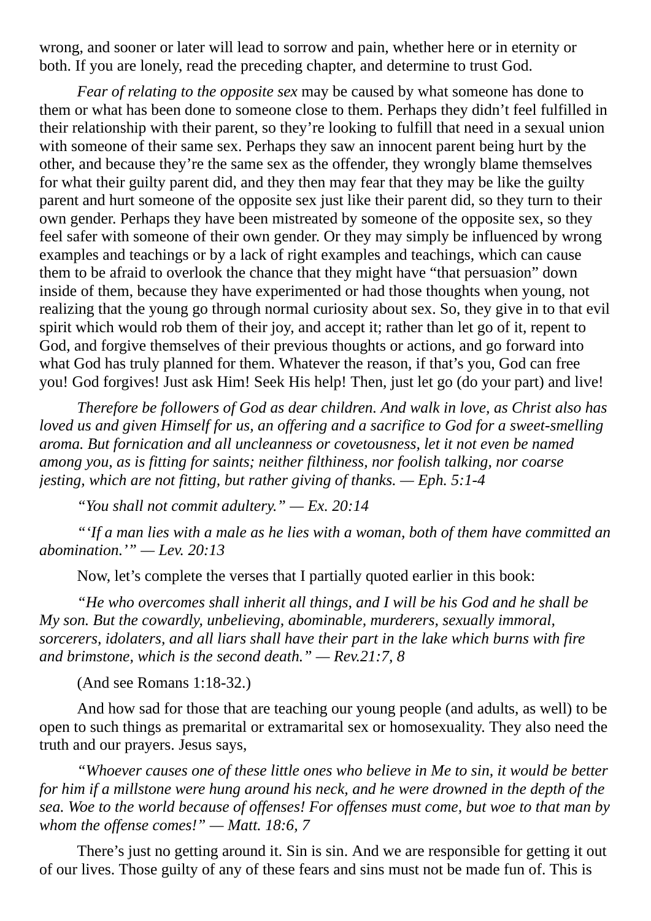wrong, and sooner or later will lead to sorrow and pain, whether here or in eternity or both. If you are lonely, read the preceding chapter, and determine to trust God.

*Fear of relating to the opposite sex* may be caused by what someone has done to them or what has been done to someone close to them. Perhaps they didn't feel fulfilled in their relationship with their parent, so they're looking to fulfill that need in a sexual union with someone of their same sex. Perhaps they saw an innocent parent being hurt by the other, and because they're the same sex as the offender, they wrongly blame themselves for what their guilty parent did, and they then may fear that they may be like the guilty parent and hurt someone of the opposite sex just like their parent did, so they turn to their own gender. Perhaps they have been mistreated by someone of the opposite sex, so they feel safer with someone of their own gender. Or they may simply be influenced by wrong examples and teachings or by a lack of right examples and teachings, which can cause them to be afraid to overlook the chance that they might have "that persuasion" down inside of them, because they have experimented or had those thoughts when young, not realizing that the young go through normal curiosity about sex. So, they give in to that evil spirit which would rob them of their joy, and accept it; rather than let go of it, repent to God, and forgive themselves of their previous thoughts or actions, and go forward into what God has truly planned for them. Whatever the reason, if that's you, God can free you! God forgives! Just ask Him! Seek His help! Then, just let go (do your part) and live!

*Therefore be followers of God as dear children. And walk in love, as Christ also has loved us and given Himself for us, an offering and a sacrifice to God for a sweet-smelling aroma. But fornication and all uncleanness or covetousness, let it not even be named among you, as is fitting for saints; neither filthiness, nor foolish talking, nor coarse jesting, which are not fitting, but rather giving of thanks. — Eph. 5:1-4*

*"You shall not commit adultery." — Ex. 20:14*

*"'If a man lies with a male as he lies with a woman, both of them have committed an abomination.'" — Lev. 20:13*

Now, let's complete the verses that I partially quoted earlier in this book:

*"He who overcomes shall inherit all things, and I will be his God and he shall be My son. But the cowardly, unbelieving, abominable, murderers, sexually immoral, sorcerers, idolaters, and all liars shall have their part in the lake which burns with fire and brimstone, which is the second death." — Rev.21:7, 8*

(And see Romans 1:18-32.)

And how sad for those that are teaching our young people (and adults, as well) to be open to such things as premarital or extramarital sex or homosexuality. They also need the truth and our prayers. Jesus says,

*"Whoever causes one of these little ones who believe in Me to sin, it would be better for him if a millstone were hung around his neck, and he were drowned in the depth of the sea. Woe to the world because of offenses! For offenses must come, but woe to that man by whom the offense comes!" — Matt. 18:6, 7*

There's just no getting around it. Sin is sin. And we are responsible for getting it out of our lives. Those guilty of any of these fears and sins must not be made fun of. This is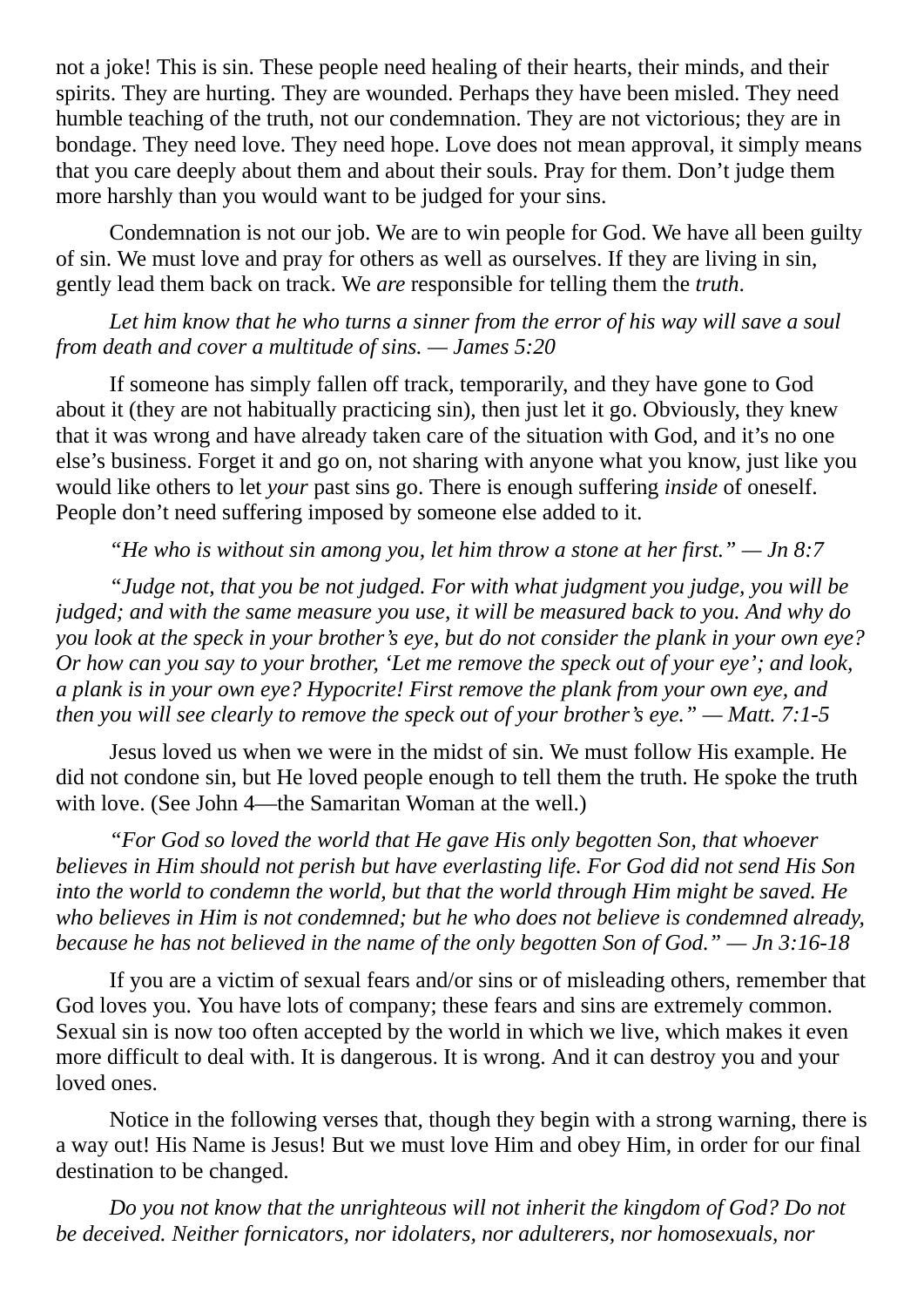not a joke! This is sin. These people need healing of their hearts, their minds, and their spirits. They are hurting. They are wounded. Perhaps they have been misled. They need humble teaching of the truth, not our condemnation. They are not victorious; they are in bondage. They need love. They need hope. Love does not mean approval, it simply means that you care deeply about them and about their souls. Pray for them. Don't judge them more harshly than you would want to be judged for your sins.

Condemnation is not our job. We are to win people for God. We have all been guilty of sin. We must love and pray for others as well as ourselves. If they are living in sin, gently lead them back on track. We *are* responsible for telling them the *truth*.

*Let him know that he who turns a sinner from the error of his way will save a soul from death and cover a multitude of sins. — James 5:20*

If someone has simply fallen off track, temporarily, and they have gone to God about it (they are not habitually practicing sin), then just let it go. Obviously, they knew that it was wrong and have already taken care of the situation with God, and it's no one else's business. Forget it and go on, not sharing with anyone what you know, just like you would like others to let *your* past sins go. There is enough suffering *inside* of oneself. People don't need suffering imposed by someone else added to it.

*"He who is without sin among you, let him throw a stone at her first." — Jn 8:7*

*"Judge not, that you be not judged. For with what judgment you judge, you will be judged; and with the same measure you use, it will be measured back to you. And why do you look at the speck in your brother's eye, but do not consider the plank in your own eye? Or how can you say to your brother, 'Let me remove the speck out of your eye'; and look, a plank is in your own eye? Hypocrite! First remove the plank from your own eye, and then you will see clearly to remove the speck out of your brother's eye." — Matt. 7:1-5*

Jesus loved us when we were in the midst of sin. We must follow His example. He did not condone sin, but He loved people enough to tell them the truth. He spoke the truth with love. (See John 4—the Samaritan Woman at the well.)

*"For God so loved the world that He gave His only begotten Son, that whoever believes in Him should not perish but have everlasting life. For God did not send His Son into the world to condemn the world, but that the world through Him might be saved. He who believes in Him is not condemned; but he who does not believe is condemned already, because he has not believed in the name of the only begotten Son of God." — Jn 3:16-18*

If you are a victim of sexual fears and/or sins or of misleading others, remember that God loves you. You have lots of company; these fears and sins are extremely common. Sexual sin is now too often accepted by the world in which we live, which makes it even more difficult to deal with. It is dangerous. It is wrong. And it can destroy you and your loved ones.

Notice in the following verses that, though they begin with a strong warning, there is a way out! His Name is Jesus! But we must love Him and obey Him, in order for our final destination to be changed.

*Do you not know that the unrighteous will not inherit the kingdom of God? Do not be deceived. Neither fornicators, nor idolaters, nor adulterers, nor homosexuals, nor*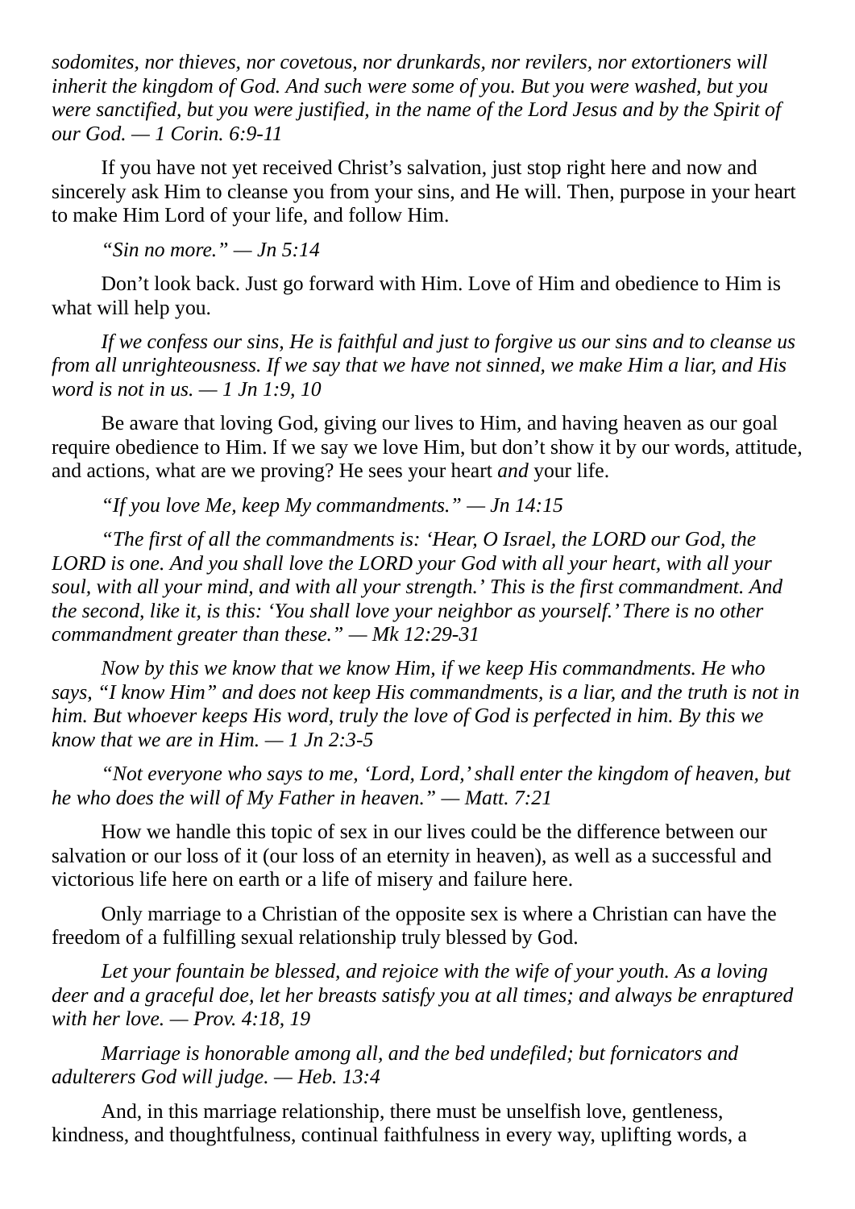*sodomites, nor thieves, nor covetous, nor drunkards, nor revilers, nor extortioners will inherit the kingdom of God. And such were some of you. But you were washed, but you were sanctified, but you were justified, in the name of the Lord Jesus and by the Spirit of our God. — 1 Corin. 6:9-11*

If you have not yet received Christ's salvation, just stop right here and now and sincerely ask Him to cleanse you from your sins, and He will. Then, purpose in your heart to make Him Lord of your life, and follow Him.

*"Sin no more." — Jn 5:14*

Don't look back. Just go forward with Him. Love of Him and obedience to Him is what will help you.

*If we confess our sins, He is faithful and just to forgive us our sins and to cleanse us from all unrighteousness. If we say that we have not sinned, we make Him a liar, and His word is not in us. — 1 Jn 1:9, 10*

Be aware that loving God, giving our lives to Him, and having heaven as our goal require obedience to Him. If we say we love Him, but don't show it by our words, attitude, and actions, what are we proving? He sees your heart *and* your life.

*"If you love Me, keep My commandments." — Jn 14:15*

*"The first of all the commandments is: 'Hear, O Israel, the LORD our God, the LORD is one. And you shall love the LORD your God with all your heart, with all your soul, with all your mind, and with all your strength.' This is the first commandment. And the second, like it, is this: 'You shall love your neighbor as yourself.' There is no other commandment greater than these." — Mk 12:29-31*

*Now by this we know that we know Him, if we keep His commandments. He who says, "I know Him" and does not keep His commandments, is a liar, and the truth is not in him. But whoever keeps His word, truly the love of God is perfected in him. By this we know that we are in Him. — 1 Jn 2:3-5*

*"Not everyone who says to me, 'Lord, Lord,' shall enter the kingdom of heaven, but he who does the will of My Father in heaven." — Matt. 7:21*

How we handle this topic of sex in our lives could be the difference between our salvation or our loss of it (our loss of an eternity in heaven), as well as a successful and victorious life here on earth or a life of misery and failure here.

Only marriage to a Christian of the opposite sex is where a Christian can have the freedom of a fulfilling sexual relationship truly blessed by God.

*Let your fountain be blessed, and rejoice with the wife of your youth. As a loving deer and a graceful doe, let her breasts satisfy you at all times; and always be enraptured with her love. — Prov. 4:18, 19*

*Marriage is honorable among all, and the bed undefiled; but fornicators and adulterers God will judge. — Heb. 13:4*

And, in this marriage relationship, there must be unselfish love, gentleness, kindness, and thoughtfulness, continual faithfulness in every way, uplifting words, a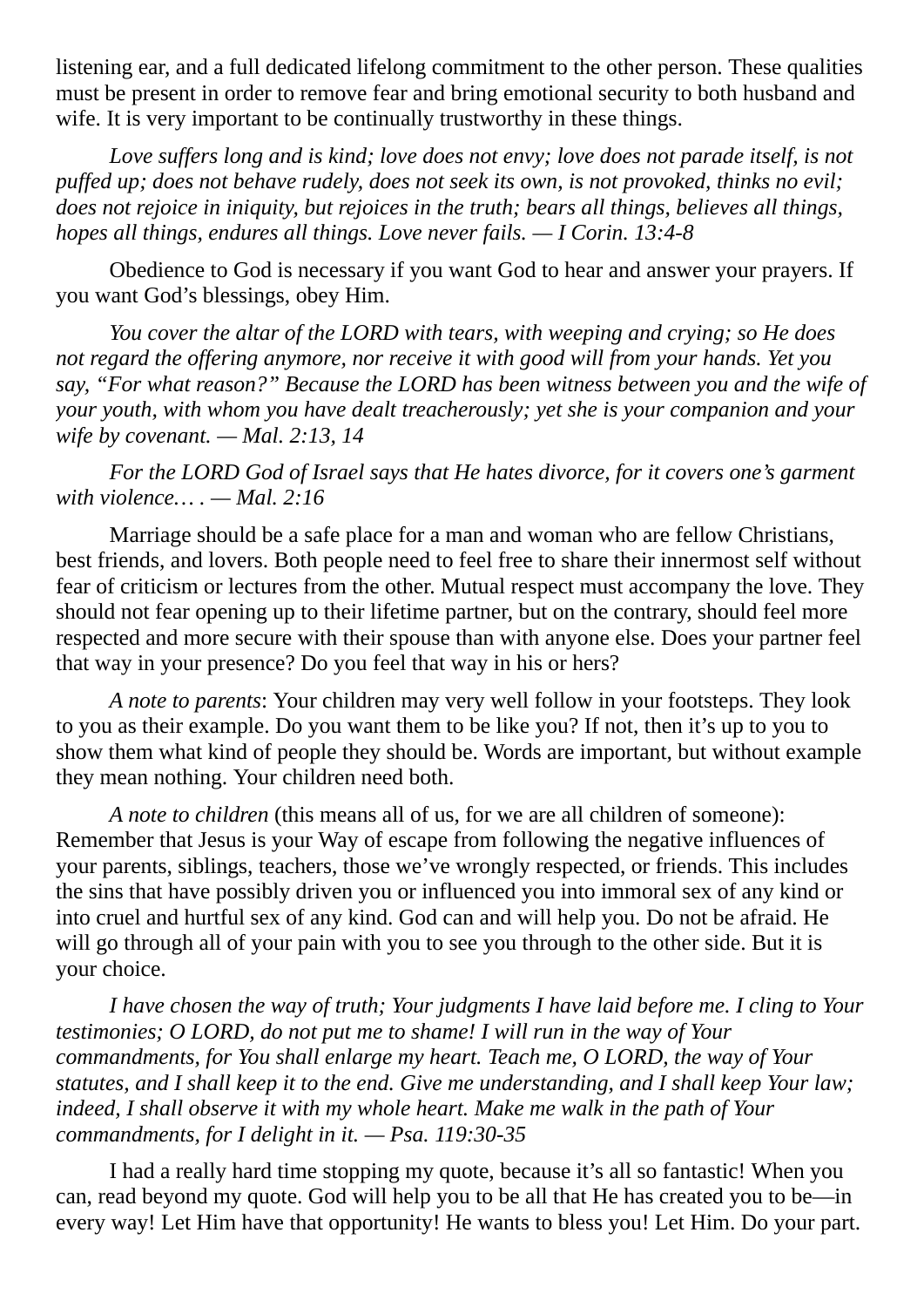listening ear, and a full dedicated lifelong commitment to the other person. These qualities must be present in order to remove fear and bring emotional security to both husband and wife. It is very important to be continually trustworthy in these things.

*Love suffers long and is kind; love does not envy; love does not parade itself, is not puffed up; does not behave rudely, does not seek its own, is not provoked, thinks no evil; does not rejoice in iniquity, but rejoices in the truth; bears all things, believes all things, hopes all things, endures all things. Love never fails. — I Corin. 13:4-8*

Obedience to God is necessary if you want God to hear and answer your prayers. If you want God's blessings, obey Him.

*You cover the altar of the LORD with tears, with weeping and crying; so He does not regard the offering anymore, nor receive it with good will from your hands. Yet you say, "For what reason?" Because the LORD has been witness between you and the wife of your youth, with whom you have dealt treacherously; yet she is your companion and your wife by covenant. — Mal. 2:13, 14*

*For the LORD God of Israel says that He hates divorce, for it covers one's garment with violence… . — Mal. 2:16*

Marriage should be a safe place for a man and woman who are fellow Christians, best friends, and lovers. Both people need to feel free to share their innermost self without fear of criticism or lectures from the other. Mutual respect must accompany the love. They should not fear opening up to their lifetime partner, but on the contrary, should feel more respected and more secure with their spouse than with anyone else. Does your partner feel that way in your presence? Do you feel that way in his or hers?

*A note to parents*: Your children may very well follow in your footsteps. They look to you as their example. Do you want them to be like you? If not, then it's up to you to show them what kind of people they should be. Words are important, but without example they mean nothing. Your children need both.

*A note to children* (this means all of us, for we are all children of someone): Remember that Jesus is your Way of escape from following the negative influences of your parents, siblings, teachers, those we've wrongly respected, or friends. This includes the sins that have possibly driven you or influenced you into immoral sex of any kind or into cruel and hurtful sex of any kind. God can and will help you. Do not be afraid. He will go through all of your pain with you to see you through to the other side. But it is your choice.

*I have chosen the way of truth; Your judgments I have laid before me. I cling to Your testimonies; O LORD, do not put me to shame! I will run in the way of Your commandments, for You shall enlarge my heart. Teach me, O LORD, the way of Your statutes, and I shall keep it to the end. Give me understanding, and I shall keep Your law; indeed, I shall observe it with my whole heart. Make me walk in the path of Your commandments, for I delight in it. — Psa. 119:30-35*

I had a really hard time stopping my quote, because it's all so fantastic! When you can, read beyond my quote. God will help you to be all that He has created you to be—in every way! Let Him have that opportunity! He wants to bless you! Let Him. Do your part.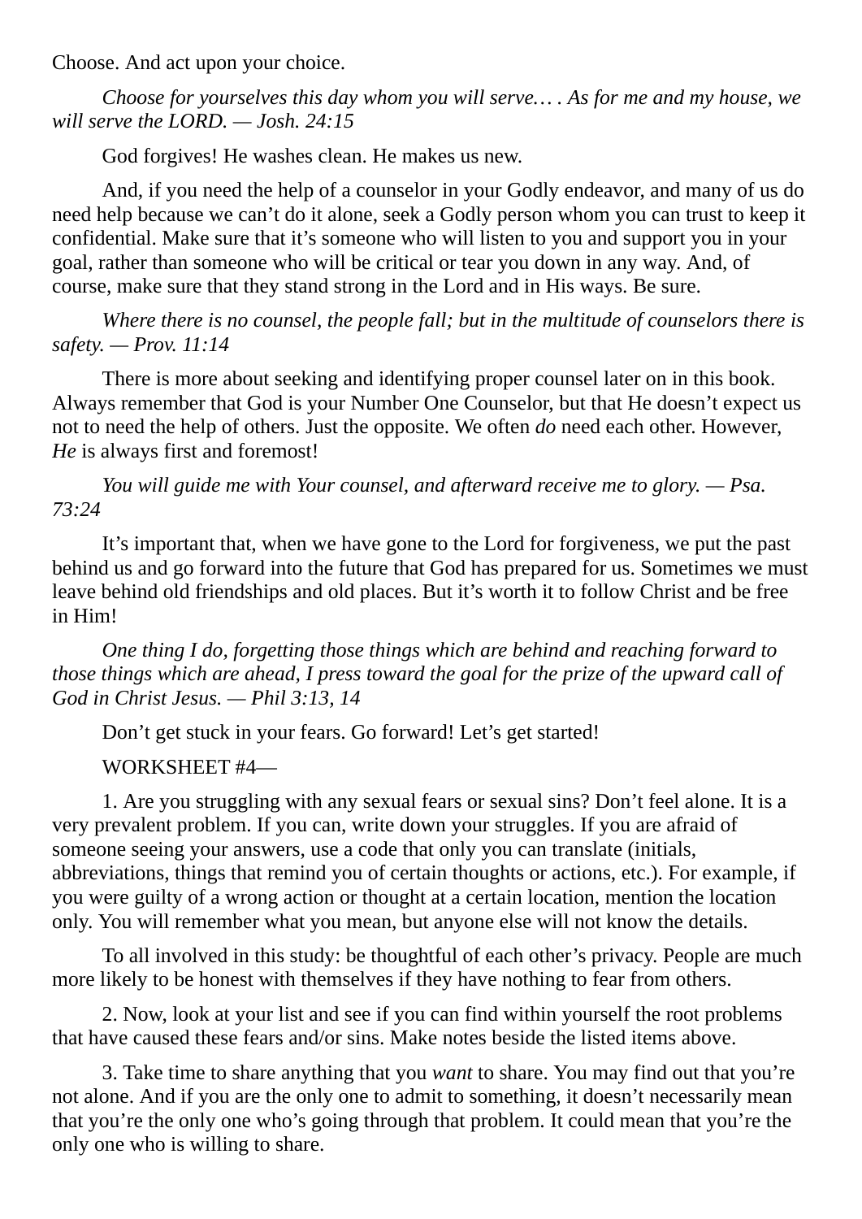Choose. And act upon your choice.

*Choose for yourselves this day whom you will serve… . As for me and my house, we will serve the LORD. — Josh. 24:15*

God forgives! He washes clean. He makes us new.

And, if you need the help of a counselor in your Godly endeavor, and many of us do need help because we can't do it alone, seek a Godly person whom you can trust to keep it confidential. Make sure that it's someone who will listen to you and support you in your goal, rather than someone who will be critical or tear you down in any way. And, of course, make sure that they stand strong in the Lord and in His ways. Be sure.

*Where there is no counsel, the people fall; but in the multitude of counselors there is safety. — Prov. 11:14*

There is more about seeking and identifying proper counsel later on in this book. Always remember that God is your Number One Counselor, but that He doesn't expect us not to need the help of others. Just the opposite. We often *do* need each other. However, *He* is always first and foremost!

*You will guide me with Your counsel, and afterward receive me to glory. — Psa. 73:24*

It's important that, when we have gone to the Lord for forgiveness, we put the past behind us and go forward into the future that God has prepared for us. Sometimes we must leave behind old friendships and old places. But it's worth it to follow Christ and be free in Him!

*One thing I do, forgetting those things which are behind and reaching forward to those things which are ahead, I press toward the goal for the prize of the upward call of God in Christ Jesus. — Phil 3:13, 14*

Don't get stuck in your fears. Go forward! Let's get started!

WORKSHEET #4—

1. Are you struggling with any sexual fears or sexual sins? Don't feel alone. It is a very prevalent problem. If you can, write down your struggles. If you are afraid of someone seeing your answers, use a code that only you can translate (initials, abbreviations, things that remind you of certain thoughts or actions, etc.). For example, if you were guilty of a wrong action or thought at a certain location, mention the location only. You will remember what you mean, but anyone else will not know the details.

To all involved in this study: be thoughtful of each other's privacy. People are much more likely to be honest with themselves if they have nothing to fear from others.

2. Now, look at your list and see if you can find within yourself the root problems that have caused these fears and/or sins. Make notes beside the listed items above.

3. Take time to share anything that you *want* to share. You may find out that you're not alone. And if you are the only one to admit to something, it doesn't necessarily mean that you're the only one who's going through that problem. It could mean that you're the only one who is willing to share.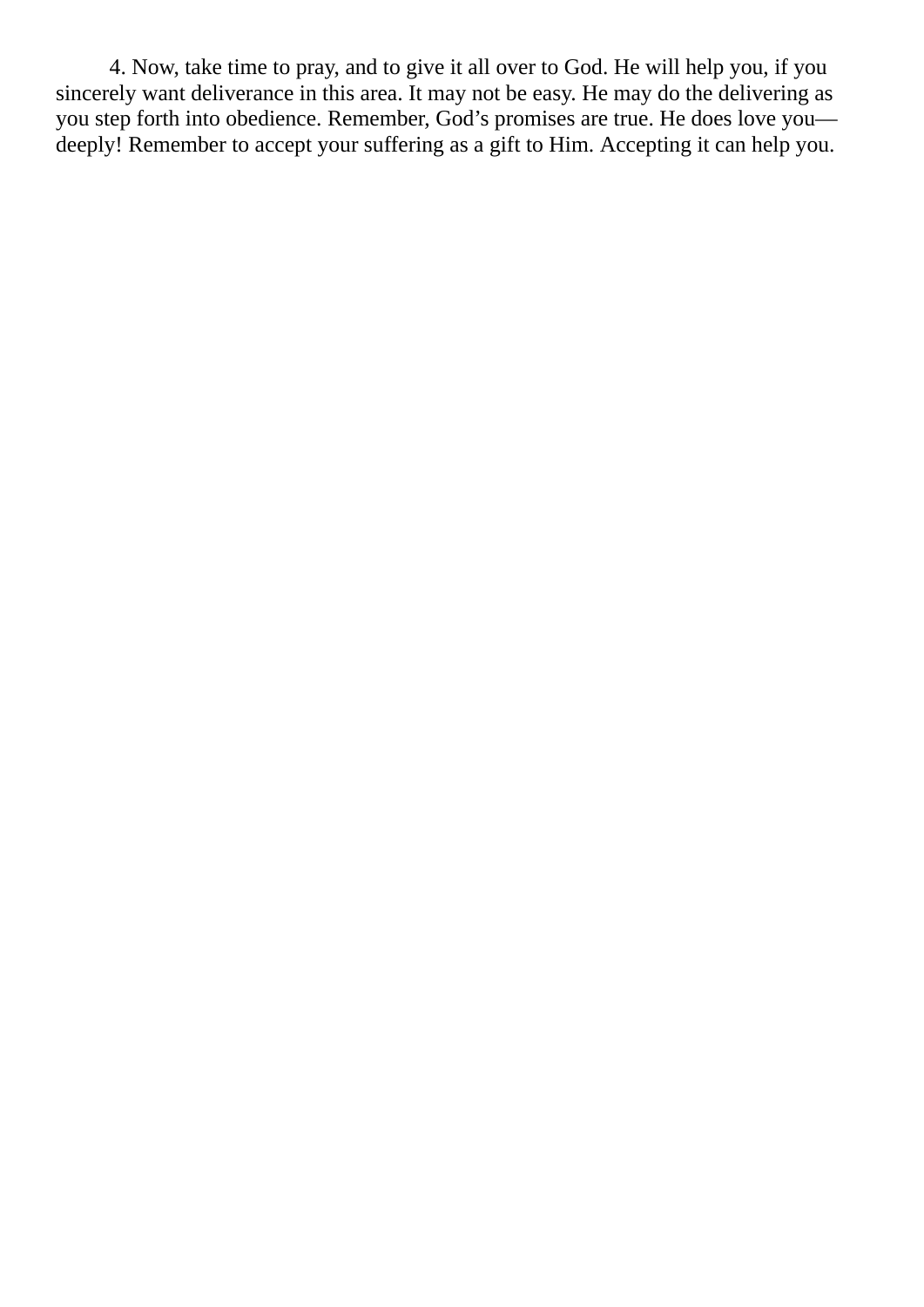4. Now, take time to pray, and to give it all over to God. He will help you, if you sincerely want deliverance in this area. It may not be easy. He may do the delivering as you step forth into obedience. Remember, God’s promises are true. He does love you—deeply! Remember to accept your suffering as a gift to Him. Accepting it can help you.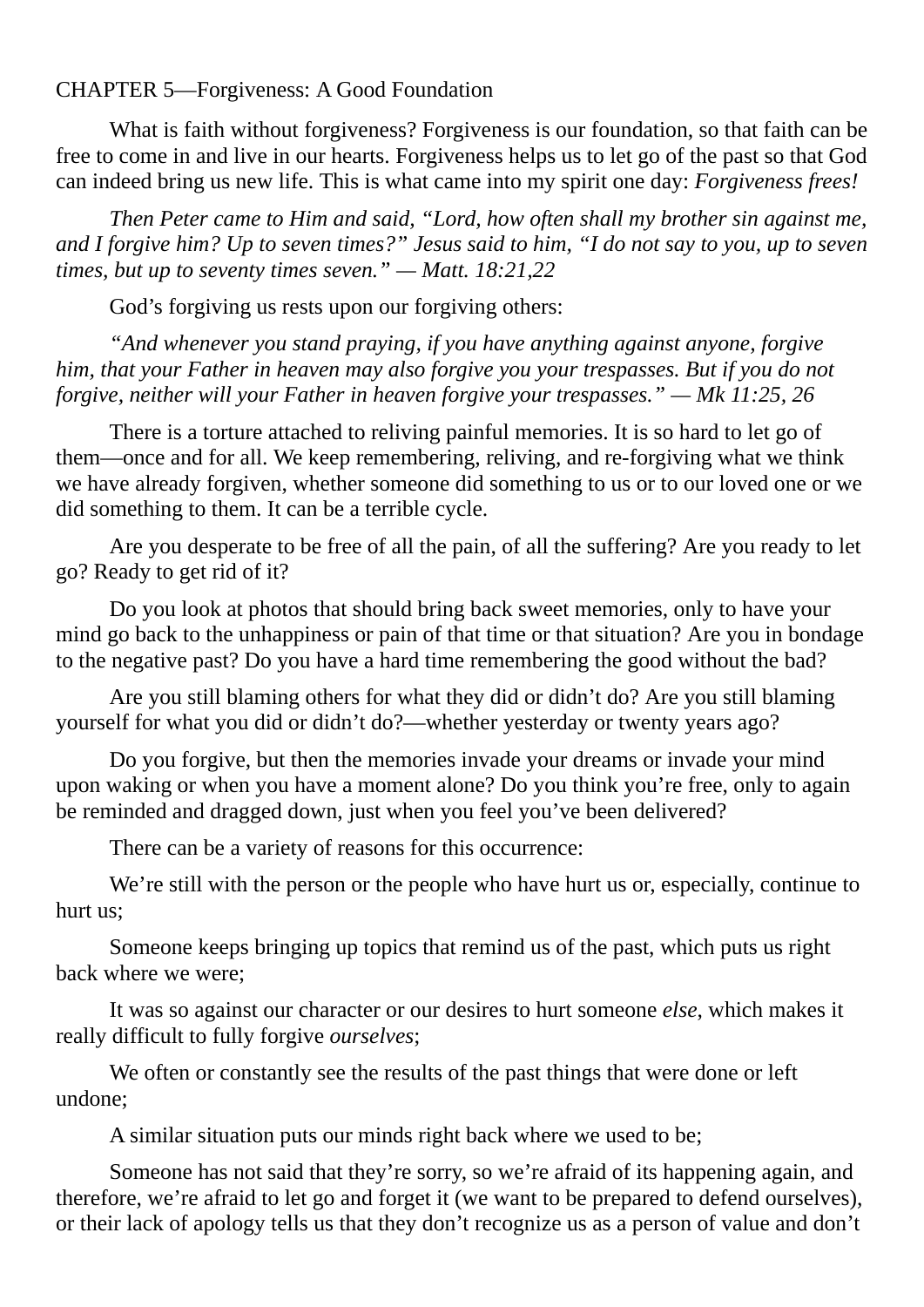# CHAPTER 5—Forgiveness: A Good Foundation

What is faith without forgiveness? Forgiveness is our foundation, so that faith can be free to come in and live in our hearts. Forgiveness helps us to let go of the past so that God can indeed bring us new life. This is what came into my spirit one day: *Forgiveness frees!*

*Then Peter came to Him and said, "Lord, how often shall my brother sin against me, and I forgive him? Up to seven times?" Jesus said to him, "I do not say to you, up to seven times, but up to seventy times seven." — Matt. 18:21,22*

God's forgiving us rests upon our forgiving others:

*"And whenever you stand praying, if you have anything against anyone, forgive him, that your Father in heaven may also forgive you your trespasses. But if you do not forgive, neither will your Father in heaven forgive your trespasses." — Mk 11:25, 26*

There is a torture attached to reliving painful memories. It is so hard to let go of them—once and for all. We keep remembering, reliving, and re-forgiving what we think we have already forgiven, whether someone did something to us or to our loved one or we did something to them. It can be a terrible cycle.

Are you desperate to be free of all the pain, of all the suffering? Are you ready to let go? Ready to get rid of it?

Do you look at photos that should bring back sweet memories, only to have your mind go back to the unhappiness or pain of that time or that situation? Are you in bondage to the negative past? Do you have a hard time remembering the good without the bad?

Are you still blaming others for what they did or didn't do? Are you still blaming yourself for what you did or didn't do?—whether yesterday or twenty years ago?

Do you forgive, but then the memories invade your dreams or invade your mind upon waking or when you have a moment alone? Do you think you're free, only to again be reminded and dragged down, just when you feel you've been delivered?

There can be a variety of reasons for this occurrence:

We're still with the person or the people who have hurt us or, especially, continue to hurt us;

Someone keeps bringing up topics that remind us of the past, which puts us right back where we were;

It was so against our character or our desires to hurt someone *else*, which makes it really difficult to fully forgive *ourselves*;

We often or constantly see the results of the past things that were done or left undone;

A similar situation puts our minds right back where we used to be;

Someone has not said that they're sorry, so we're afraid of its happening again, and therefore, we're afraid to let go and forget it (we want to be prepared to defend ourselves), or their lack of apology tells us that they don't recognize us as a person of value and don't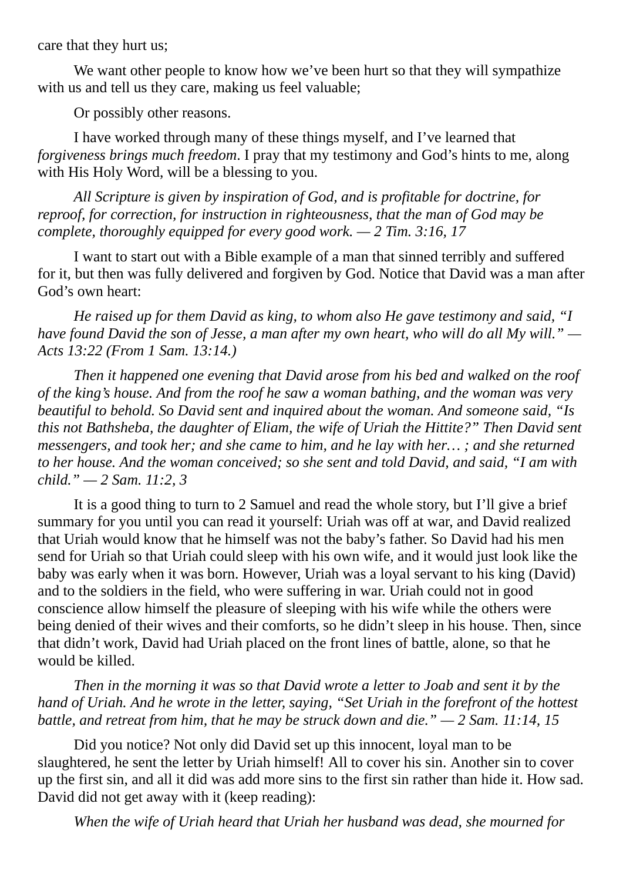care that they hurt us;

We want other people to know how we've been hurt so that they will sympathize with us and tell us they care, making us feel valuable;

Or possibly other reasons.

I have worked through many of these things myself, and I've learned that *forgiveness brings much freedom*. I pray that my testimony and God's hints to me, along with His Holy Word, will be a blessing to you.

*All Scripture is given by inspiration of God, and is profitable for doctrine, for reproof, for correction, for instruction in righteousness, that the man of God may be complete, thoroughly equipped for every good work. — 2 Tim. 3:16, 17*

I want to start out with a Bible example of a man that sinned terribly and suffered for it, but then was fully delivered and forgiven by God. Notice that David was a man after God's own heart:

*He raised up for them David as king, to whom also He gave testimony and said, "I have found David the son of Jesse, a man after my own heart, who will do all My will." — Acts 13:22 (From 1 Sam. 13:14.)*

*Then it happened one evening that David arose from his bed and walked on the roof of the king's house. And from the roof he saw a woman bathing, and the woman was very beautiful to behold. So David sent and inquired about the woman. And someone said, "Is this not Bathsheba, the daughter of Eliam, the wife of Uriah the Hittite?" Then David sent messengers, and took her; and she came to him, and he lay with her… ; and she returned to her house. And the woman conceived; so she sent and told David, and said, "I am with child." — 2 Sam. 11:2, 3*

It is a good thing to turn to 2 Samuel and read the whole story, but I'll give a brief summary for you until you can read it yourself: Uriah was off at war, and David realized that Uriah would know that he himself was not the baby's father. So David had his men send for Uriah so that Uriah could sleep with his own wife, and it would just look like the baby was early when it was born. However, Uriah was a loyal servant to his king (David) and to the soldiers in the field, who were suffering in war. Uriah could not in good conscience allow himself the pleasure of sleeping with his wife while the others were being denied of their wives and their comforts, so he didn't sleep in his house. Then, since that didn't work, David had Uriah placed on the front lines of battle, alone, so that he would be killed.

*Then in the morning it was so that David wrote a letter to Joab and sent it by the hand of Uriah. And he wrote in the letter, saying, "Set Uriah in the forefront of the hottest battle, and retreat from him, that he may be struck down and die." — 2 Sam. 11:14, 15*

Did you notice? Not only did David set up this innocent, loyal man to be slaughtered, he sent the letter by Uriah himself! All to cover his sin. Another sin to cover up the first sin, and all it did was add more sins to the first sin rather than hide it. How sad. David did not get away with it (keep reading):

*When the wife of Uriah heard that Uriah her husband was dead, she mourned for*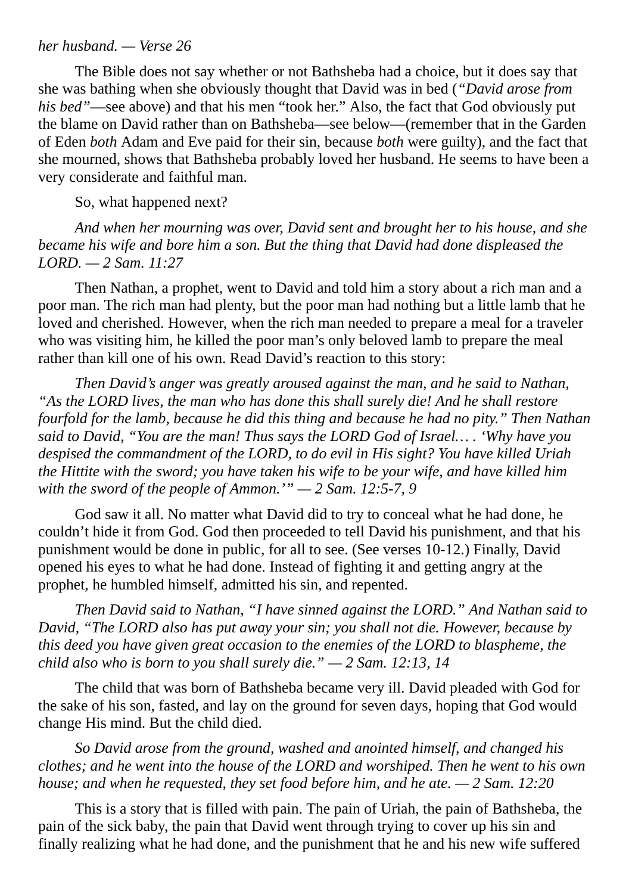*her husband. — Verse 26*

The Bible does not say whether or not Bathsheba had a choice, but it does say that she was bathing when she obviously thought that David was in bed (*"David arose from his bed"*—see above) and that his men "took her." Also, the fact that God obviously put the blame on David rather than on Bathsheba—see below—(remember that in the Garden of Eden *both* Adam and Eve paid for their sin, because *both* were guilty), and the fact that she mourned, shows that Bathsheba probably loved her husband. He seems to have been a very considerate and faithful man.

So, what happened next?

*And when her mourning was over, David sent and brought her to his house, and she became his wife and bore him a son. But the thing that David had done displeased the LORD. — 2 Sam. 11:27*

Then Nathan, a prophet, went to David and told him a story about a rich man and a poor man. The rich man had plenty, but the poor man had nothing but a little lamb that he loved and cherished. However, when the rich man needed to prepare a meal for a traveler who was visiting him, he killed the poor man's only beloved lamb to prepare the meal rather than kill one of his own. Read David's reaction to this story:

*Then David's anger was greatly aroused against the man, and he said to Nathan, "As the LORD lives, the man who has done this shall surely die! And he shall restore fourfold for the lamb, because he did this thing and because he had no pity." Then Nathan said to David, "You are the man! Thus says the LORD God of Israel… . 'Why have you despised the commandment of the LORD, to do evil in His sight? You have killed Uriah the Hittite with the sword; you have taken his wife to be your wife, and have killed him with the sword of the people of Ammon.'" — 2 Sam. 12:5-7, 9*

God saw it all. No matter what David did to try to conceal what he had done, he couldn't hide it from God. God then proceeded to tell David his punishment, and that his punishment would be done in public, for all to see. (See verses 10-12.) Finally, David opened his eyes to what he had done. Instead of fighting it and getting angry at the prophet, he humbled himself, admitted his sin, and repented.

*Then David said to Nathan, "I have sinned against the LORD." And Nathan said to David, "The LORD also has put away your sin; you shall not die. However, because by this deed you have given great occasion to the enemies of the LORD to blaspheme, the child also who is born to you shall surely die." — 2 Sam. 12:13, 14*

The child that was born of Bathsheba became very ill. David pleaded with God for the sake of his son, fasted, and lay on the ground for seven days, hoping that God would change His mind. But the child died.

*So David arose from the ground, washed and anointed himself, and changed his clothes; and he went into the house of the LORD and worshiped. Then he went to his own house; and when he requested, they set food before him, and he ate. — 2 Sam. 12:20*

This is a story that is filled with pain. The pain of Uriah, the pain of Bathsheba, the pain of the sick baby, the pain that David went through trying to cover up his sin and finally realizing what he had done, and the punishment that he and his new wife suffered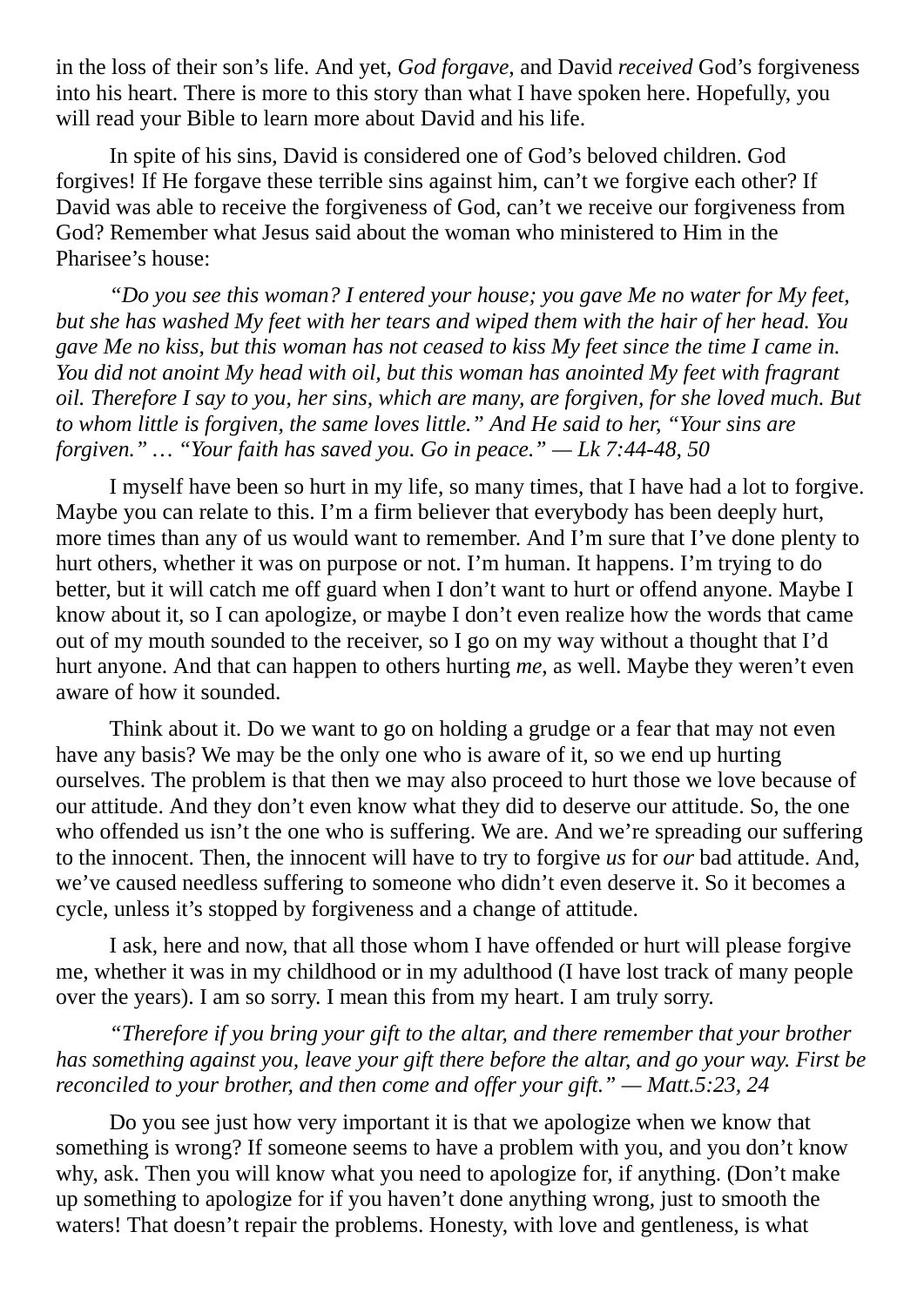in the loss of their son's life. And yet, *God forgave,* and David *received* God's forgiveness into his heart. There is more to this story than what I have spoken here. Hopefully, you will read your Bible to learn more about David and his life.

In spite of his sins, David is considered one of God's beloved children. God forgives! If He forgave these terrible sins against him, can't we forgive each other? If David was able to receive the forgiveness of God, can't we receive our forgiveness from God? Remember what Jesus said about the woman who ministered to Him in the Pharisee's house:

*"Do you see this woman? I entered your house; you gave Me no water for My feet, but she has washed My feet with her tears and wiped them with the hair of her head. You gave Me no kiss, but this woman has not ceased to kiss My feet since the time I came in. You did not anoint My head with oil, but this woman has anointed My feet with fragrant oil. Therefore I say to you, her sins, which are many, are forgiven, for she loved much. But to whom little is forgiven, the same loves little." And He said to her, "Your sins are forgiven." … "Your faith has saved you. Go in peace." — Lk 7:44-48, 50*

I myself have been so hurt in my life, so many times, that I have had a lot to forgive. Maybe you can relate to this. I'm a firm believer that everybody has been deeply hurt, more times than any of us would want to remember. And I'm sure that I've done plenty to hurt others, whether it was on purpose or not. I'm human. It happens. I'm trying to do better, but it will catch me off guard when I don't want to hurt or offend anyone. Maybe I know about it, so I can apologize, or maybe I don't even realize how the words that came out of my mouth sounded to the receiver, so I go on my way without a thought that I'd hurt anyone. And that can happen to others hurting *me*, as well. Maybe they weren't even aware of how it sounded.

Think about it. Do we want to go on holding a grudge or a fear that may not even have any basis? We may be the only one who is aware of it, so we end up hurting ourselves. The problem is that then we may also proceed to hurt those we love because of our attitude. And they don't even know what they did to deserve our attitude. So, the one who offended us isn't the one who is suffering. We are. And we're spreading our suffering to the innocent. Then, the innocent will have to try to forgive *us* for *our* bad attitude. And, we've caused needless suffering to someone who didn't even deserve it. So it becomes a cycle, unless it's stopped by forgiveness and a change of attitude.

I ask, here and now, that all those whom I have offended or hurt will please forgive me, whether it was in my childhood or in my adulthood (I have lost track of many people over the years). I am so sorry. I mean this from my heart. I am truly sorry.

*"Therefore if you bring your gift to the altar, and there remember that your brother has something against you, leave your gift there before the altar, and go your way. First be reconciled to your brother, and then come and offer your gift." — Matt.5:23, 24*

Do you see just how very important it is that we apologize when we know that something is wrong? If someone seems to have a problem with you, and you don't know why, ask. Then you will know what you need to apologize for, if anything. (Don't make up something to apologize for if you haven't done anything wrong, just to smooth the waters! That doesn't repair the problems. Honesty, with love and gentleness, is what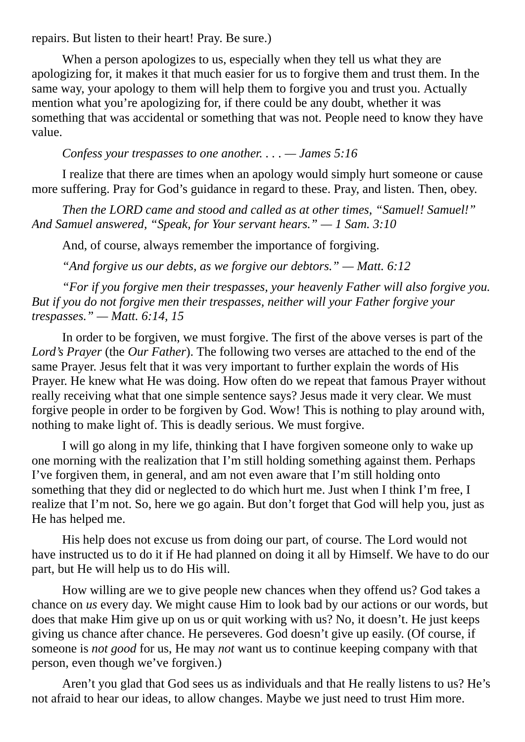repairs. But listen to their heart! Pray. Be sure.)

When a person apologizes to us, especially when they tell us what they are apologizing for, it makes it that much easier for us to forgive them and trust them. In the same way, your apology to them will help them to forgive you and trust you. Actually mention what you're apologizing for, if there could be any doubt, whether it was something that was accidental or something that was not. People need to know they have value.

*Confess your trespasses to one another. . . . — James 5:16*

I realize that there are times when an apology would simply hurt someone or cause more suffering. Pray for God's guidance in regard to these. Pray, and listen. Then, obey.

*Then the LORD came and stood and called as at other times, "Samuel! Samuel!" And Samuel answered, "Speak, for Your servant hears." — 1 Sam. 3:10*

And, of course, always remember the importance of forgiving.

*"And forgive us our debts, as we forgive our debtors." — Matt. 6:12*

*"For if you forgive men their trespasses, your heavenly Father will also forgive you. But if you do not forgive men their trespasses, neither will your Father forgive your trespasses." — Matt. 6:14, 15*

In order to be forgiven, we must forgive. The first of the above verses is part of the *Lord's Prayer* (the *Our Father*). The following two verses are attached to the end of the same Prayer. Jesus felt that it was very important to further explain the words of His Prayer. He knew what He was doing. How often do we repeat that famous Prayer without really receiving what that one simple sentence says? Jesus made it very clear. We must forgive people in order to be forgiven by God. Wow! This is nothing to play around with, nothing to make light of. This is deadly serious. We must forgive.

I will go along in my life, thinking that I have forgiven someone only to wake up one morning with the realization that I'm still holding something against them. Perhaps I've forgiven them, in general, and am not even aware that I'm still holding onto something that they did or neglected to do which hurt me. Just when I think I'm free, I realize that I'm not. So, here we go again. But don't forget that God will help you, just as He has helped me.

His help does not excuse us from doing our part, of course. The Lord would not have instructed us to do it if He had planned on doing it all by Himself. We have to do our part, but He will help us to do His will.

How willing are we to give people new chances when they offend us? God takes a chance on *us* every day. We might cause Him to look bad by our actions or our words, but does that make Him give up on us or quit working with us? No, it doesn't. He just keeps giving us chance after chance. He perseveres. God doesn't give up easily. (Of course, if someone is *not good* for us, He may *not* want us to continue keeping company with that person, even though we've forgiven.)

Aren't you glad that God sees us as individuals and that He really listens to us? He's not afraid to hear our ideas, to allow changes. Maybe we just need to trust Him more.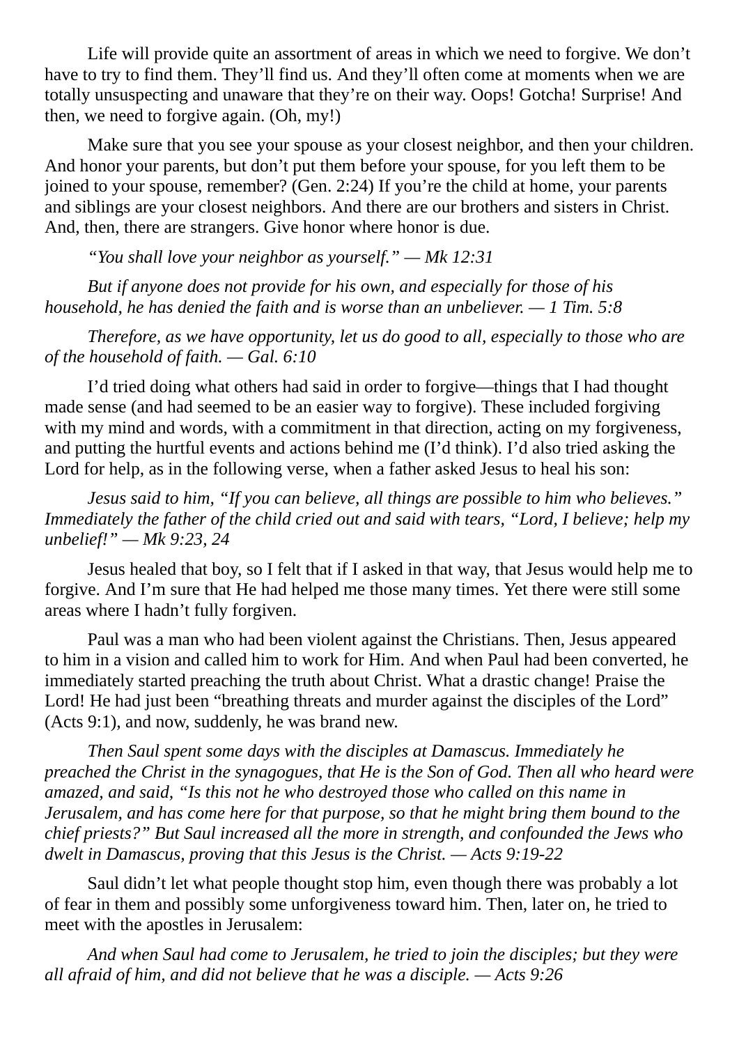Life will provide quite an assortment of areas in which we need to forgive. We don't have to try to find them. They'll find us. And they'll often come at moments when we are totally unsuspecting and unaware that they're on their way. Oops! Gotcha! Surprise! And then, we need to forgive again. (Oh, my!)

Make sure that you see your spouse as your closest neighbor, and then your children. And honor your parents, but don't put them before your spouse, for you left them to be joined to your spouse, remember? (Gen. 2:24) If you're the child at home, your parents and siblings are your closest neighbors. And there are our brothers and sisters in Christ. And, then, there are strangers. Give honor where honor is due.

*"You shall love your neighbor as yourself." — Mk 12:31*

*But if anyone does not provide for his own, and especially for those of his household, he has denied the faith and is worse than an unbeliever. — 1 Tim. 5:8*

*Therefore, as we have opportunity, let us do good to all, especially to those who are of the household of faith. — Gal. 6:10*

I'd tried doing what others had said in order to forgive—things that I had thought made sense (and had seemed to be an easier way to forgive). These included forgiving with my mind and words, with a commitment in that direction, acting on my forgiveness, and putting the hurtful events and actions behind me (I'd think). I'd also tried asking the Lord for help, as in the following verse, when a father asked Jesus to heal his son:

*Jesus said to him, "If you can believe, all things are possible to him who believes." Immediately the father of the child cried out and said with tears, "Lord, I believe; help my unbelief!" — Mk 9:23, 24*

Jesus healed that boy, so I felt that if I asked in that way, that Jesus would help me to forgive. And I'm sure that He had helped me those many times. Yet there were still some areas where I hadn't fully forgiven.

Paul was a man who had been violent against the Christians. Then, Jesus appeared to him in a vision and called him to work for Him. And when Paul had been converted, he immediately started preaching the truth about Christ. What a drastic change! Praise the Lord! He had just been "breathing threats and murder against the disciples of the Lord" (Acts 9:1), and now, suddenly, he was brand new.

*Then Saul spent some days with the disciples at Damascus. Immediately he preached the Christ in the synagogues, that He is the Son of God. Then all who heard were amazed, and said, "Is this not he who destroyed those who called on this name in Jerusalem, and has come here for that purpose, so that he might bring them bound to the chief priests?" But Saul increased all the more in strength, and confounded the Jews who dwelt in Damascus, proving that this Jesus is the Christ. — Acts 9:19-22*

Saul didn't let what people thought stop him, even though there was probably a lot of fear in them and possibly some unforgiveness toward him. Then, later on, he tried to meet with the apostles in Jerusalem:

*And when Saul had come to Jerusalem, he tried to join the disciples; but they were all afraid of him, and did not believe that he was a disciple. — Acts 9:26*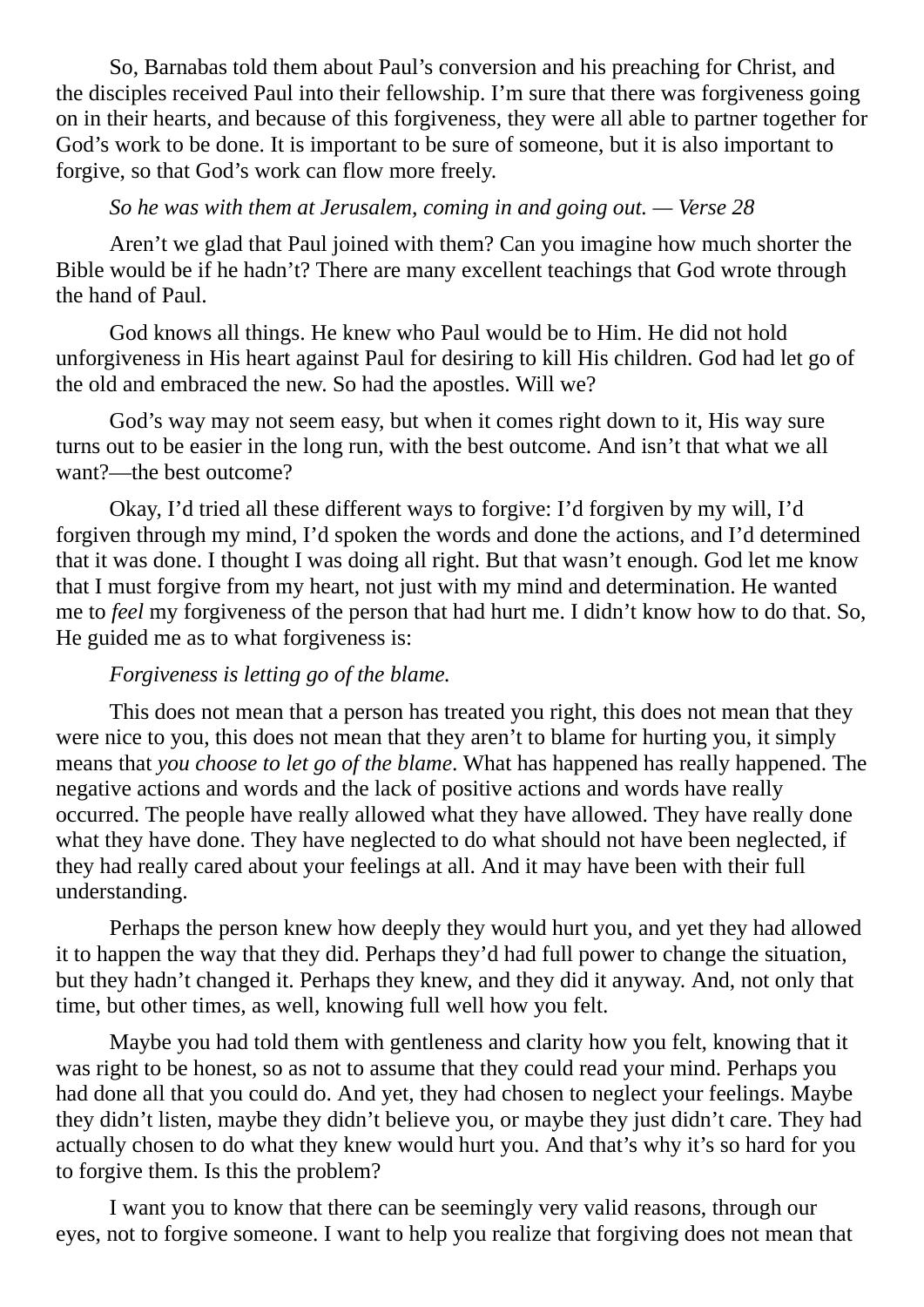So, Barnabas told them about Paul's conversion and his preaching for Christ, and the disciples received Paul into their fellowship. I'm sure that there was forgiveness going on in their hearts, and because of this forgiveness, they were all able to partner together for God's work to be done. It is important to be sure of someone, but it is also important to forgive, so that God's work can flow more freely.

*So he was with them at Jerusalem, coming in and going out. — Verse 28*

Aren't we glad that Paul joined with them? Can you imagine how much shorter the Bible would be if he hadn't? There are many excellent teachings that God wrote through the hand of Paul.

God knows all things. He knew who Paul would be to Him. He did not hold unforgiveness in His heart against Paul for desiring to kill His children. God had let go of the old and embraced the new. So had the apostles. Will we?

God's way may not seem easy, but when it comes right down to it, His way sure turns out to be easier in the long run, with the best outcome. And isn't that what we all want?—the best outcome?

Okay, I'd tried all these different ways to forgive: I'd forgiven by my will, I'd forgiven through my mind, I'd spoken the words and done the actions, and I'd determined that it was done. I thought I was doing all right. But that wasn't enough. God let me know that I must forgive from my heart, not just with my mind and determination. He wanted me to *feel* my forgiveness of the person that had hurt me. I didn't know how to do that. So, He guided me as to what forgiveness is:

*Forgiveness is letting go of the blame.*

This does not mean that a person has treated you right, this does not mean that they were nice to you, this does not mean that they aren't to blame for hurting you, it simply means that *you choose to let go of the blame*. What has happened has really happened. The negative actions and words and the lack of positive actions and words have really occurred. The people have really allowed what they have allowed. They have really done what they have done. They have neglected to do what should not have been neglected, if they had really cared about your feelings at all. And it may have been with their full understanding.

Perhaps the person knew how deeply they would hurt you, and yet they had allowed it to happen the way that they did. Perhaps they'd had full power to change the situation, but they hadn't changed it. Perhaps they knew, and they did it anyway. And, not only that time, but other times, as well, knowing full well how you felt.

Maybe you had told them with gentleness and clarity how you felt, knowing that it was right to be honest, so as not to assume that they could read your mind. Perhaps you had done all that you could do. And yet, they had chosen to neglect your feelings. Maybe they didn't listen, maybe they didn't believe you, or maybe they just didn't care. They had actually chosen to do what they knew would hurt you. And that's why it's so hard for you to forgive them. Is this the problem?

I want you to know that there can be seemingly very valid reasons, through our eyes, not to forgive someone. I want to help you realize that forgiving does not mean that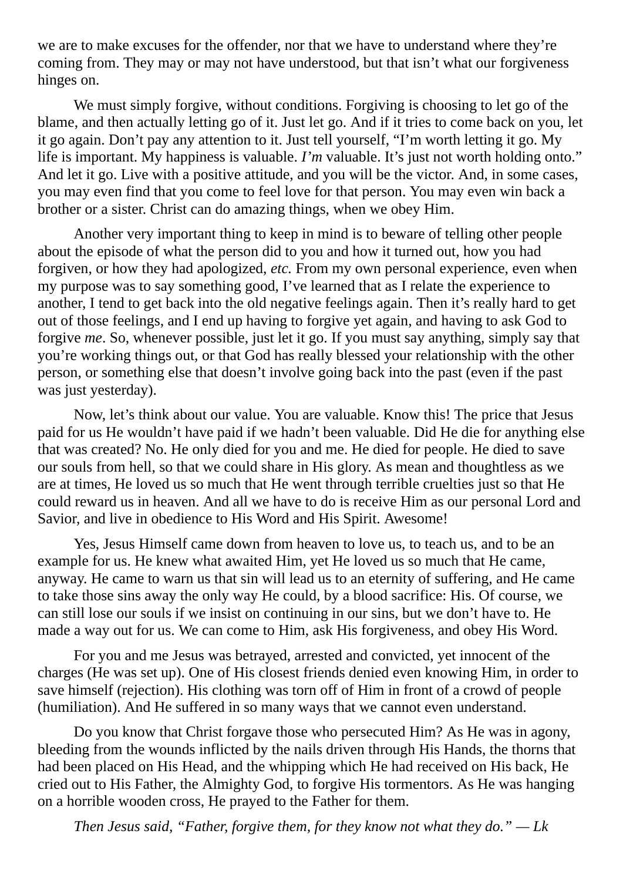we are to make excuses for the offender, nor that we have to understand where they're coming from. They may or may not have understood, but that isn't what our forgiveness hinges on.

We must simply forgive, without conditions. Forgiving is choosing to let go of the blame, and then actually letting go of it. Just let go. And if it tries to come back on you, let it go again. Don't pay any attention to it. Just tell yourself, "I'm worth letting it go. My life is important. My happiness is valuable. *I'm* valuable. It's just not worth holding onto." And let it go. Live with a positive attitude, and you will be the victor. And, in some cases, you may even find that you come to feel love for that person. You may even win back a brother or a sister. Christ can do amazing things, when we obey Him.

Another very important thing to keep in mind is to beware of telling other people about the episode of what the person did to you and how it turned out, how you had forgiven, or how they had apologized, *etc.* From my own personal experience, even when my purpose was to say something good, I've learned that as I relate the experience to another, I tend to get back into the old negative feelings again. Then it's really hard to get out of those feelings, and I end up having to forgive yet again, and having to ask God to forgive *me*. So, whenever possible, just let it go. If you must say anything, simply say that you're working things out, or that God has really blessed your relationship with the other person, or something else that doesn't involve going back into the past (even if the past was just yesterday).

Now, let's think about our value. You are valuable. Know this! The price that Jesus paid for us He wouldn't have paid if we hadn't been valuable. Did He die for anything else that was created? No. He only died for you and me. He died for people. He died to save our souls from hell, so that we could share in His glory. As mean and thoughtless as we are at times, He loved us so much that He went through terrible cruelties just so that He could reward us in heaven. And all we have to do is receive Him as our personal Lord and Savior, and live in obedience to His Word and His Spirit. Awesome!

Yes, Jesus Himself came down from heaven to love us, to teach us, and to be an example for us. He knew what awaited Him, yet He loved us so much that He came, anyway. He came to warn us that sin will lead us to an eternity of suffering, and He came to take those sins away the only way He could, by a blood sacrifice: His. Of course, we can still lose our souls if we insist on continuing in our sins, but we don't have to. He made a way out for us. We can come to Him, ask His forgiveness, and obey His Word.

For you and me Jesus was betrayed, arrested and convicted, yet innocent of the charges (He was set up). One of His closest friends denied even knowing Him, in order to save himself (rejection). His clothing was torn off of Him in front of a crowd of people (humiliation). And He suffered in so many ways that we cannot even understand.

Do you know that Christ forgave those who persecuted Him? As He was in agony, bleeding from the wounds inflicted by the nails driven through His Hands, the thorns that had been placed on His Head, and the whipping which He had received on His back, He cried out to His Father, the Almighty God, to forgive His tormentors. As He was hanging on a horrible wooden cross, He prayed to the Father for them.

*Then Jesus said, "Father, forgive them, for they know not what they do." — Lk*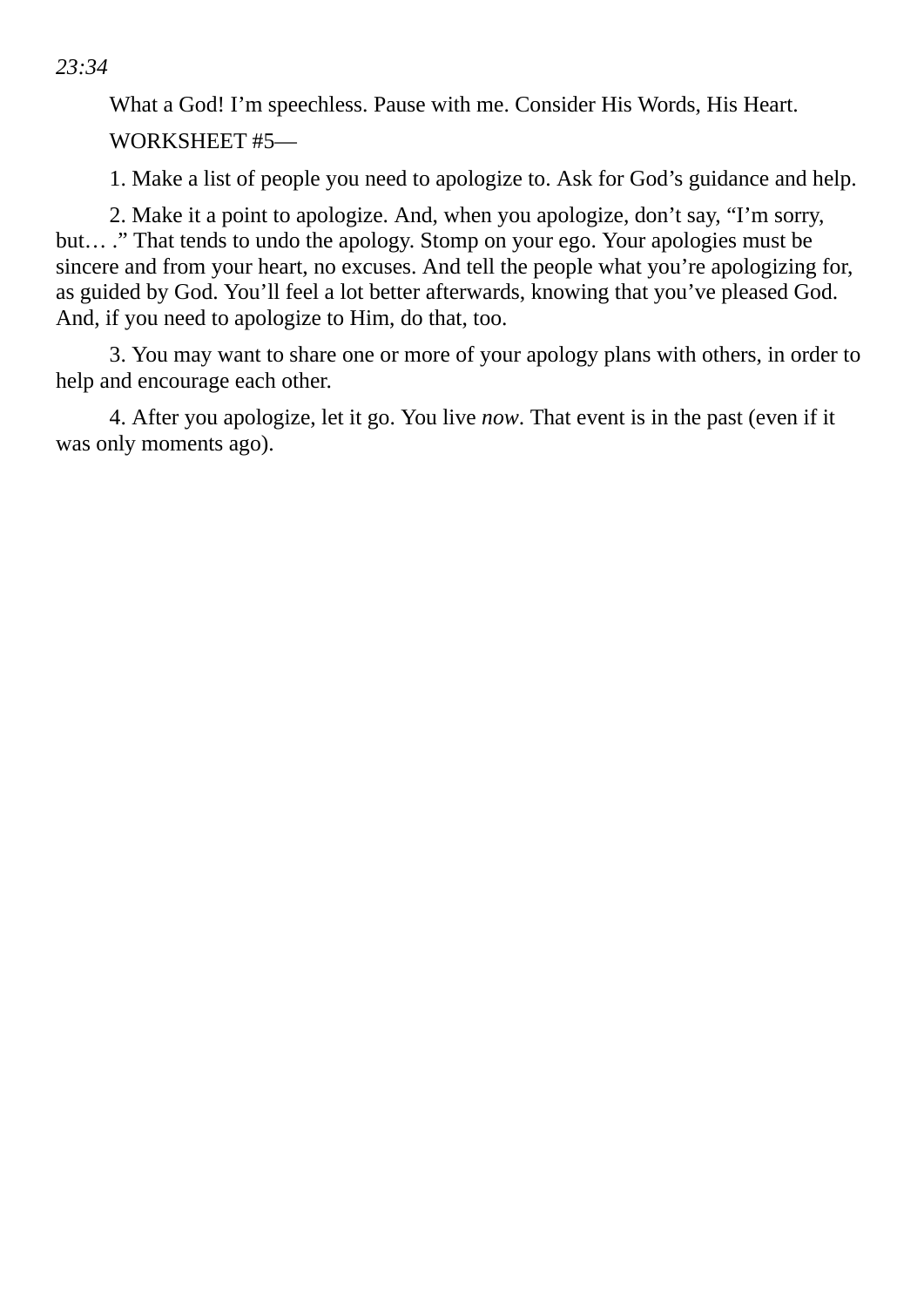*23:34*

What a God! I'm speechless. Pause with me. Consider His Words, His Heart.

WORKSHEET #5—

1. Make a list of people you need to apologize to. Ask for God's guidance and help.

2. Make it a point to apologize. And, when you apologize, don't say, "I'm sorry, but… ." That tends to undo the apology. Stomp on your ego. Your apologies must be sincere and from your heart, no excuses. And tell the people what you're apologizing for, as guided by God. You'll feel a lot better afterwards, knowing that you've pleased God. And, if you need to apologize to Him, do that, too.

3. You may want to share one or more of your apology plans with others, in order to help and encourage each other.

4. After you apologize, let it go. You live *now*. That event is in the past (even if it was only moments ago).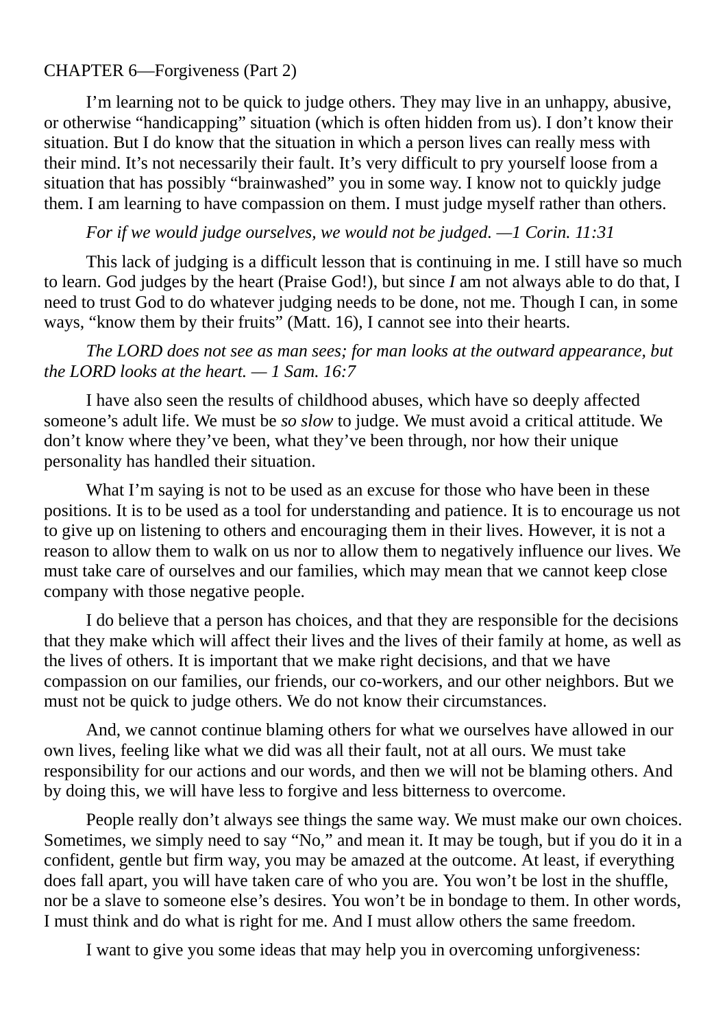CHAPTER 6—Forgiveness (Part 2)

I'm learning not to be quick to judge others. They may live in an unhappy, abusive, or otherwise "handicapping" situation (which is often hidden from us). I don't know their situation. But I do know that the situation in which a person lives can really mess with their mind. It's not necessarily their fault. It's very difficult to pry yourself loose from a situation that has possibly "brainwashed" you in some way. I know not to quickly judge them. I am learning to have compassion on them. I must judge myself rather than others.

*For if we would judge ourselves, we would not be judged. —1 Corin. 11:31*

This lack of judging is a difficult lesson that is continuing in me. I still have so much to learn. God judges by the heart (Praise God!), but since *I* am not always able to do that, I need to trust God to do whatever judging needs to be done, not me. Though I can, in some ways, "know them by their fruits" (Matt. 16), I cannot see into their hearts.

*The LORD does not see as man sees; for man looks at the outward appearance, but the LORD looks at the heart. — 1 Sam. 16:7*

I have also seen the results of childhood abuses, which have so deeply affected someone's adult life. We must be *so slow* to judge. We must avoid a critical attitude. We don't know where they've been, what they've been through, nor how their unique personality has handled their situation.

What I'm saying is not to be used as an excuse for those who have been in these positions. It is to be used as a tool for understanding and patience. It is to encourage us not to give up on listening to others and encouraging them in their lives. However, it is not a reason to allow them to walk on us nor to allow them to negatively influence our lives. We must take care of ourselves and our families, which may mean that we cannot keep close company with those negative people.

I do believe that a person has choices, and that they are responsible for the decisions that they make which will affect their lives and the lives of their family at home, as well as the lives of others. It is important that we make right decisions, and that we have compassion on our families, our friends, our co-workers, and our other neighbors. But we must not be quick to judge others. We do not know their circumstances.

And, we cannot continue blaming others for what we ourselves have allowed in our own lives, feeling like what we did was all their fault, not at all ours. We must take responsibility for our actions and our words, and then we will not be blaming others. And by doing this, we will have less to forgive and less bitterness to overcome.

People really don't always see things the same way. We must make our own choices. Sometimes, we simply need to say "No," and mean it. It may be tough, but if you do it in a confident, gentle but firm way, you may be amazed at the outcome. At least, if everything does fall apart, you will have taken care of who you are. You won't be lost in the shuffle, nor be a slave to someone else's desires. You won't be in bondage to them. In other words, I must think and do what is right for me. And I must allow others the same freedom.

I want to give you some ideas that may help you in overcoming unforgiveness: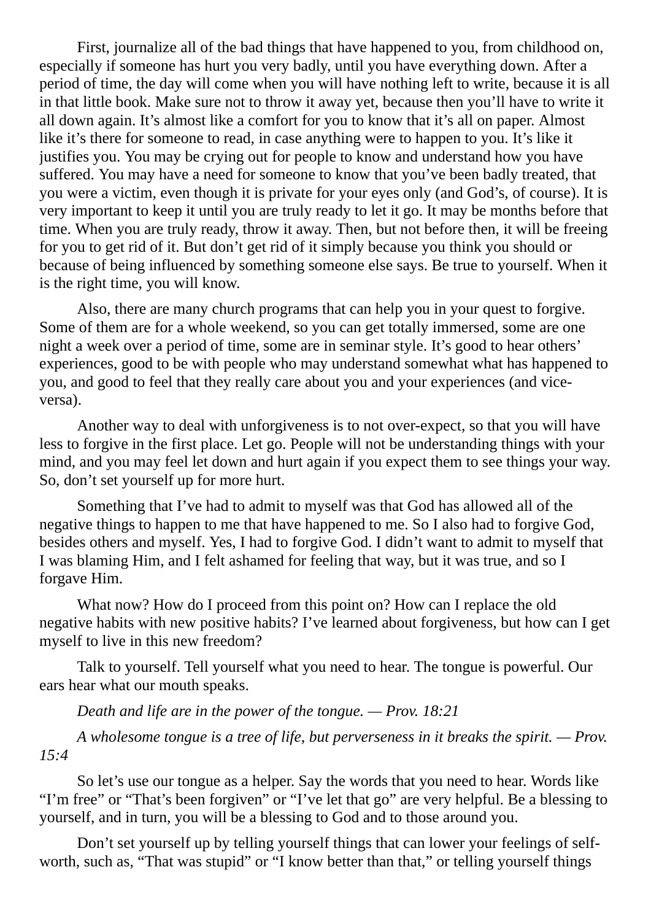First, journalize all of the bad things that have happened to you, from childhood on, especially if someone has hurt you very badly, until you have everything down. After a period of time, the day will come when you will have nothing left to write, because it is all in that little book. Make sure not to throw it away yet, because then you'll have to write it all down again. It's almost like a comfort for you to know that it's all on paper. Almost like it's there for someone to read, in case anything were to happen to you. It's like it justifies you. You may be crying out for people to know and understand how you have suffered. You may have a need for someone to know that you've been badly treated, that you were a victim, even though it is private for your eyes only (and God's, of course). It is very important to keep it until you are truly ready to let it go. It may be months before that time. When you are truly ready, throw it away. Then, but not before then, it will be freeing for you to get rid of it. But don't get rid of it simply because you think you should or because of being influenced by something someone else says. Be true to yourself. When it is the right time, you will know.

Also, there are many church programs that can help you in your quest to forgive. Some of them are for a whole weekend, so you can get totally immersed, some are one night a week over a period of time, some are in seminar style. It's good to hear others' experiences, good to be with people who may understand somewhat what has happened to you, and good to feel that they really care about you and your experiences (and vice-versa).

Another way to deal with unforgiveness is to not over-expect, so that you will have less to forgive in the first place. Let go. People will not be understanding things with your mind, and you may feel let down and hurt again if you expect them to see things your way. So, don't set yourself up for more hurt.

Something that I've had to admit to myself was that God has allowed all of the negative things to happen to me that have happened to me. So I also had to forgive God, besides others and myself. Yes, I had to forgive God. I didn't want to admit to myself that I was blaming Him, and I felt ashamed for feeling that way, but it was true, and so I forgave Him.

What now? How do I proceed from this point on? How can I replace the old negative habits with new positive habits? I've learned about forgiveness, but how can I get myself to live in this new freedom?

Talk to yourself. Tell yourself what you need to hear. The tongue is powerful. Our ears hear what our mouth speaks.

*Death and life are in the power of the tongue. — Prov. 18:21*

*A wholesome tongue is a tree of life, but perverseness in it breaks the spirit. — Prov. 15:4*

So let's use our tongue as a helper. Say the words that you need to hear. Words like "I'm free" or "That's been forgiven" or "I've let that go" are very helpful. Be a blessing to yourself, and in turn, you will be a blessing to God and to those around you.

Don't set yourself up by telling yourself things that can lower your feelings of self-worth, such as, "That was stupid" or "I know better than that," or telling yourself things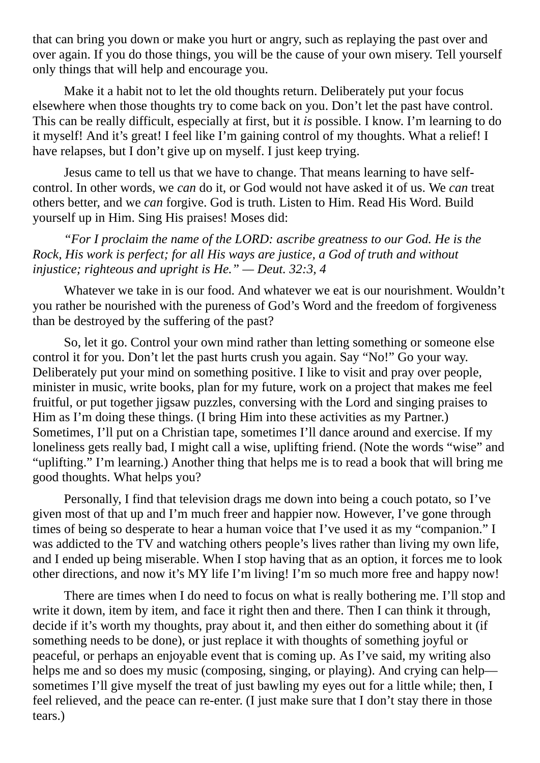that can bring you down or make you hurt or angry, such as replaying the past over and over again. If you do those things, you will be the cause of your own misery. Tell yourself only things that will help and encourage you.

Make it a habit not to let the old thoughts return. Deliberately put your focus elsewhere when those thoughts try to come back on you. Don't let the past have control. This can be really difficult, especially at first, but it *is* possible. I know. I'm learning to do it myself! And it's great! I feel like I'm gaining control of my thoughts. What a relief! I have relapses, but I don't give up on myself. I just keep trying.

Jesus came to tell us that we have to change. That means learning to have self-control. In other words, we *can* do it, or God would not have asked it of us. We *can* treat others better, and we *can* forgive. God is truth. Listen to Him. Read His Word. Build yourself up in Him. Sing His praises! Moses did:

*"For I proclaim the name of the LORD: ascribe greatness to our God. He is the Rock, His work is perfect; for all His ways are justice, a God of truth and without injustice; righteous and upright is He." — Deut. 32:3, 4*

Whatever we take in is our food. And whatever we eat is our nourishment. Wouldn't you rather be nourished with the pureness of God's Word and the freedom of forgiveness than be destroyed by the suffering of the past?

So, let it go. Control your own mind rather than letting something or someone else control it for you. Don't let the past hurts crush you again. Say "No!" Go your way. Deliberately put your mind on something positive. I like to visit and pray over people, minister in music, write books, plan for my future, work on a project that makes me feel fruitful, or put together jigsaw puzzles, conversing with the Lord and singing praises to Him as I'm doing these things. (I bring Him into these activities as my Partner.) Sometimes, I'll put on a Christian tape, sometimes I'll dance around and exercise. If my loneliness gets really bad, I might call a wise, uplifting friend. (Note the words "wise" and "uplifting." I'm learning.) Another thing that helps me is to read a book that will bring me good thoughts. What helps you?

Personally, I find that television drags me down into being a couch potato, so I've given most of that up and I'm much freer and happier now. However, I've gone through times of being so desperate to hear a human voice that I've used it as my "companion." I was addicted to the TV and watching others people's lives rather than living my own life, and I ended up being miserable. When I stop having that as an option, it forces me to look other directions, and now it's MY life I'm living! I'm so much more free and happy now!

There are times when I do need to focus on what is really bothering me. I'll stop and write it down, item by item, and face it right then and there. Then I can think it through, decide if it's worth my thoughts, pray about it, and then either do something about it (if something needs to be done), or just replace it with thoughts of something joyful or peaceful, or perhaps an enjoyable event that is coming up. As I've said, my writing also helps me and so does my music (composing, singing, or playing). And crying can help—sometimes I'll give myself the treat of just bawling my eyes out for a little while; then, I feel relieved, and the peace can re-enter. (I just make sure that I don't stay there in those tears.)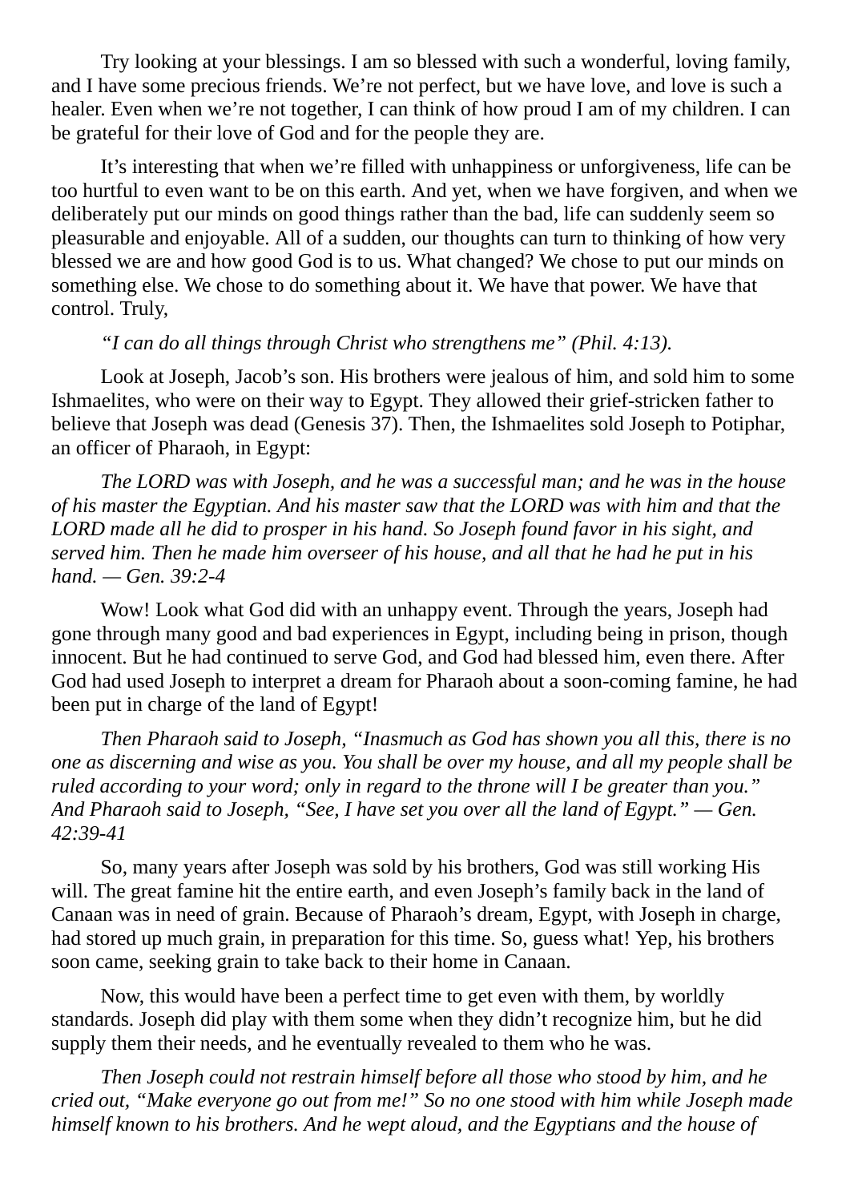Try looking at your blessings. I am so blessed with such a wonderful, loving family, and I have some precious friends. We're not perfect, but we have love, and love is such a healer. Even when we're not together, I can think of how proud I am of my children. I can be grateful for their love of God and for the people they are.

It's interesting that when we're filled with unhappiness or unforgiveness, life can be too hurtful to even want to be on this earth. And yet, when we have forgiven, and when we deliberately put our minds on good things rather than the bad, life can suddenly seem so pleasurable and enjoyable. All of a sudden, our thoughts can turn to thinking of how very blessed we are and how good God is to us. What changed? We chose to put our minds on something else. We chose to do something about it. We have that power. We have that control. Truly,

*"I can do all things through Christ who strengthens me" (Phil. 4:13).*

Look at Joseph, Jacob's son. His brothers were jealous of him, and sold him to some Ishmaelites, who were on their way to Egypt. They allowed their grief-stricken father to believe that Joseph was dead (Genesis 37). Then, the Ishmaelites sold Joseph to Potiphar, an officer of Pharaoh, in Egypt:

*The LORD was with Joseph, and he was a successful man; and he was in the house of his master the Egyptian. And his master saw that the LORD was with him and that the LORD made all he did to prosper in his hand. So Joseph found favor in his sight, and served him. Then he made him overseer of his house, and all that he had he put in his hand. — Gen. 39:2-4*

Wow! Look what God did with an unhappy event. Through the years, Joseph had gone through many good and bad experiences in Egypt, including being in prison, though innocent. But he had continued to serve God, and God had blessed him, even there. After God had used Joseph to interpret a dream for Pharaoh about a soon-coming famine, he had been put in charge of the land of Egypt!

*Then Pharaoh said to Joseph, "Inasmuch as God has shown you all this, there is no one as discerning and wise as you. You shall be over my house, and all my people shall be ruled according to your word; only in regard to the throne will I be greater than you." And Pharaoh said to Joseph, "See, I have set you over all the land of Egypt." — Gen. 42:39-41*

So, many years after Joseph was sold by his brothers, God was still working His will. The great famine hit the entire earth, and even Joseph's family back in the land of Canaan was in need of grain. Because of Pharaoh's dream, Egypt, with Joseph in charge, had stored up much grain, in preparation for this time. So, guess what! Yep, his brothers soon came, seeking grain to take back to their home in Canaan.

Now, this would have been a perfect time to get even with them, by worldly standards. Joseph did play with them some when they didn't recognize him, but he did supply them their needs, and he eventually revealed to them who he was.

*Then Joseph could not restrain himself before all those who stood by him, and he cried out, "Make everyone go out from me!" So no one stood with him while Joseph made himself known to his brothers. And he wept aloud, and the Egyptians and the house of*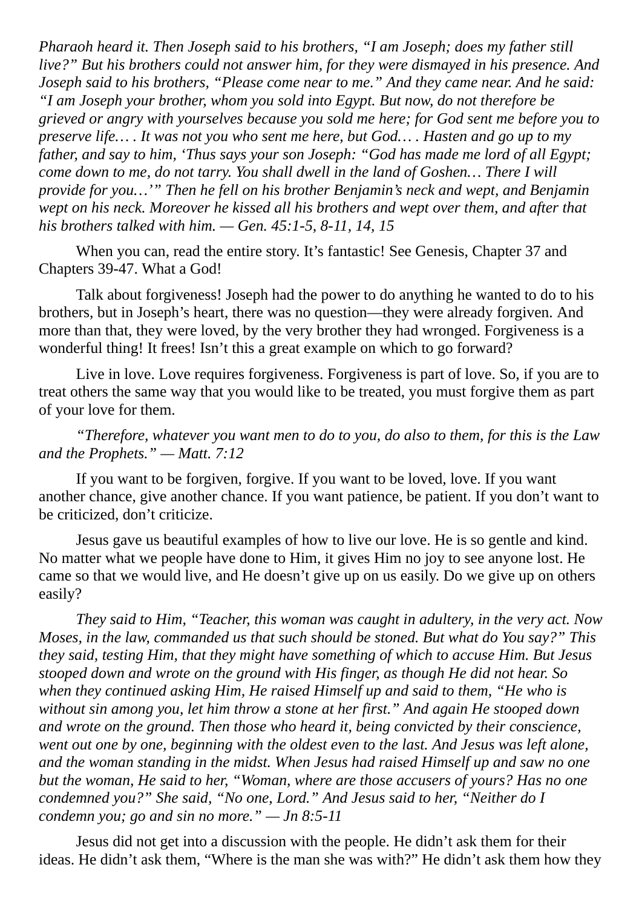*Pharaoh heard it. Then Joseph said to his brothers, "I am Joseph; does my father still live?" But his brothers could not answer him, for they were dismayed in his presence. And Joseph said to his brothers, "Please come near to me." And they came near. And he said: "I am Joseph your brother, whom you sold into Egypt. But now, do not therefore be grieved or angry with yourselves because you sold me here; for God sent me before you to preserve life.… . It was not you who sent me here, but God… . Hasten and go up to my father, and say to him, 'Thus says your son Joseph: "God has made me lord of all Egypt; come down to me, do not tarry. You shall dwell in the land of Goshen… There I will provide for you…'" Then he fell on his brother Benjamin's neck and wept, and Benjamin wept on his neck. Moreover he kissed all his brothers and wept over them, and after that his brothers talked with him. — Gen. 45:1-5, 8-11, 14, 15*

When you can, read the entire story. It's fantastic! See Genesis, Chapter 37 and Chapters 39-47. What a God!

Talk about forgiveness! Joseph had the power to do anything he wanted to do to his brothers, but in Joseph's heart, there was no question—they were already forgiven. And more than that, they were loved, by the very brother they had wronged. Forgiveness is a wonderful thing! It frees! Isn't this a great example on which to go forward?

Live in love. Love requires forgiveness. Forgiveness is part of love. So, if you are to treat others the same way that you would like to be treated, you must forgive them as part of your love for them.

*"Therefore, whatever you want men to do to you, do also to them, for this is the Law and the Prophets." — Matt. 7:12*

If you want to be forgiven, forgive. If you want to be loved, love. If you want another chance, give another chance. If you want patience, be patient. If you don't want to be criticized, don't criticize.

Jesus gave us beautiful examples of how to live our love. He is so gentle and kind. No matter what we people have done to Him, it gives Him no joy to see anyone lost. He came so that we would live, and He doesn't give up on us easily. Do we give up on others easily?

*They said to Him, "Teacher, this woman was caught in adultery, in the very act. Now Moses, in the law, commanded us that such should be stoned. But what do You say?" This they said, testing Him, that they might have something of which to accuse Him. But Jesus stooped down and wrote on the ground with His finger, as though He did not hear. So when they continued asking Him, He raised Himself up and said to them, "He who is without sin among you, let him throw a stone at her first." And again He stooped down and wrote on the ground. Then those who heard it, being convicted by their conscience, went out one by one, beginning with the oldest even to the last. And Jesus was left alone, and the woman standing in the midst. When Jesus had raised Himself up and saw no one but the woman, He said to her, "Woman, where are those accusers of yours? Has no one condemned you?" She said, "No one, Lord." And Jesus said to her, "Neither do I condemn you; go and sin no more." — Jn 8:5-11*

Jesus did not get into a discussion with the people. He didn't ask them for their ideas. He didn't ask them, "Where is the man she was with?" He didn't ask them how they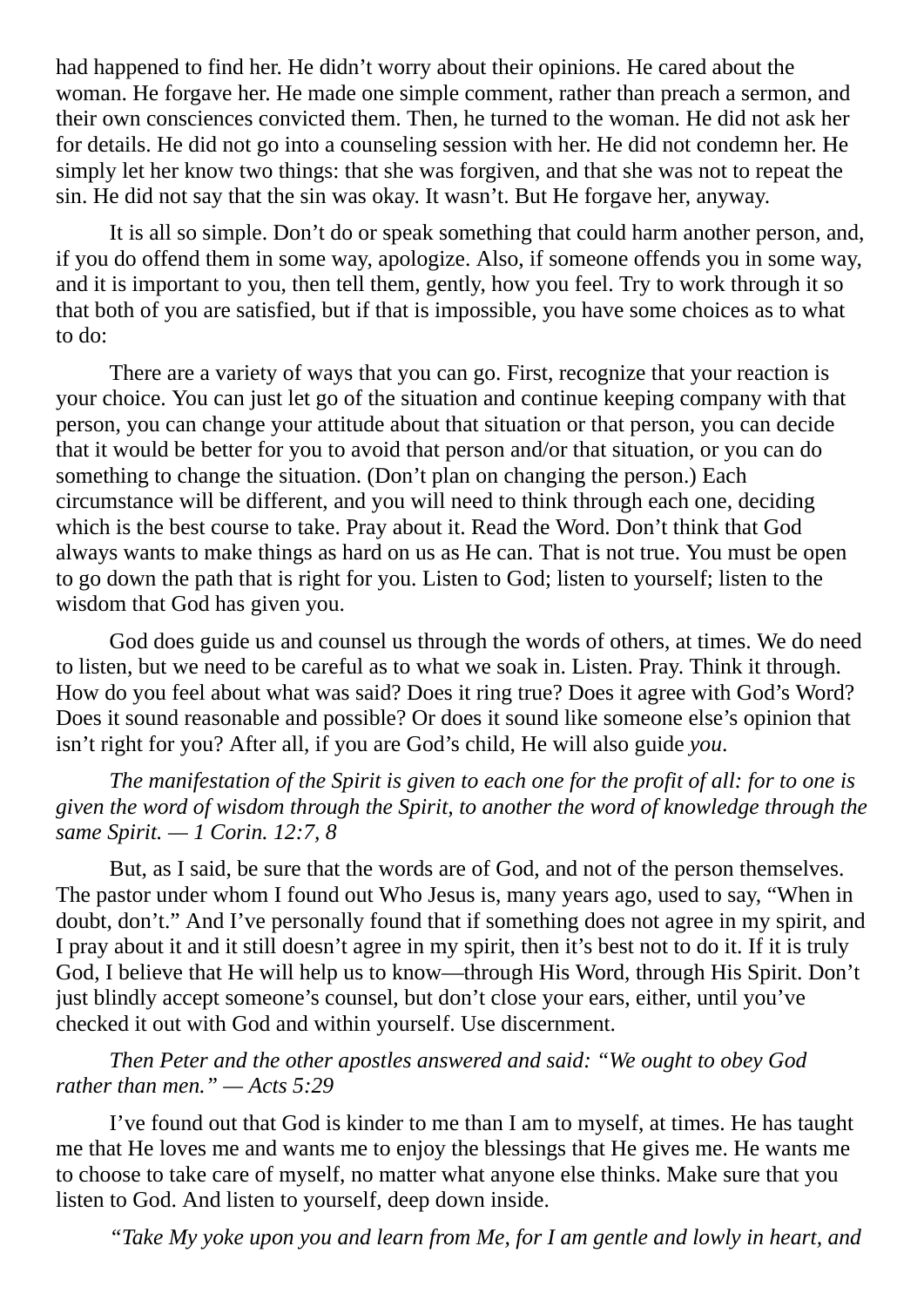had happened to find her. He didn't worry about their opinions. He cared about the woman. He forgave her. He made one simple comment, rather than preach a sermon, and their own consciences convicted them. Then, he turned to the woman. He did not ask her for details. He did not go into a counseling session with her. He did not condemn her. He simply let her know two things: that she was forgiven, and that she was not to repeat the sin. He did not say that the sin was okay. It wasn't. But He forgave her, anyway.

It is all so simple. Don't do or speak something that could harm another person, and, if you do offend them in some way, apologize. Also, if someone offends you in some way, and it is important to you, then tell them, gently, how you feel. Try to work through it so that both of you are satisfied, but if that is impossible, you have some choices as to what to do:

There are a variety of ways that you can go. First, recognize that your reaction is your choice. You can just let go of the situation and continue keeping company with that person, you can change your attitude about that situation or that person, you can decide that it would be better for you to avoid that person and/or that situation, or you can do something to change the situation. (Don't plan on changing the person.) Each circumstance will be different, and you will need to think through each one, deciding which is the best course to take. Pray about it. Read the Word. Don't think that God always wants to make things as hard on us as He can. That is not true. You must be open to go down the path that is right for you. Listen to God; listen to yourself; listen to the wisdom that God has given you.

God does guide us and counsel us through the words of others, at times. We do need to listen, but we need to be careful as to what we soak in. Listen. Pray. Think it through. How do you feel about what was said? Does it ring true? Does it agree with God's Word? Does it sound reasonable and possible? Or does it sound like someone else's opinion that isn't right for you? After all, if you are God's child, He will also guide *you*.

*The manifestation of the Spirit is given to each one for the profit of all: for to one is given the word of wisdom through the Spirit, to another the word of knowledge through the same Spirit. — 1 Corin. 12:7, 8*

But, as I said, be sure that the words are of God, and not of the person themselves. The pastor under whom I found out Who Jesus is, many years ago, used to say, "When in doubt, don't." And I've personally found that if something does not agree in my spirit, and I pray about it and it still doesn't agree in my spirit, then it's best not to do it. If it is truly God, I believe that He will help us to know—through His Word, through His Spirit. Don't just blindly accept someone's counsel, but don't close your ears, either, until you've checked it out with God and within yourself. Use discernment.

*Then Peter and the other apostles answered and said: "We ought to obey God rather than men." — Acts 5:29*

I've found out that God is kinder to me than I am to myself, at times. He has taught me that He loves me and wants me to enjoy the blessings that He gives me. He wants me to choose to take care of myself, no matter what anyone else thinks. Make sure that you listen to God. And listen to yourself, deep down inside.

*"Take My yoke upon you and learn from Me, for I am gentle and lowly in heart, and*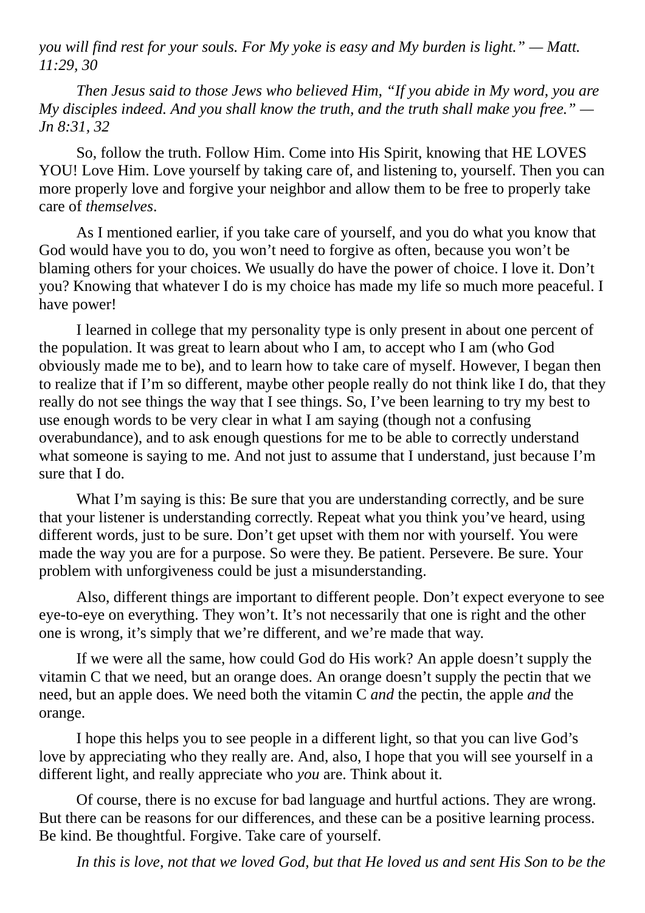*you will find rest for your souls. For My yoke is easy and My burden is light." — Matt. 11:29, 30*

*Then Jesus said to those Jews who believed Him, "If you abide in My word, you are My disciples indeed. And you shall know the truth, and the truth shall make you free." — Jn 8:31, 32*

So, follow the truth. Follow Him. Come into His Spirit, knowing that HE LOVES YOU! Love Him. Love yourself by taking care of, and listening to, yourself. Then you can more properly love and forgive your neighbor and allow them to be free to properly take care of *themselves*.

As I mentioned earlier, if you take care of yourself, and you do what you know that God would have you to do, you won't need to forgive as often, because you won't be blaming others for your choices. We usually do have the power of choice. I love it. Don't you? Knowing that whatever I do is my choice has made my life so much more peaceful. I have power!

I learned in college that my personality type is only present in about one percent of the population. It was great to learn about who I am, to accept who I am (who God obviously made me to be), and to learn how to take care of myself. However, I began then to realize that if I'm so different, maybe other people really do not think like I do, that they really do not see things the way that I see things. So, I've been learning to try my best to use enough words to be very clear in what I am saying (though not a confusing overabundance), and to ask enough questions for me to be able to correctly understand what someone is saying to me. And not just to assume that I understand, just because I'm sure that I do.

What I'm saying is this: Be sure that you are understanding correctly, and be sure that your listener is understanding correctly. Repeat what you think you've heard, using different words, just to be sure. Don't get upset with them nor with yourself. You were made the way you are for a purpose. So were they. Be patient. Persevere. Be sure. Your problem with unforgiveness could be just a misunderstanding.

Also, different things are important to different people. Don't expect everyone to see eye-to-eye on everything. They won't. It's not necessarily that one is right and the other one is wrong, it's simply that we're different, and we're made that way.

If we were all the same, how could God do His work? An apple doesn't supply the vitamin C that we need, but an orange does. An orange doesn't supply the pectin that we need, but an apple does. We need both the vitamin C *and* the pectin, the apple *and* the orange.

I hope this helps you to see people in a different light, so that you can live God's love by appreciating who they really are. And, also, I hope that you will see yourself in a different light, and really appreciate who *you* are. Think about it.

Of course, there is no excuse for bad language and hurtful actions. They are wrong. But there can be reasons for our differences, and these can be a positive learning process. Be kind. Be thoughtful. Forgive. Take care of yourself.

*In this is love, not that we loved God, but that He loved us and sent His Son to be the*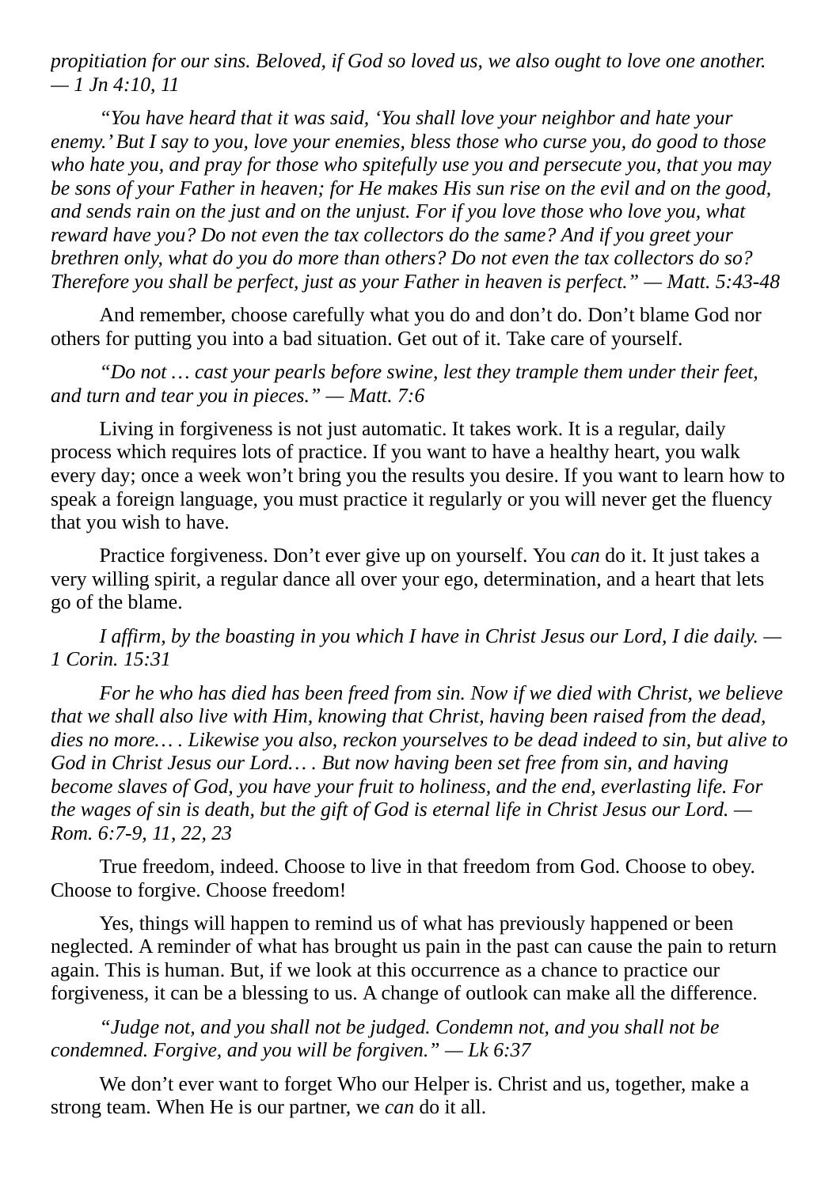*propitiation for our sins. Beloved, if God so loved us, we also ought to love one another. — 1 Jn 4:10, 11*

*"You have heard that it was said, 'You shall love your neighbor and hate your enemy.' But I say to you, love your enemies, bless those who curse you, do good to those who hate you, and pray for those who spitefully use you and persecute you, that you may be sons of your Father in heaven; for He makes His sun rise on the evil and on the good, and sends rain on the just and on the unjust. For if you love those who love you, what reward have you? Do not even the tax collectors do the same? And if you greet your brethren only, what do you do more than others? Do not even the tax collectors do so? Therefore you shall be perfect, just as your Father in heaven is perfect." — Matt. 5:43-48*

And remember, choose carefully what you do and don't do. Don't blame God nor others for putting you into a bad situation. Get out of it. Take care of yourself.

*"Do not … cast your pearls before swine, lest they trample them under their feet, and turn and tear you in pieces." — Matt. 7:6*

Living in forgiveness is not just automatic. It takes work. It is a regular, daily process which requires lots of practice. If you want to have a healthy heart, you walk every day; once a week won't bring you the results you desire. If you want to learn how to speak a foreign language, you must practice it regularly or you will never get the fluency that you wish to have.

Practice forgiveness. Don't ever give up on yourself. You *can* do it. It just takes a very willing spirit, a regular dance all over your ego, determination, and a heart that lets go of the blame.

*I affirm, by the boasting in you which I have in Christ Jesus our Lord, I die daily. — 1 Corin. 15:31*

*For he who has died has been freed from sin. Now if we died with Christ, we believe that we shall also live with Him, knowing that Christ, having been raised from the dead, dies no more… . Likewise you also, reckon yourselves to be dead indeed to sin, but alive to God in Christ Jesus our Lord… . But now having been set free from sin, and having become slaves of God, you have your fruit to holiness, and the end, everlasting life. For the wages of sin is death, but the gift of God is eternal life in Christ Jesus our Lord. — Rom. 6:7-9, 11, 22, 23*

True freedom, indeed. Choose to live in that freedom from God. Choose to obey. Choose to forgive. Choose freedom!

Yes, things will happen to remind us of what has previously happened or been neglected. A reminder of what has brought us pain in the past can cause the pain to return again. This is human. But, if we look at this occurrence as a chance to practice our forgiveness, it can be a blessing to us. A change of outlook can make all the difference.

*"Judge not, and you shall not be judged. Condemn not, and you shall not be condemned. Forgive, and you will be forgiven." — Lk 6:37*

We don't ever want to forget Who our Helper is. Christ and us, together, make a strong team. When He is our partner, we *can* do it all.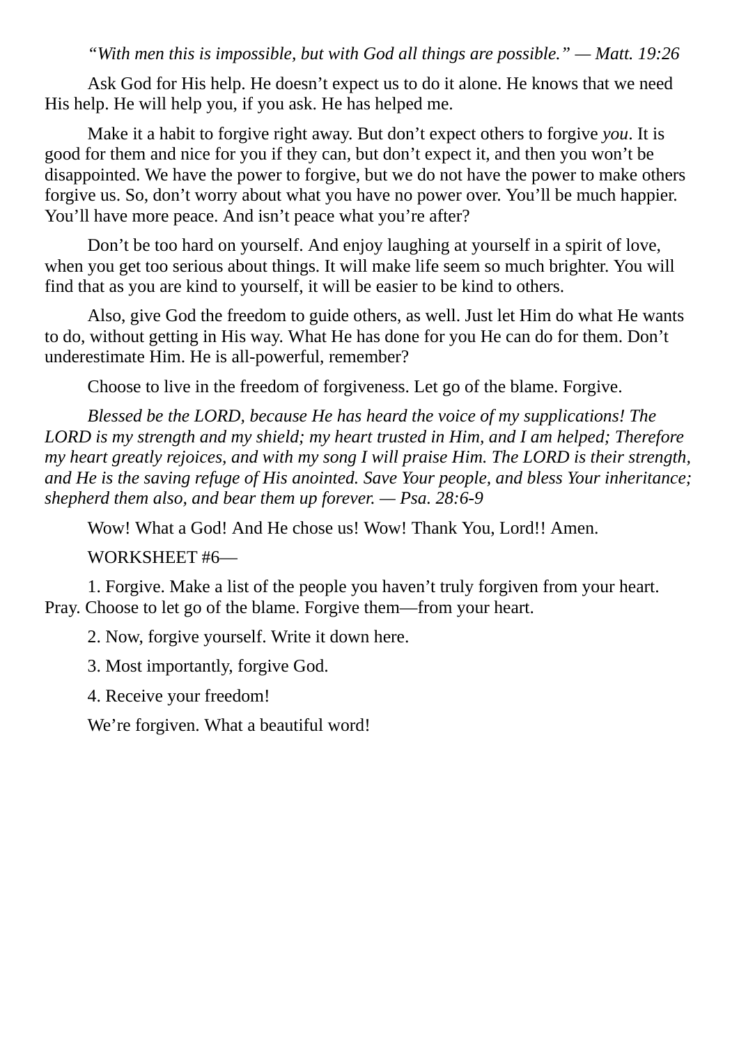*“With men this is impossible, but with God all things are possible.” — Matt. 19:26*

Ask God for His help. He doesn’t expect us to do it alone. He knows that we need His help. He will help you, if you ask. He has helped me.

Make it a habit to forgive right away. But don’t expect others to forgive *you*. It is good for them and nice for you if they can, but don’t expect it, and then you won’t be disappointed. We have the power to forgive, but we do not have the power to make others forgive us. So, don’t worry about what you have no power over. You’ll be much happier. You’ll have more peace. And isn’t peace what you’re after?

Don’t be too hard on yourself. And enjoy laughing at yourself in a spirit of love, when you get too serious about things. It will make life seem so much brighter. You will find that as you are kind to yourself, it will be easier to be kind to others.

Also, give God the freedom to guide others, as well. Just let Him do what He wants to do, without getting in His way. What He has done for you He can do for them. Don’t underestimate Him. He is all-powerful, remember?

Choose to live in the freedom of forgiveness. Let go of the blame. Forgive.

*Blessed be the LORD, because He has heard the voice of my supplications! The LORD is my strength and my shield; my heart trusted in Him, and I am helped; Therefore my heart greatly rejoices, and with my song I will praise Him. The LORD is their strength, and He is the saving refuge of His anointed. Save Your people, and bless Your inheritance; shepherd them also, and bear them up forever. — Psa. 28:6-9*

Wow! What a God! And He chose us! Wow! Thank You, Lord!! Amen.

WORKSHEET #6—

1. Forgive. Make a list of the people you haven’t truly forgiven from your heart. Pray. Choose to let go of the blame. Forgive them—from your heart.

2. Now, forgive yourself. Write it down here.

3. Most importantly, forgive God.

4. Receive your freedom!

We’re forgiven. What a beautiful word!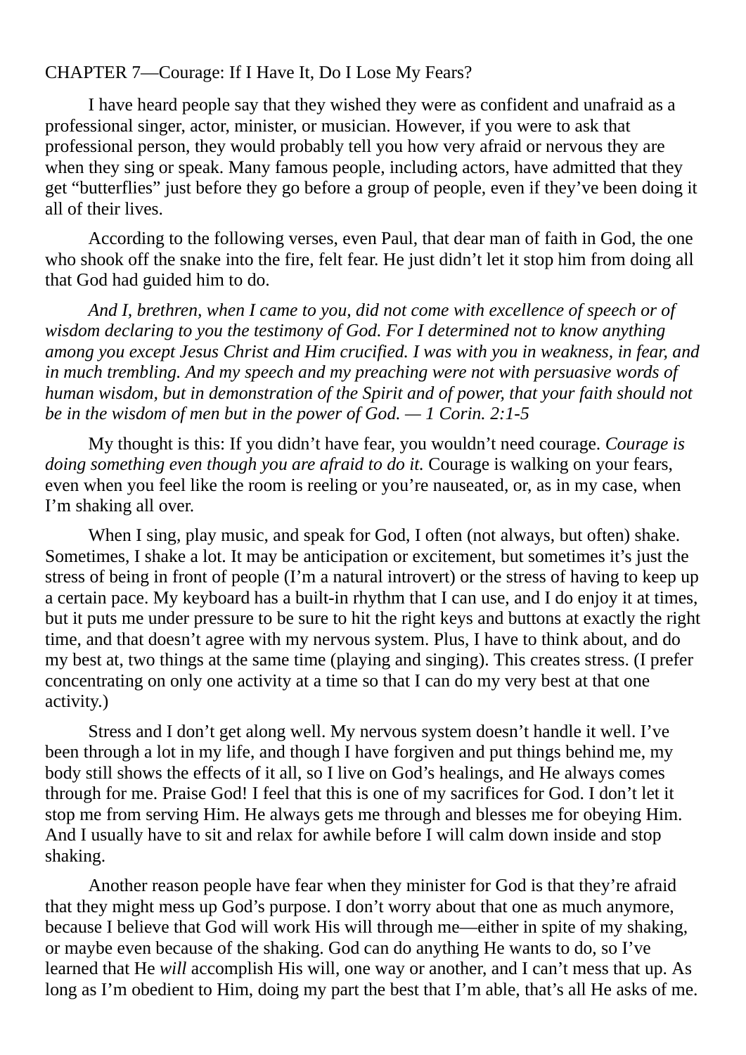## CHAPTER 7—Courage: If I Have It, Do I Lose My Fears?

I have heard people say that they wished they were as confident and unafraid as a professional singer, actor, minister, or musician. However, if you were to ask that professional person, they would probably tell you how very afraid or nervous they are when they sing or speak. Many famous people, including actors, have admitted that they get "butterflies" just before they go before a group of people, even if they've been doing it all of their lives.

According to the following verses, even Paul, that dear man of faith in God, the one who shook off the snake into the fire, felt fear. He just didn't let it stop him from doing all that God had guided him to do.

*And I, brethren, when I came to you, did not come with excellence of speech or of wisdom declaring to you the testimony of God. For I determined not to know anything among you except Jesus Christ and Him crucified. I was with you in weakness, in fear, and in much trembling. And my speech and my preaching were not with persuasive words of human wisdom, but in demonstration of the Spirit and of power, that your faith should not be in the wisdom of men but in the power of God. — 1 Corin. 2:1-5*

My thought is this: If you didn't have fear, you wouldn't need courage. *Courage is doing something even though you are afraid to do it.* Courage is walking on your fears, even when you feel like the room is reeling or you're nauseated, or, as in my case, when I'm shaking all over.

When I sing, play music, and speak for God, I often (not always, but often) shake. Sometimes, I shake a lot. It may be anticipation or excitement, but sometimes it's just the stress of being in front of people (I'm a natural introvert) or the stress of having to keep up a certain pace. My keyboard has a built-in rhythm that I can use, and I do enjoy it at times, but it puts me under pressure to be sure to hit the right keys and buttons at exactly the right time, and that doesn't agree with my nervous system. Plus, I have to think about, and do my best at, two things at the same time (playing and singing). This creates stress. (I prefer concentrating on only one activity at a time so that I can do my very best at that one activity.)

Stress and I don't get along well. My nervous system doesn't handle it well. I've been through a lot in my life, and though I have forgiven and put things behind me, my body still shows the effects of it all, so I live on God's healings, and He always comes through for me. Praise God! I feel that this is one of my sacrifices for God. I don't let it stop me from serving Him. He always gets me through and blesses me for obeying Him. And I usually have to sit and relax for awhile before I will calm down inside and stop shaking.

Another reason people have fear when they minister for God is that they're afraid that they might mess up God's purpose. I don't worry about that one as much anymore, because I believe that God will work His will through me—either in spite of my shaking, or maybe even because of the shaking. God can do anything He wants to do, so I've learned that He *will* accomplish His will, one way or another, and I can't mess that up. As long as I'm obedient to Him, doing my part the best that I'm able, that's all He asks of me.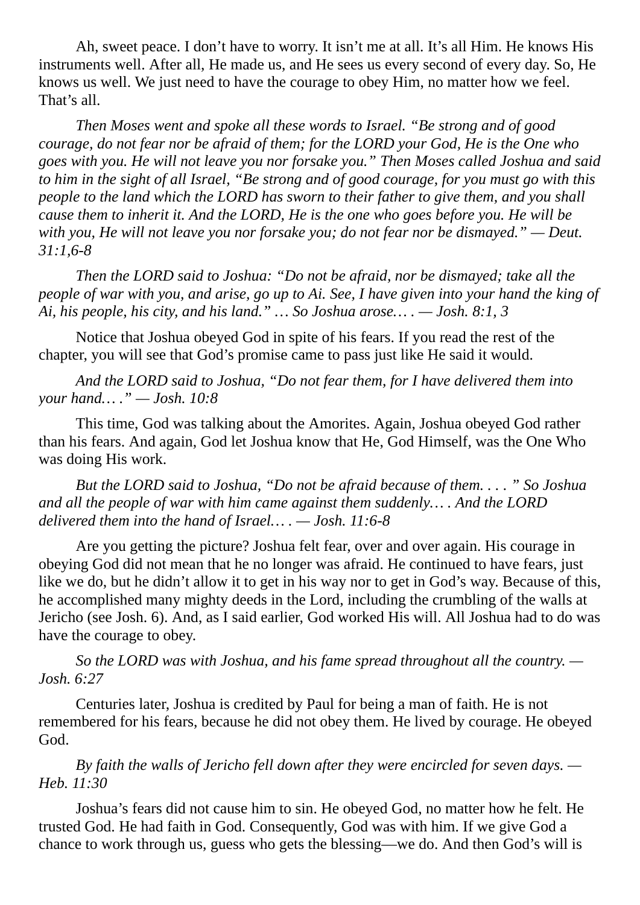Ah, sweet peace. I don't have to worry. It isn't me at all. It's all Him. He knows His instruments well. After all, He made us, and He sees us every second of every day. So, He knows us well. We just need to have the courage to obey Him, no matter how we feel. That's all.

*Then Moses went and spoke all these words to Israel. "Be strong and of good courage, do not fear nor be afraid of them; for the LORD your God, He is the One who goes with you. He will not leave you nor forsake you." Then Moses called Joshua and said to him in the sight of all Israel, "Be strong and of good courage, for you must go with this people to the land which the LORD has sworn to their father to give them, and you shall cause them to inherit it. And the LORD, He is the one who goes before you. He will be with you, He will not leave you nor forsake you; do not fear nor be dismayed." — Deut. 31:1,6-8*

*Then the LORD said to Joshua: "Do not be afraid, nor be dismayed; take all the people of war with you, and arise, go up to Ai. See, I have given into your hand the king of Ai, his people, his city, and his land." … So Joshua arose… . — Josh. 8:1, 3*

Notice that Joshua obeyed God in spite of his fears. If you read the rest of the chapter, you will see that God's promise came to pass just like He said it would.

*And the LORD said to Joshua, "Do not fear them, for I have delivered them into your hand… ." — Josh. 10:8*

This time, God was talking about the Amorites. Again, Joshua obeyed God rather than his fears. And again, God let Joshua know that He, God Himself, was the One Who was doing His work.

*But the LORD said to Joshua, "Do not be afraid because of them. . . . " So Joshua and all the people of war with him came against them suddenly… . And the LORD delivered them into the hand of Israel… . — Josh. 11:6-8*

Are you getting the picture? Joshua felt fear, over and over again. His courage in obeying God did not mean that he no longer was afraid. He continued to have fears, just like we do, but he didn't allow it to get in his way nor to get in God's way. Because of this, he accomplished many mighty deeds in the Lord, including the crumbling of the walls at Jericho (see Josh. 6). And, as I said earlier, God worked His will. All Joshua had to do was have the courage to obey.

*So the LORD was with Joshua, and his fame spread throughout all the country. — Josh. 6:27*

Centuries later, Joshua is credited by Paul for being a man of faith. He is not remembered for his fears, because he did not obey them. He lived by courage. He obeyed God.

*By faith the walls of Jericho fell down after they were encircled for seven days. — Heb. 11:30*

Joshua's fears did not cause him to sin. He obeyed God, no matter how he felt. He trusted God. He had faith in God. Consequently, God was with him. If we give God a chance to work through us, guess who gets the blessing—we do. And then God's will is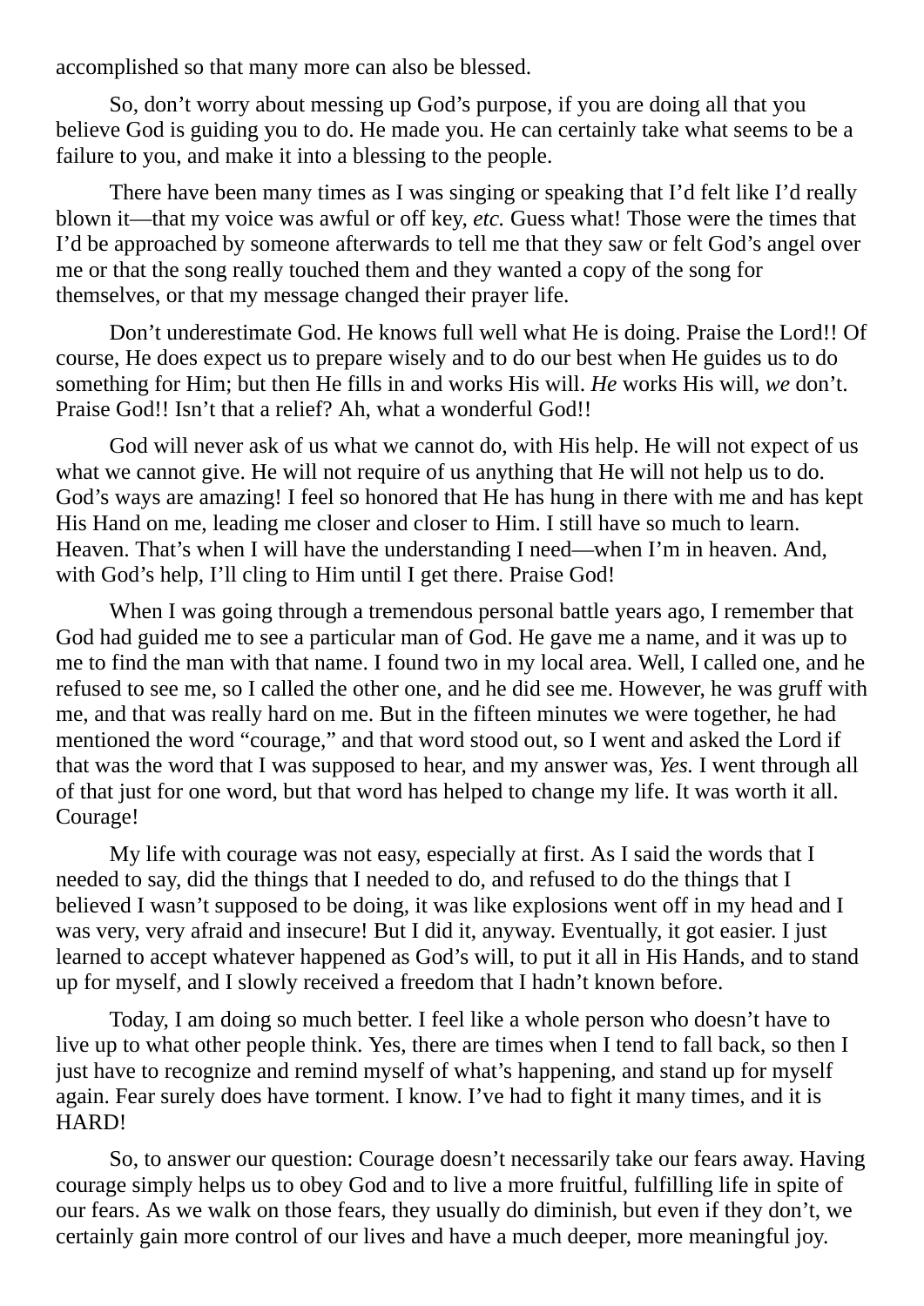accomplished so that many more can also be blessed.

So, don't worry about messing up God's purpose, if you are doing all that you believe God is guiding you to do. He made you. He can certainly take what seems to be a failure to you, and make it into a blessing to the people.

There have been many times as I was singing or speaking that I'd felt like I'd really blown it—that my voice was awful or off key, *etc.* Guess what! Those were the times that I'd be approached by someone afterwards to tell me that they saw or felt God's angel over me or that the song really touched them and they wanted a copy of the song for themselves, or that my message changed their prayer life.

Don't underestimate God. He knows full well what He is doing. Praise the Lord!! Of course, He does expect us to prepare wisely and to do our best when He guides us to do something for Him; but then He fills in and works His will. *He* works His will, *we* don't. Praise God!! Isn't that a relief? Ah, what a wonderful God!!

God will never ask of us what we cannot do, with His help. He will not expect of us what we cannot give. He will not require of us anything that He will not help us to do. God's ways are amazing! I feel so honored that He has hung in there with me and has kept His Hand on me, leading me closer and closer to Him. I still have so much to learn. Heaven. That's when I will have the understanding I need—when I'm in heaven. And, with God's help, I'll cling to Him until I get there. Praise God!

When I was going through a tremendous personal battle years ago, I remember that God had guided me to see a particular man of God. He gave me a name, and it was up to me to find the man with that name. I found two in my local area. Well, I called one, and he refused to see me, so I called the other one, and he did see me. However, he was gruff with me, and that was really hard on me. But in the fifteen minutes we were together, he had mentioned the word "courage," and that word stood out, so I went and asked the Lord if that was the word that I was supposed to hear, and my answer was, *Yes.* I went through all of that just for one word, but that word has helped to change my life. It was worth it all. Courage!

My life with courage was not easy, especially at first. As I said the words that I needed to say, did the things that I needed to do, and refused to do the things that I believed I wasn't supposed to be doing, it was like explosions went off in my head and I was very, very afraid and insecure! But I did it, anyway. Eventually, it got easier. I just learned to accept whatever happened as God's will, to put it all in His Hands, and to stand up for myself, and I slowly received a freedom that I hadn't known before.

Today, I am doing so much better. I feel like a whole person who doesn't have to live up to what other people think. Yes, there are times when I tend to fall back, so then I just have to recognize and remind myself of what's happening, and stand up for myself again. Fear surely does have torment. I know. I've had to fight it many times, and it is HARD!

So, to answer our question: Courage doesn't necessarily take our fears away. Having courage simply helps us to obey God and to live a more fruitful, fulfilling life in spite of our fears. As we walk on those fears, they usually do diminish, but even if they don't, we certainly gain more control of our lives and have a much deeper, more meaningful joy.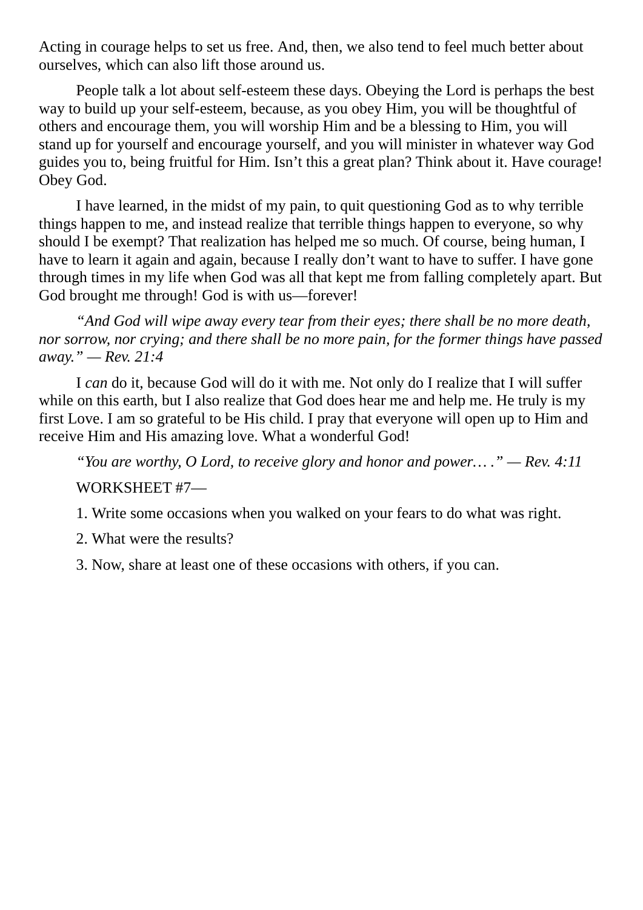Acting in courage helps to set us free. And, then, we also tend to feel much better about ourselves, which can also lift those around us.

People talk a lot about self-esteem these days. Obeying the Lord is perhaps the best way to build up your self-esteem, because, as you obey Him, you will be thoughtful of others and encourage them, you will worship Him and be a blessing to Him, you will stand up for yourself and encourage yourself, and you will minister in whatever way God guides you to, being fruitful for Him. Isn't this a great plan? Think about it. Have courage! Obey God.

I have learned, in the midst of my pain, to quit questioning God as to why terrible things happen to me, and instead realize that terrible things happen to everyone, so why should I be exempt? That realization has helped me so much. Of course, being human, I have to learn it again and again, because I really don't want to have to suffer. I have gone through times in my life when God was all that kept me from falling completely apart. But God brought me through! God is with us—forever!

*"And God will wipe away every tear from their eyes; there shall be no more death, nor sorrow, nor crying; and there shall be no more pain, for the former things have passed away." — Rev. 21:4*

I *can* do it, because God will do it with me. Not only do I realize that I will suffer while on this earth, but I also realize that God does hear me and help me. He truly is my first Love. I am so grateful to be His child. I pray that everyone will open up to Him and receive Him and His amazing love. What a wonderful God!

*"You are worthy, O Lord, to receive glory and honor and power… ." — Rev. 4:11*

WORKSHEET #7—

1. Write some occasions when you walked on your fears to do what was right.

2. What were the results?

3. Now, share at least one of these occasions with others, if you can.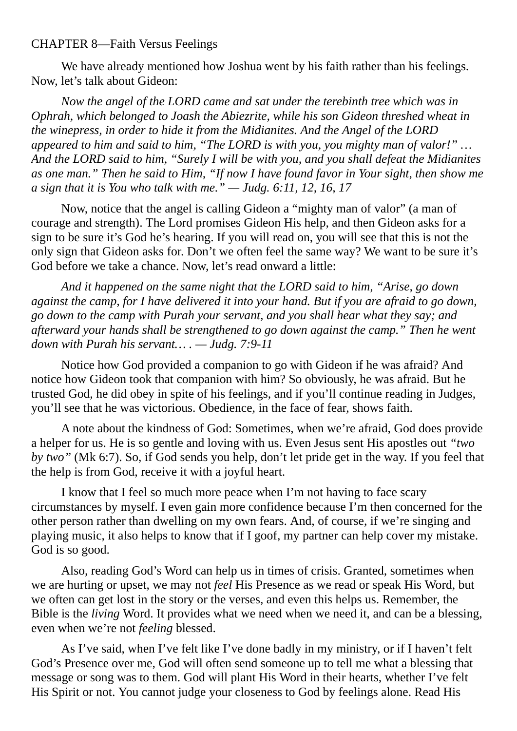## CHAPTER 8—Faith Versus Feelings

We have already mentioned how Joshua went by his faith rather than his feelings. Now, let's talk about Gideon:

*Now the angel of the LORD came and sat under the terebinth tree which was in Ophrah, which belonged to Joash the Abiezrite, while his son Gideon threshed wheat in the winepress, in order to hide it from the Midianites. And the Angel of the LORD appeared to him and said to him, "The LORD is with you, you mighty man of valor!" … And the LORD said to him, "Surely I will be with you, and you shall defeat the Midianites as one man." Then he said to Him, "If now I have found favor in Your sight, then show me a sign that it is You who talk with me." — Judg. 6:11, 12, 16, 17*

Now, notice that the angel is calling Gideon a "mighty man of valor" (a man of courage and strength). The Lord promises Gideon His help, and then Gideon asks for a sign to be sure it's God he's hearing. If you will read on, you will see that this is not the only sign that Gideon asks for. Don't we often feel the same way? We want to be sure it's God before we take a chance. Now, let's read onward a little:

*And it happened on the same night that the LORD said to him, "Arise, go down against the camp, for I have delivered it into your hand. But if you are afraid to go down, go down to the camp with Purah your servant, and you shall hear what they say; and afterward your hands shall be strengthened to go down against the camp." Then he went down with Purah his servant… . — Judg. 7:9-11*

Notice how God provided a companion to go with Gideon if he was afraid? And notice how Gideon took that companion with him? So obviously, he was afraid. But he trusted God, he did obey in spite of his feelings, and if you'll continue reading in Judges, you'll see that he was victorious. Obedience, in the face of fear, shows faith.

A note about the kindness of God: Sometimes, when we're afraid, God does provide a helper for us. He is so gentle and loving with us. Even Jesus sent His apostles out *"two by two"* (Mk 6:7). So, if God sends you help, don't let pride get in the way. If you feel that the help is from God, receive it with a joyful heart.

I know that I feel so much more peace when I'm not having to face scary circumstances by myself. I even gain more confidence because I'm then concerned for the other person rather than dwelling on my own fears. And, of course, if we're singing and playing music, it also helps to know that if I goof, my partner can help cover my mistake. God is so good.

Also, reading God's Word can help us in times of crisis. Granted, sometimes when we are hurting or upset, we may not *feel* His Presence as we read or speak His Word, but we often can get lost in the story or the verses, and even this helps us. Remember, the Bible is the *living* Word. It provides what we need when we need it, and can be a blessing, even when we're not *feeling* blessed.

As I've said, when I've felt like I've done badly in my ministry, or if I haven't felt God's Presence over me, God will often send someone up to tell me what a blessing that message or song was to them. God will plant His Word in their hearts, whether I've felt His Spirit or not. You cannot judge your closeness to God by feelings alone. Read His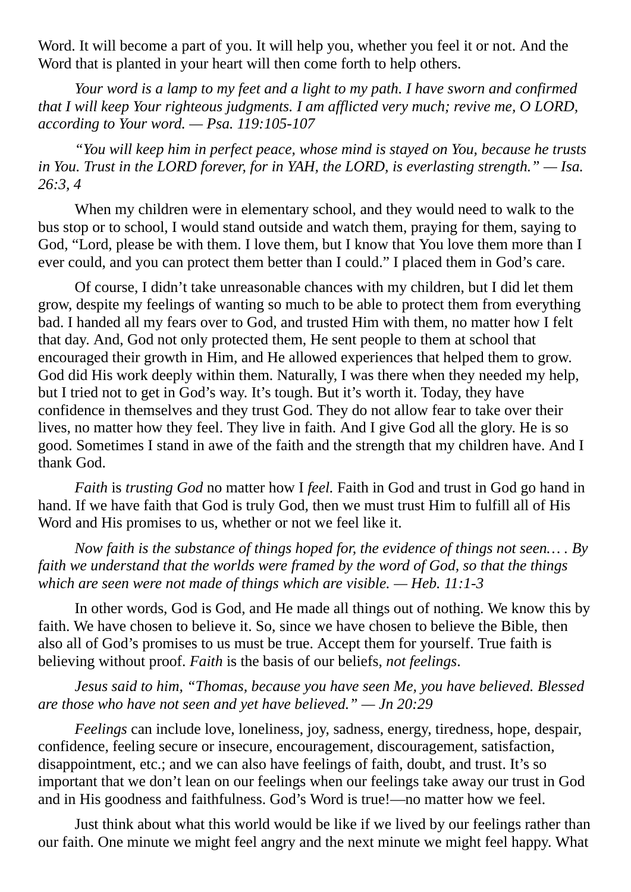Word. It will become a part of you. It will help you, whether you feel it or not. And the Word that is planted in your heart will then come forth to help others.

*Your word is a lamp to my feet and a light to my path. I have sworn and confirmed that I will keep Your righteous judgments. I am afflicted very much; revive me, O LORD, according to Your word. — Psa. 119:105-107*

*"You will keep him in perfect peace, whose mind is stayed on You, because he trusts in You. Trust in the LORD forever, for in YAH, the LORD, is everlasting strength." — Isa. 26:3, 4*

When my children were in elementary school, and they would need to walk to the bus stop or to school, I would stand outside and watch them, praying for them, saying to God, "Lord, please be with them. I love them, but I know that You love them more than I ever could, and you can protect them better than I could." I placed them in God's care.

Of course, I didn't take unreasonable chances with my children, but I did let them grow, despite my feelings of wanting so much to be able to protect them from everything bad. I handed all my fears over to God, and trusted Him with them, no matter how I felt that day. And, God not only protected them, He sent people to them at school that encouraged their growth in Him, and He allowed experiences that helped them to grow. God did His work deeply within them. Naturally, I was there when they needed my help, but I tried not to get in God's way. It's tough. But it's worth it. Today, they have confidence in themselves and they trust God. They do not allow fear to take over their lives, no matter how they feel. They live in faith. And I give God all the glory. He is so good. Sometimes I stand in awe of the faith and the strength that my children have. And I thank God.

*Faith* is *trusting God* no matter how I *feel*. Faith in God and trust in God go hand in hand. If we have faith that God is truly God, then we must trust Him to fulfill all of His Word and His promises to us, whether or not we feel like it.

*Now faith is the substance of things hoped for, the evidence of things not seen… . By faith we understand that the worlds were framed by the word of God, so that the things which are seen were not made of things which are visible. — Heb. 11:1-3*

In other words, God is God, and He made all things out of nothing. We know this by faith. We have chosen to believe it. So, since we have chosen to believe the Bible, then also all of God's promises to us must be true. Accept them for yourself. True faith is believing without proof. *Faith* is the basis of our beliefs, *not feelings*.

*Jesus said to him, "Thomas, because you have seen Me, you have believed. Blessed are those who have not seen and yet have believed." — Jn 20:29*

*Feelings* can include love, loneliness, joy, sadness, energy, tiredness, hope, despair, confidence, feeling secure or insecure, encouragement, discouragement, satisfaction, disappointment, etc.; and we can also have feelings of faith, doubt, and trust. It's so important that we don't lean on our feelings when our feelings take away our trust in God and in His goodness and faithfulness. God's Word is true!—no matter how we feel.

Just think about what this world would be like if we lived by our feelings rather than our faith. One minute we might feel angry and the next minute we might feel happy. What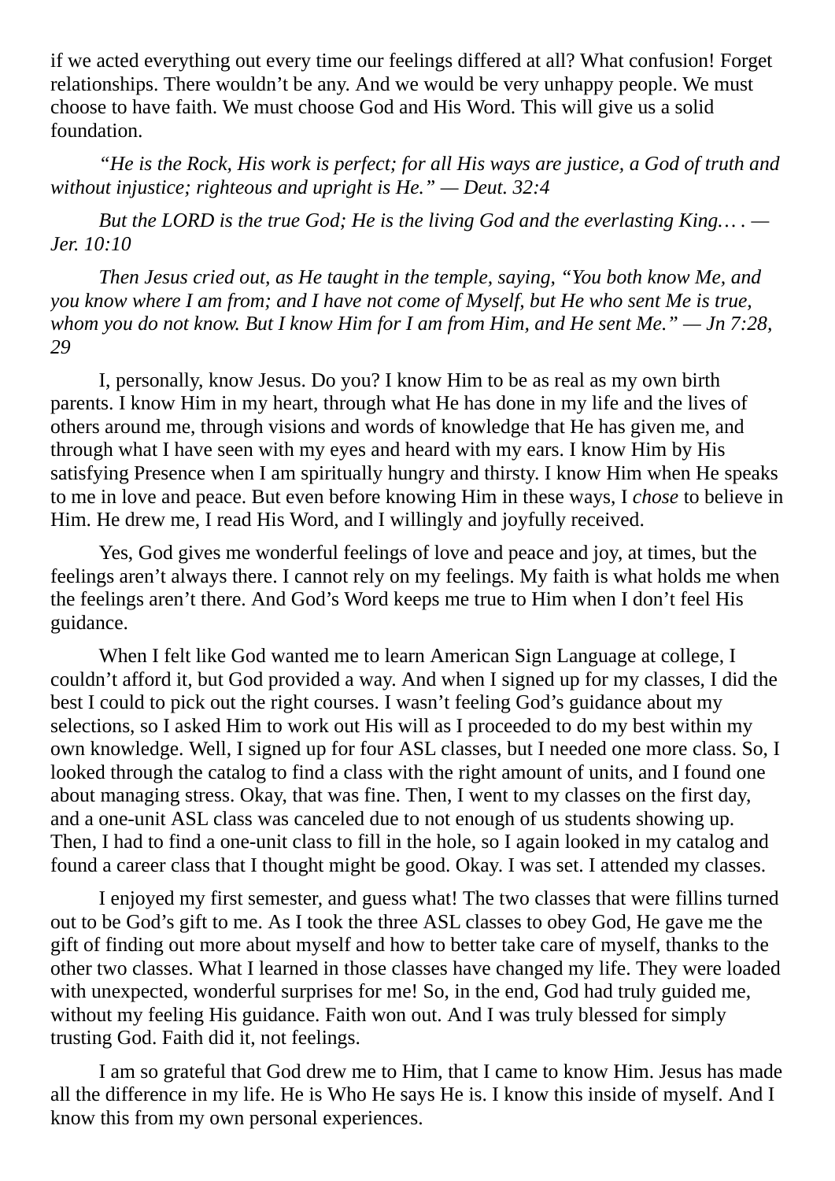if we acted everything out every time our feelings differed at all? What confusion! Forget relationships. There wouldn't be any. And we would be very unhappy people. We must choose to have faith. We must choose God and His Word. This will give us a solid foundation.

*"He is the Rock, His work is perfect; for all His ways are justice, a God of truth and without injustice; righteous and upright is He." — Deut. 32:4*

*But the LORD is the true God; He is the living God and the everlasting King… . — Jer. 10:10*

*Then Jesus cried out, as He taught in the temple, saying, "You both know Me, and you know where I am from; and I have not come of Myself, but He who sent Me is true, whom you do not know. But I know Him for I am from Him, and He sent Me." — Jn 7:28, 29*

I, personally, know Jesus. Do you? I know Him to be as real as my own birth parents. I know Him in my heart, through what He has done in my life and the lives of others around me, through visions and words of knowledge that He has given me, and through what I have seen with my eyes and heard with my ears. I know Him by His satisfying Presence when I am spiritually hungry and thirsty. I know Him when He speaks to me in love and peace. But even before knowing Him in these ways, I *chose* to believe in Him. He drew me, I read His Word, and I willingly and joyfully received.

Yes, God gives me wonderful feelings of love and peace and joy, at times, but the feelings aren't always there. I cannot rely on my feelings. My faith is what holds me when the feelings aren't there. And God's Word keeps me true to Him when I don't feel His guidance.

When I felt like God wanted me to learn American Sign Language at college, I couldn't afford it, but God provided a way. And when I signed up for my classes, I did the best I could to pick out the right courses. I wasn't feeling God's guidance about my selections, so I asked Him to work out His will as I proceeded to do my best within my own knowledge. Well, I signed up for four ASL classes, but I needed one more class. So, I looked through the catalog to find a class with the right amount of units, and I found one about managing stress. Okay, that was fine. Then, I went to my classes on the first day, and a one-unit ASL class was canceled due to not enough of us students showing up. Then, I had to find a one-unit class to fill in the hole, so I again looked in my catalog and found a career class that I thought might be good. Okay. I was set. I attended my classes.

I enjoyed my first semester, and guess what! The two classes that were fillins turned out to be God's gift to me. As I took the three ASL classes to obey God, He gave me the gift of finding out more about myself and how to better take care of myself, thanks to the other two classes. What I learned in those classes have changed my life. They were loaded with unexpected, wonderful surprises for me! So, in the end, God had truly guided me, without my feeling His guidance. Faith won out. And I was truly blessed for simply trusting God. Faith did it, not feelings.

I am so grateful that God drew me to Him, that I came to know Him. Jesus has made all the difference in my life. He is Who He says He is. I know this inside of myself. And I know this from my own personal experiences.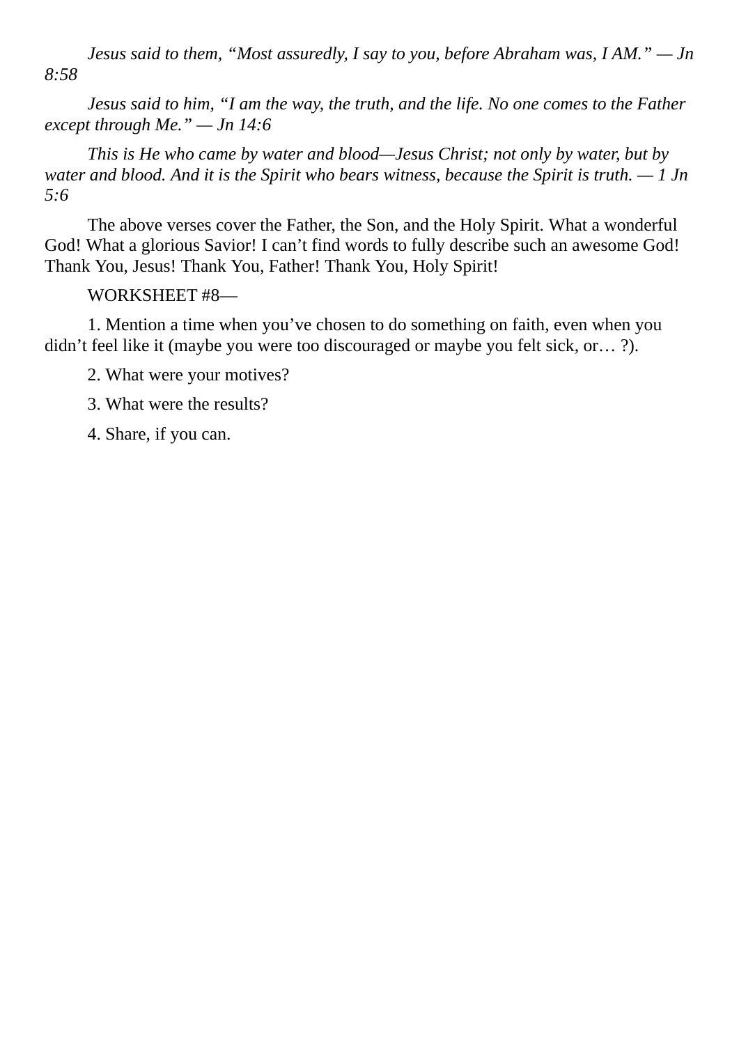*Jesus said to them, “Most assuredly, I say to you, before Abraham was, I AM.” — Jn 8:58*

*Jesus said to him, “I am the way, the truth, and the life. No one comes to the Father except through Me.” — Jn 14:6*

*This is He who came by water and blood—Jesus Christ; not only by water, but by water and blood. And it is the Spirit who bears witness, because the Spirit is truth. — 1 Jn 5:6*

The above verses cover the Father, the Son, and the Holy Spirit. What a wonderful God! What a glorious Savior! I can’t find words to fully describe such an awesome God! Thank You, Jesus! Thank You, Father! Thank You, Holy Spirit!

WORKSHEET #8—

1. Mention a time when you’ve chosen to do something on faith, even when you didn’t feel like it (maybe you were too discouraged or maybe you felt sick, or… ?).

2. What were your motives?

3. What were the results?

4. Share, if you can.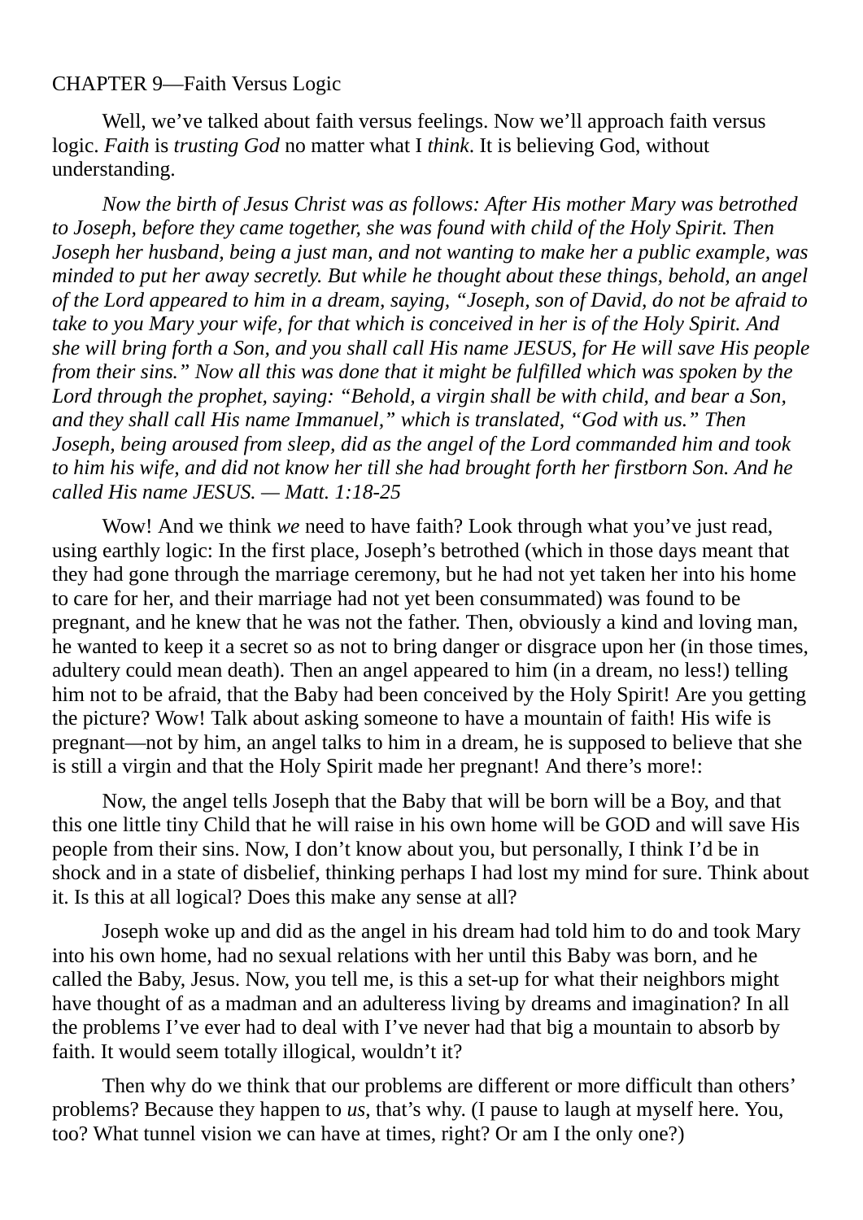CHAPTER 9—Faith Versus Logic

Well, we've talked about faith versus feelings. Now we'll approach faith versus logic. *Faith* is *trusting God* no matter what I *think*. It is believing God, without understanding.

*Now the birth of Jesus Christ was as follows: After His mother Mary was betrothed to Joseph, before they came together, she was found with child of the Holy Spirit. Then Joseph her husband, being a just man, and not wanting to make her a public example, was minded to put her away secretly. But while he thought about these things, behold, an angel of the Lord appeared to him in a dream, saying, "Joseph, son of David, do not be afraid to take to you Mary your wife, for that which is conceived in her is of the Holy Spirit. And she will bring forth a Son, and you shall call His name JESUS, for He will save His people from their sins." Now all this was done that it might be fulfilled which was spoken by the Lord through the prophet, saying: "Behold, a virgin shall be with child, and bear a Son, and they shall call His name Immanuel," which is translated, "God with us." Then Joseph, being aroused from sleep, did as the angel of the Lord commanded him and took to him his wife, and did not know her till she had brought forth her firstborn Son. And he called His name JESUS. — Matt. 1:18-25*

Wow! And we think *we* need to have faith? Look through what you've just read, using earthly logic: In the first place, Joseph's betrothed (which in those days meant that they had gone through the marriage ceremony, but he had not yet taken her into his home to care for her, and their marriage had not yet been consummated) was found to be pregnant, and he knew that he was not the father. Then, obviously a kind and loving man, he wanted to keep it a secret so as not to bring danger or disgrace upon her (in those times, adultery could mean death). Then an angel appeared to him (in a dream, no less!) telling him not to be afraid, that the Baby had been conceived by the Holy Spirit! Are you getting the picture? Wow! Talk about asking someone to have a mountain of faith! His wife is pregnant—not by him, an angel talks to him in a dream, he is supposed to believe that she is still a virgin and that the Holy Spirit made her pregnant! And there's more!:

Now, the angel tells Joseph that the Baby that will be born will be a Boy, and that this one little tiny Child that he will raise in his own home will be GOD and will save His people from their sins. Now, I don't know about you, but personally, I think I'd be in shock and in a state of disbelief, thinking perhaps I had lost my mind for sure. Think about it. Is this at all logical? Does this make any sense at all?

Joseph woke up and did as the angel in his dream had told him to do and took Mary into his own home, had no sexual relations with her until this Baby was born, and he called the Baby, Jesus. Now, you tell me, is this a set-up for what their neighbors might have thought of as a madman and an adulteress living by dreams and imagination? In all the problems I've ever had to deal with I've never had that big a mountain to absorb by faith. It would seem totally illogical, wouldn't it?

Then why do we think that our problems are different or more difficult than others' problems? Because they happen to *us*, that's why. (I pause to laugh at myself here. You, too? What tunnel vision we can have at times, right? Or am I the only one?)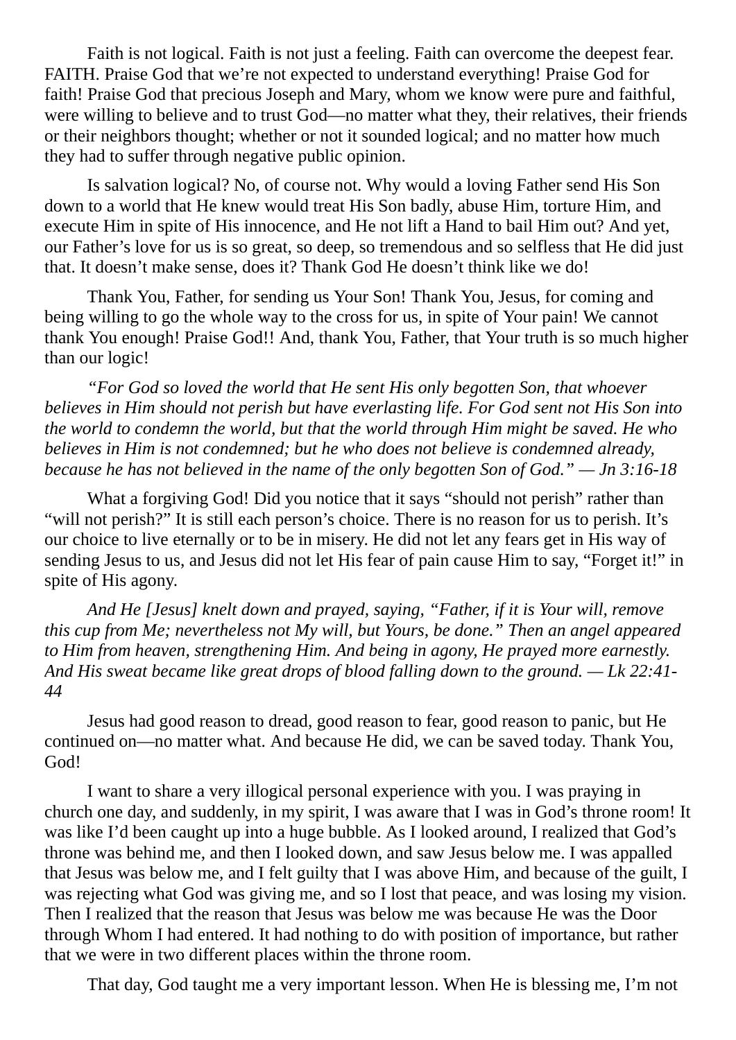Faith is not logical. Faith is not just a feeling. Faith can overcome the deepest fear. FAITH. Praise God that we're not expected to understand everything! Praise God for faith! Praise God that precious Joseph and Mary, whom we know were pure and faithful, were willing to believe and to trust God—no matter what they, their relatives, their friends or their neighbors thought; whether or not it sounded logical; and no matter how much they had to suffer through negative public opinion.

Is salvation logical? No, of course not. Why would a loving Father send His Son down to a world that He knew would treat His Son badly, abuse Him, torture Him, and execute Him in spite of His innocence, and He not lift a Hand to bail Him out? And yet, our Father's love for us is so great, so deep, so tremendous and so selfless that He did just that. It doesn't make sense, does it? Thank God He doesn't think like we do!

Thank You, Father, for sending us Your Son! Thank You, Jesus, for coming and being willing to go the whole way to the cross for us, in spite of Your pain! We cannot thank You enough! Praise God!! And, thank You, Father, that Your truth is so much higher than our logic!

*"For God so loved the world that He sent His only begotten Son, that whoever believes in Him should not perish but have everlasting life. For God sent not His Son into the world to condemn the world, but that the world through Him might be saved. He who believes in Him is not condemned; but he who does not believe is condemned already, because he has not believed in the name of the only begotten Son of God." — Jn 3:16-18*

What a forgiving God! Did you notice that it says "should not perish" rather than "will not perish?" It is still each person's choice. There is no reason for us to perish. It's our choice to live eternally or to be in misery. He did not let any fears get in His way of sending Jesus to us, and Jesus did not let His fear of pain cause Him to say, "Forget it!" in spite of His agony.

*And He [Jesus] knelt down and prayed, saying, "Father, if it is Your will, remove this cup from Me; nevertheless not My will, but Yours, be done." Then an angel appeared to Him from heaven, strengthening Him. And being in agony, He prayed more earnestly. And His sweat became like great drops of blood falling down to the ground. — Lk 22:41-44*

Jesus had good reason to dread, good reason to fear, good reason to panic, but He continued on—no matter what. And because He did, we can be saved today. Thank You, God!

I want to share a very illogical personal experience with you. I was praying in church one day, and suddenly, in my spirit, I was aware that I was in God's throne room! It was like I'd been caught up into a huge bubble. As I looked around, I realized that God's throne was behind me, and then I looked down, and saw Jesus below me. I was appalled that Jesus was below me, and I felt guilty that I was above Him, and because of the guilt, I was rejecting what God was giving me, and so I lost that peace, and was losing my vision. Then I realized that the reason that Jesus was below me was because He was the Door through Whom I had entered. It had nothing to do with position of importance, but rather that we were in two different places within the throne room.

That day, God taught me a very important lesson. When He is blessing me, I'm not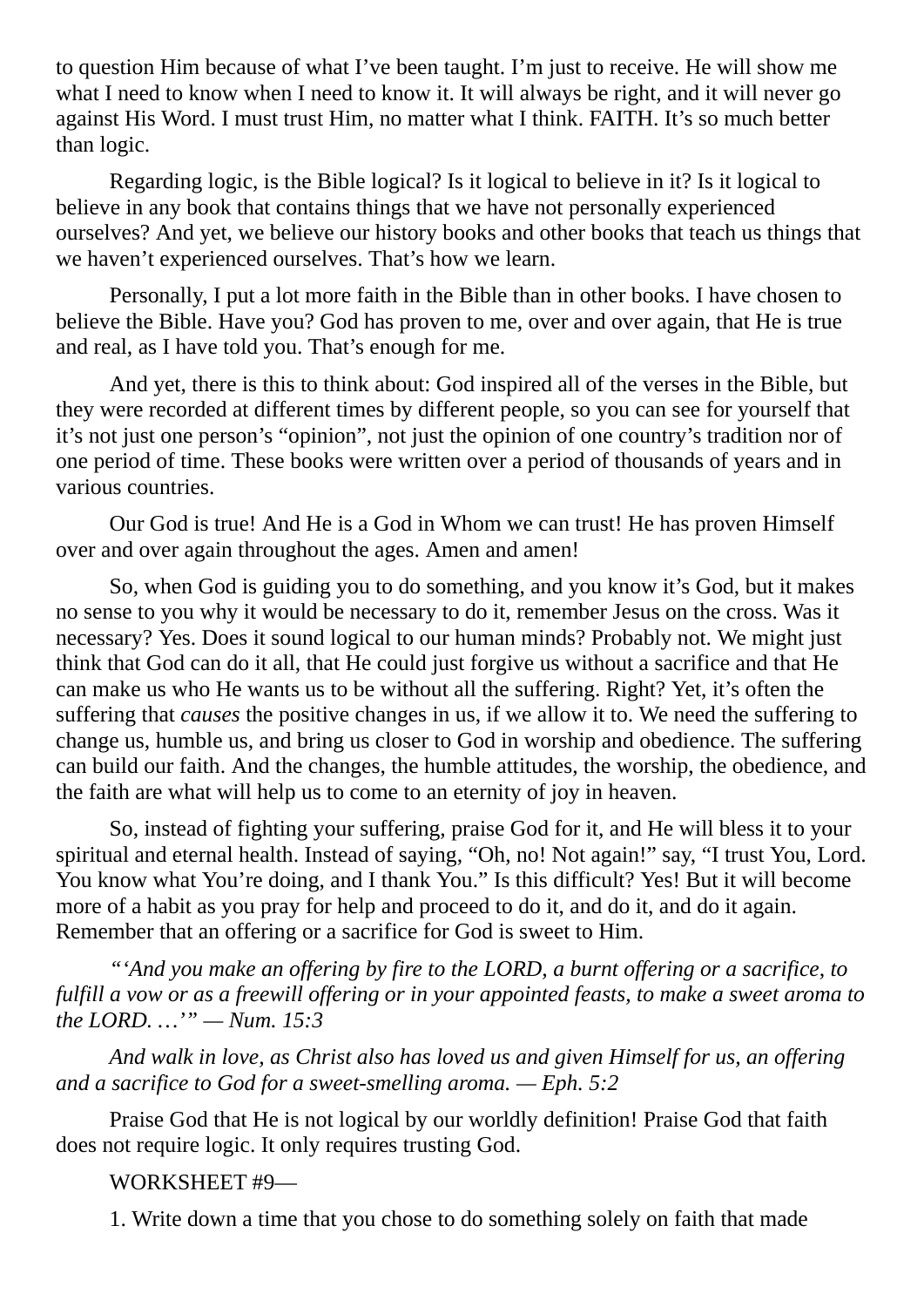to question Him because of what I've been taught. I'm just to receive. He will show me what I need to know when I need to know it. It will always be right, and it will never go against His Word. I must trust Him, no matter what I think. FAITH. It's so much better than logic.

Regarding logic, is the Bible logical? Is it logical to believe in it? Is it logical to believe in any book that contains things that we have not personally experienced ourselves? And yet, we believe our history books and other books that teach us things that we haven't experienced ourselves. That's how we learn.

Personally, I put a lot more faith in the Bible than in other books. I have chosen to believe the Bible. Have you? God has proven to me, over and over again, that He is true and real, as I have told you. That's enough for me.

And yet, there is this to think about: God inspired all of the verses in the Bible, but they were recorded at different times by different people, so you can see for yourself that it's not just one person's "opinion", not just the opinion of one country's tradition nor of one period of time. These books were written over a period of thousands of years and in various countries.

Our God is true! And He is a God in Whom we can trust! He has proven Himself over and over again throughout the ages. Amen and amen!

So, when God is guiding you to do something, and you know it's God, but it makes no sense to you why it would be necessary to do it, remember Jesus on the cross. Was it necessary? Yes. Does it sound logical to our human minds? Probably not. We might just think that God can do it all, that He could just forgive us without a sacrifice and that He can make us who He wants us to be without all the suffering. Right? Yet, it's often the suffering that *causes* the positive changes in us, if we allow it to. We need the suffering to change us, humble us, and bring us closer to God in worship and obedience. The suffering can build our faith. And the changes, the humble attitudes, the worship, the obedience, and the faith are what will help us to come to an eternity of joy in heaven.

So, instead of fighting your suffering, praise God for it, and He will bless it to your spiritual and eternal health. Instead of saying, "Oh, no! Not again!" say, "I trust You, Lord. You know what You're doing, and I thank You." Is this difficult? Yes! But it will become more of a habit as you pray for help and proceed to do it, and do it, and do it again. Remember that an offering or a sacrifice for God is sweet to Him.

*"'And you make an offering by fire to the LORD, a burnt offering or a sacrifice, to fulfill a vow or as a freewill offering or in your appointed feasts, to make a sweet aroma to the LORD. …'" — Num. 15:3*

*And walk in love, as Christ also has loved us and given Himself for us, an offering and a sacrifice to God for a sweet-smelling aroma. — Eph. 5:2*

Praise God that He is not logical by our worldly definition! Praise God that faith does not require logic. It only requires trusting God.

WORKSHEET #9—

1. Write down a time that you chose to do something solely on faith that made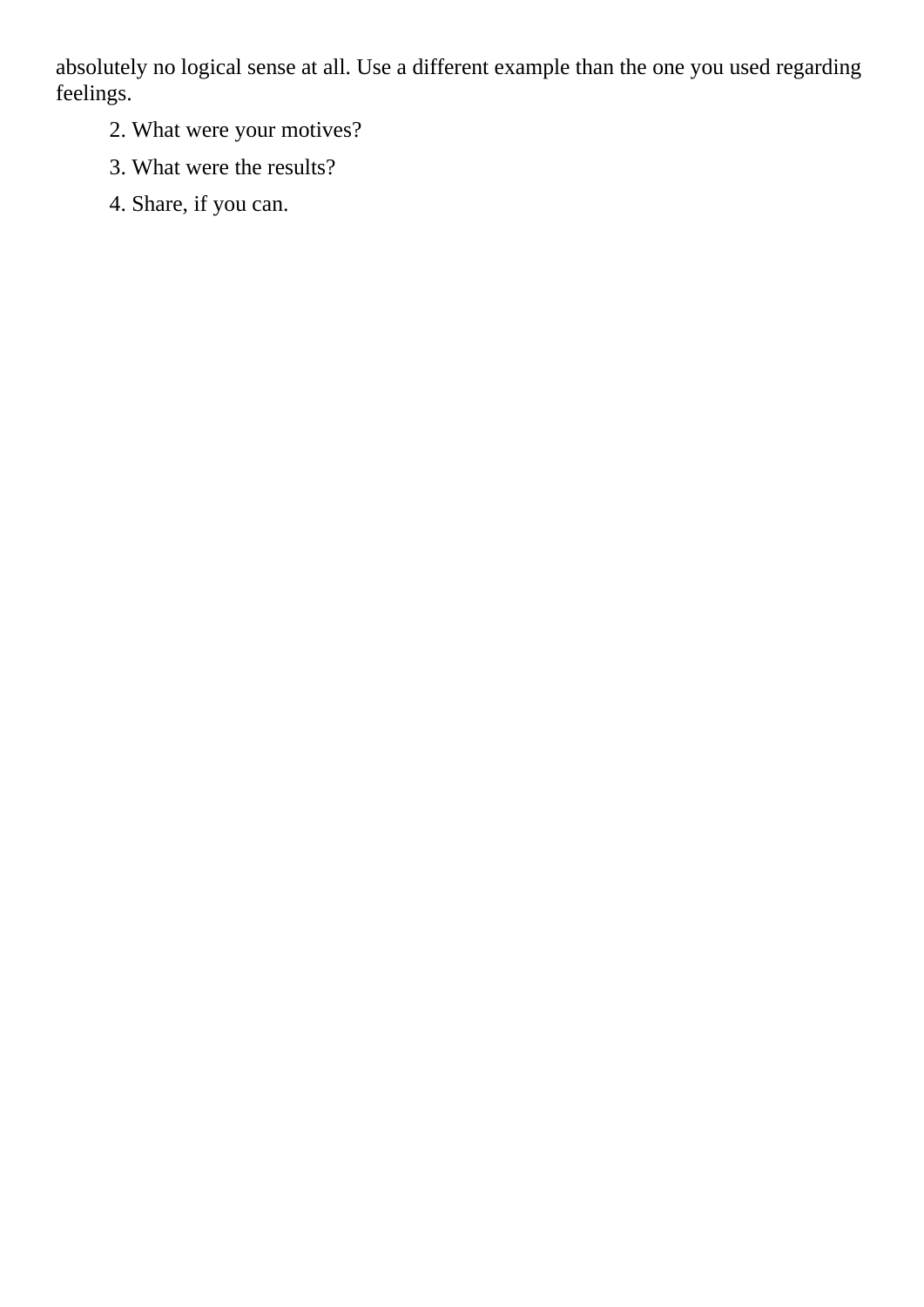absolutely no logical sense at all. Use a different example than the one you used regarding feelings.

2. What were your motives?
3. What were the results?
4. Share, if you can.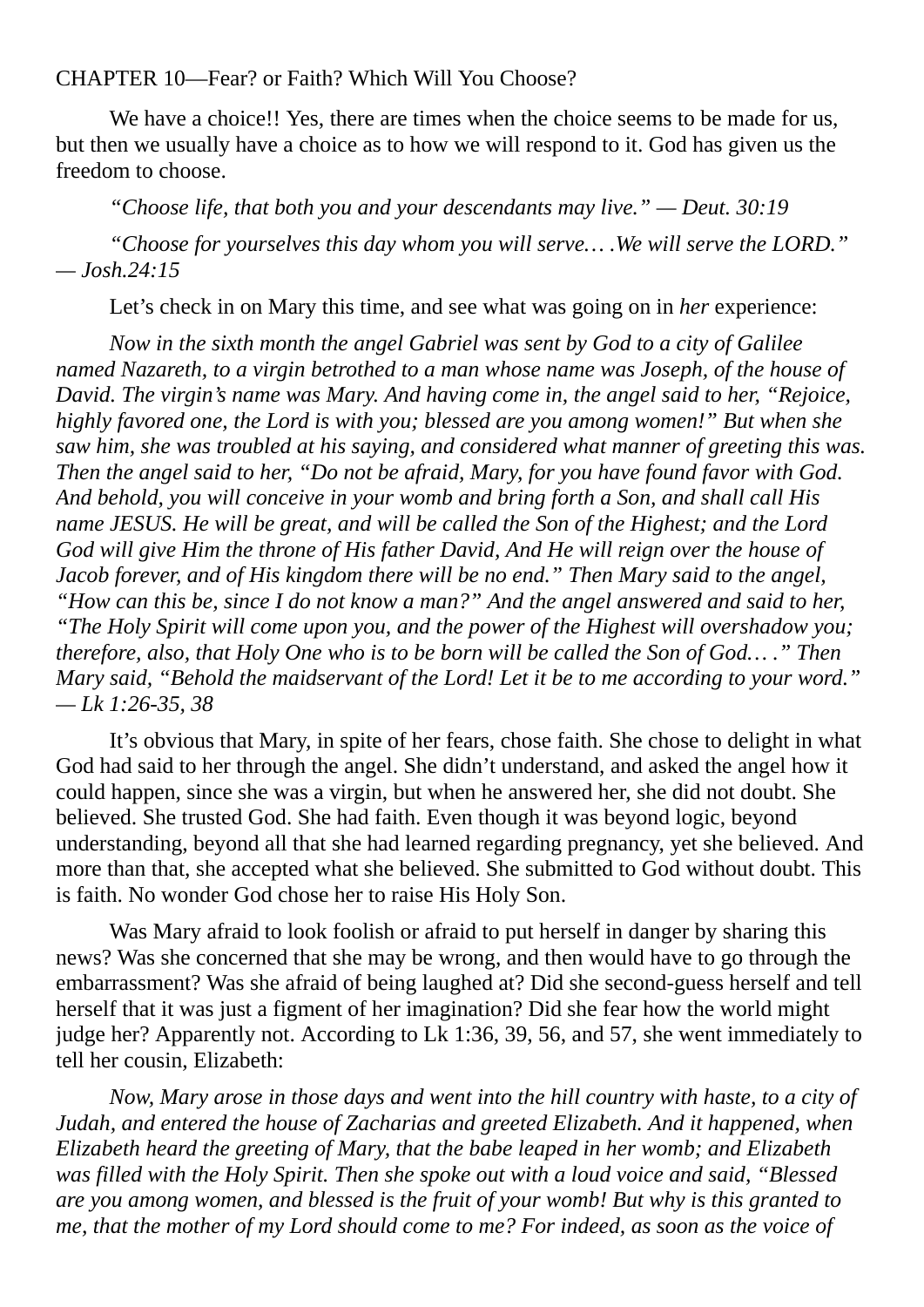## CHAPTER 10—Fear? or Faith? Which Will You Choose?

We have a choice!! Yes, there are times when the choice seems to be made for us, but then we usually have a choice as to how we will respond to it. God has given us the freedom to choose.

*“Choose life, that both you and your descendants may live.” — Deut. 30:19*

*“Choose for yourselves this day whom you will serve… .We will serve the LORD.” — Josh.24:15*

Let’s check in on Mary this time, and see what was going on in *her* experience:

*Now in the sixth month the angel Gabriel was sent by God to a city of Galilee named Nazareth, to a virgin betrothed to a man whose name was Joseph, of the house of David. The virgin’s name was Mary. And having come in, the angel said to her, “Rejoice, highly favored one, the Lord is with you; blessed are you among women!” But when she saw him, she was troubled at his saying, and considered what manner of greeting this was. Then the angel said to her, “Do not be afraid, Mary, for you have found favor with God. And behold, you will conceive in your womb and bring forth a Son, and shall call His name JESUS. He will be great, and will be called the Son of the Highest; and the Lord God will give Him the throne of His father David, And He will reign over the house of Jacob forever, and of His kingdom there will be no end.” Then Mary said to the angel, “How can this be, since I do not know a man?” And the angel answered and said to her, “The Holy Spirit will come upon you, and the power of the Highest will overshadow you; therefore, also, that Holy One who is to be born will be called the Son of God… .” Then Mary said, “Behold the maidservant of the Lord! Let it be to me according to your word.” — Lk 1:26-35, 38*

It’s obvious that Mary, in spite of her fears, chose faith. She chose to delight in what God had said to her through the angel. She didn’t understand, and asked the angel how it could happen, since she was a virgin, but when he answered her, she did not doubt. She believed. She trusted God. She had faith. Even though it was beyond logic, beyond understanding, beyond all that she had learned regarding pregnancy, yet she believed. And more than that, she accepted what she believed. She submitted to God without doubt. This is faith. No wonder God chose her to raise His Holy Son.

Was Mary afraid to look foolish or afraid to put herself in danger by sharing this news? Was she concerned that she may be wrong, and then would have to go through the embarrassment? Was she afraid of being laughed at? Did she second-guess herself and tell herself that it was just a figment of her imagination? Did she fear how the world might judge her? Apparently not. According to Lk 1:36, 39, 56, and 57, she went immediately to tell her cousin, Elizabeth:

*Now, Mary arose in those days and went into the hill country with haste, to a city of Judah, and entered the house of Zacharias and greeted Elizabeth. And it happened, when Elizabeth heard the greeting of Mary, that the babe leaped in her womb; and Elizabeth was filled with the Holy Spirit. Then she spoke out with a loud voice and said, “Blessed are you among women, and blessed is the fruit of your womb! But why is this granted to me, that the mother of my Lord should come to me? For indeed, as soon as the voice of*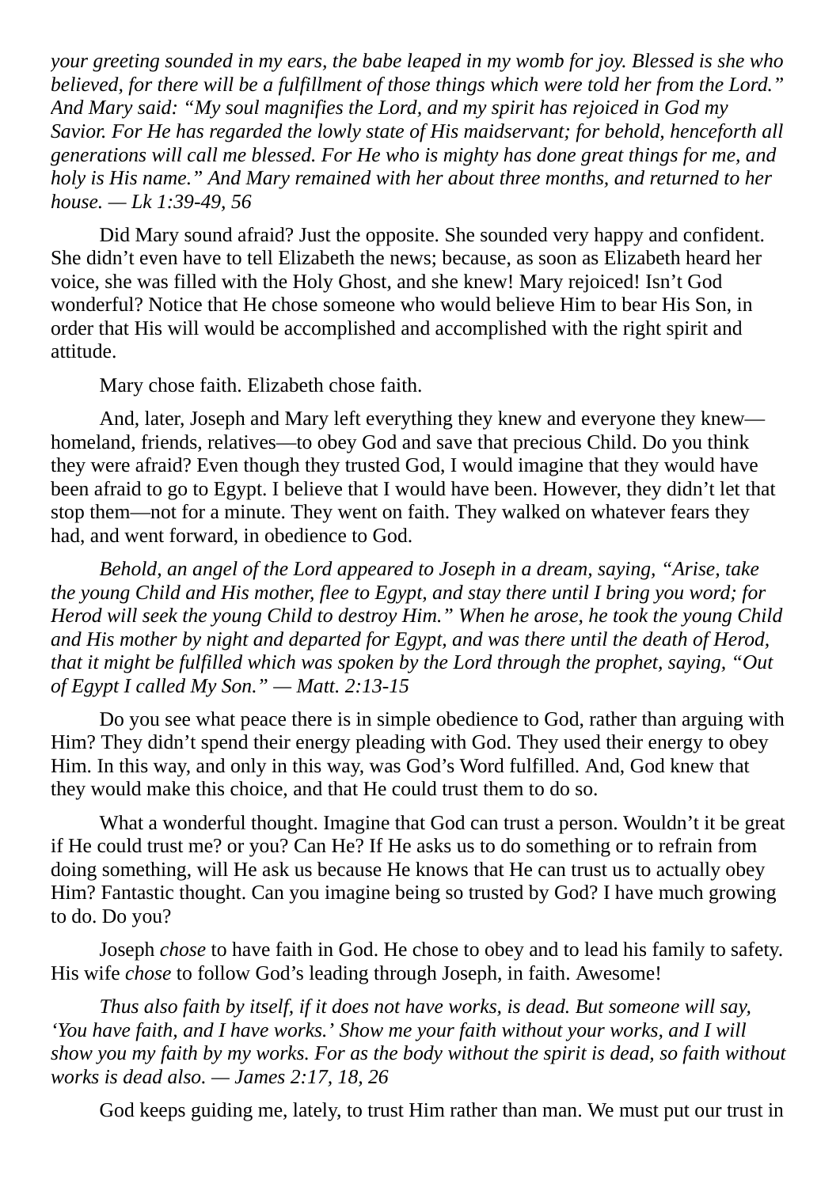*your greeting sounded in my ears, the babe leaped in my womb for joy. Blessed is she who believed, for there will be a fulfillment of those things which were told her from the Lord." And Mary said: "My soul magnifies the Lord, and my spirit has rejoiced in God my Savior. For He has regarded the lowly state of His maidservant; for behold, henceforth all generations will call me blessed. For He who is mighty has done great things for me, and holy is His name." And Mary remained with her about three months, and returned to her house. — Lk 1:39-49, 56*

Did Mary sound afraid? Just the opposite. She sounded very happy and confident. She didn't even have to tell Elizabeth the news; because, as soon as Elizabeth heard her voice, she was filled with the Holy Ghost, and she knew! Mary rejoiced! Isn't God wonderful? Notice that He chose someone who would believe Him to bear His Son, in order that His will would be accomplished and accomplished with the right spirit and attitude.

Mary chose faith. Elizabeth chose faith.

And, later, Joseph and Mary left everything they knew and everyone they knew—homeland, friends, relatives—to obey God and save that precious Child. Do you think they were afraid? Even though they trusted God, I would imagine that they would have been afraid to go to Egypt. I believe that I would have been. However, they didn't let that stop them—not for a minute. They went on faith. They walked on whatever fears they had, and went forward, in obedience to God.

*Behold, an angel of the Lord appeared to Joseph in a dream, saying, "Arise, take the young Child and His mother, flee to Egypt, and stay there until I bring you word; for Herod will seek the young Child to destroy Him." When he arose, he took the young Child and His mother by night and departed for Egypt, and was there until the death of Herod, that it might be fulfilled which was spoken by the Lord through the prophet, saying, "Out of Egypt I called My Son." — Matt. 2:13-15*

Do you see what peace there is in simple obedience to God, rather than arguing with Him? They didn't spend their energy pleading with God. They used their energy to obey Him. In this way, and only in this way, was God's Word fulfilled. And, God knew that they would make this choice, and that He could trust them to do so.

What a wonderful thought. Imagine that God can trust a person. Wouldn't it be great if He could trust me? or you? Can He? If He asks us to do something or to refrain from doing something, will He ask us because He knows that He can trust us to actually obey Him? Fantastic thought. Can you imagine being so trusted by God? I have much growing to do. Do you?

Joseph *chose* to have faith in God. He chose to obey and to lead his family to safety. His wife *chose* to follow God's leading through Joseph, in faith. Awesome!

*Thus also faith by itself, if it does not have works, is dead. But someone will say, 'You have faith, and I have works.' Show me your faith without your works, and I will show you my faith by my works. For as the body without the spirit is dead, so faith without works is dead also. — James 2:17, 18, 26*

God keeps guiding me, lately, to trust Him rather than man. We must put our trust in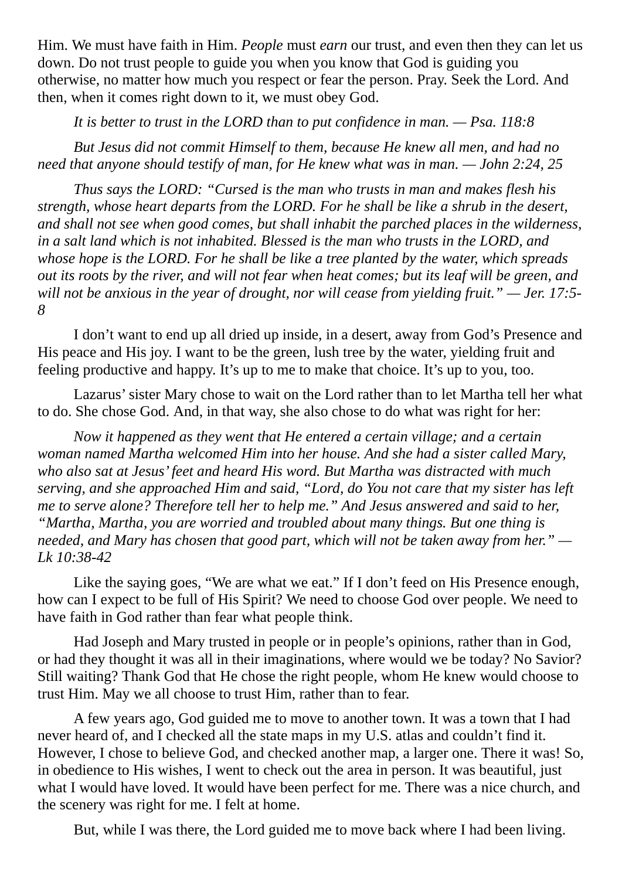Him. We must have faith in Him. *People* must *earn* our trust, and even then they can let us down. Do not trust people to guide you when you know that God is guiding you otherwise, no matter how much you respect or fear the person. Pray. Seek the Lord. And then, when it comes right down to it, we must obey God.

*It is better to trust in the LORD than to put confidence in man. — Psa. 118:8*

*But Jesus did not commit Himself to them, because He knew all men, and had no need that anyone should testify of man, for He knew what was in man. — John 2:24, 25*

*Thus says the LORD: "Cursed is the man who trusts in man and makes flesh his strength, whose heart departs from the LORD. For he shall be like a shrub in the desert, and shall not see when good comes, but shall inhabit the parched places in the wilderness, in a salt land which is not inhabited. Blessed is the man who trusts in the LORD, and whose hope is the LORD. For he shall be like a tree planted by the water, which spreads out its roots by the river, and will not fear when heat comes; but its leaf will be green, and will not be anxious in the year of drought, nor will cease from yielding fruit." — Jer. 17:5-8*

I don't want to end up all dried up inside, in a desert, away from God's Presence and His peace and His joy. I want to be the green, lush tree by the water, yielding fruit and feeling productive and happy. It's up to me to make that choice. It's up to you, too.

Lazarus' sister Mary chose to wait on the Lord rather than to let Martha tell her what to do. She chose God. And, in that way, she also chose to do what was right for her:

*Now it happened as they went that He entered a certain village; and a certain woman named Martha welcomed Him into her house. And she had a sister called Mary, who also sat at Jesus' feet and heard His word. But Martha was distracted with much serving, and she approached Him and said, "Lord, do You not care that my sister has left me to serve alone? Therefore tell her to help me." And Jesus answered and said to her, "Martha, Martha, you are worried and troubled about many things. But one thing is needed, and Mary has chosen that good part, which will not be taken away from her." — Lk 10:38-42*

Like the saying goes, "We are what we eat." If I don't feed on His Presence enough, how can I expect to be full of His Spirit? We need to choose God over people. We need to have faith in God rather than fear what people think.

Had Joseph and Mary trusted in people or in people's opinions, rather than in God, or had they thought it was all in their imaginations, where would we be today? No Savior? Still waiting? Thank God that He chose the right people, whom He knew would choose to trust Him. May we all choose to trust Him, rather than to fear.

A few years ago, God guided me to move to another town. It was a town that I had never heard of, and I checked all the state maps in my U.S. atlas and couldn't find it. However, I chose to believe God, and checked another map, a larger one. There it was! So, in obedience to His wishes, I went to check out the area in person. It was beautiful, just what I would have loved. It would have been perfect for me. There was a nice church, and the scenery was right for me. I felt at home.

But, while I was there, the Lord guided me to move back where I had been living.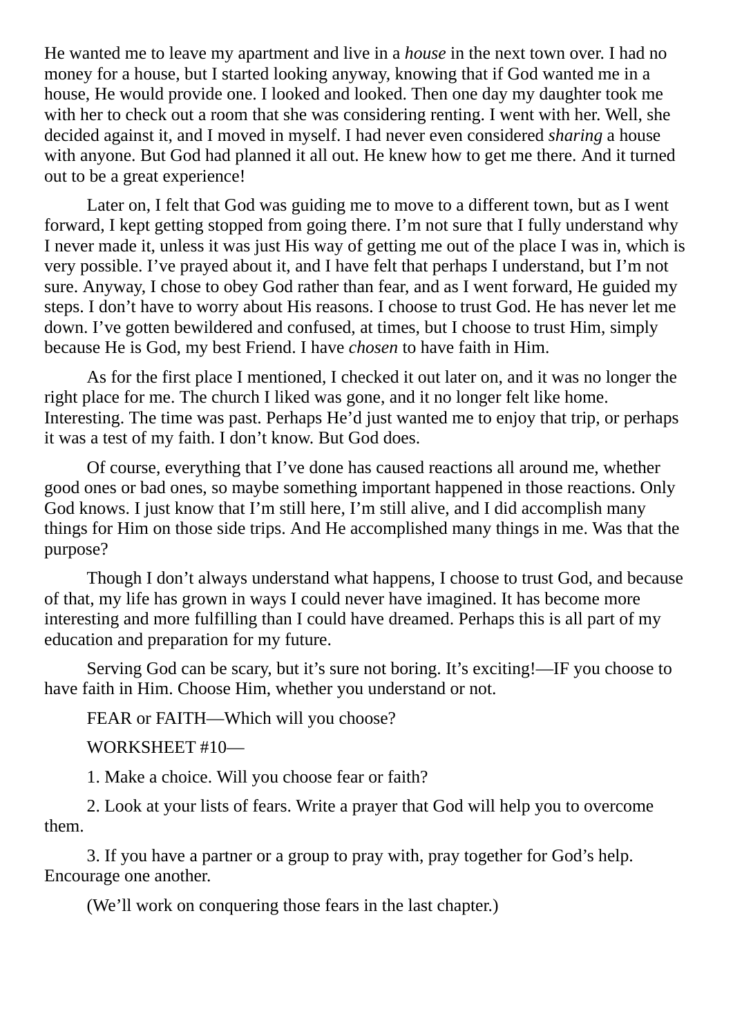He wanted me to leave my apartment and live in a *house* in the next town over. I had no money for a house, but I started looking anyway, knowing that if God wanted me in a house, He would provide one. I looked and looked. Then one day my daughter took me with her to check out a room that she was considering renting. I went with her. Well, she decided against it, and I moved in myself. I had never even considered *sharing* a house with anyone. But God had planned it all out. He knew how to get me there. And it turned out to be a great experience!

Later on, I felt that God was guiding me to move to a different town, but as I went forward, I kept getting stopped from going there. I'm not sure that I fully understand why I never made it, unless it was just His way of getting me out of the place I was in, which is very possible. I've prayed about it, and I have felt that perhaps I understand, but I'm not sure. Anyway, I chose to obey God rather than fear, and as I went forward, He guided my steps. I don't have to worry about His reasons. I choose to trust God. He has never let me down. I've gotten bewildered and confused, at times, but I choose to trust Him, simply because He is God, my best Friend. I have *chosen* to have faith in Him.

As for the first place I mentioned, I checked it out later on, and it was no longer the right place for me. The church I liked was gone, and it no longer felt like home. Interesting. The time was past. Perhaps He'd just wanted me to enjoy that trip, or perhaps it was a test of my faith. I don't know. But God does.

Of course, everything that I've done has caused reactions all around me, whether good ones or bad ones, so maybe something important happened in those reactions. Only God knows. I just know that I'm still here, I'm still alive, and I did accomplish many things for Him on those side trips. And He accomplished many things in me. Was that the purpose?

Though I don't always understand what happens, I choose to trust God, and because of that, my life has grown in ways I could never have imagined. It has become more interesting and more fulfilling than I could have dreamed. Perhaps this is all part of my education and preparation for my future.

Serving God can be scary, but it's sure not boring. It's exciting!—IF you choose to have faith in Him. Choose Him, whether you understand or not.

FEAR or FAITH—Which will you choose?

WORKSHEET #10—

1. Make a choice. Will you choose fear or faith?

2. Look at your lists of fears. Write a prayer that God will help you to overcome them.

3. If you have a partner or a group to pray with, pray together for God's help. Encourage one another.

(We'll work on conquering those fears in the last chapter.)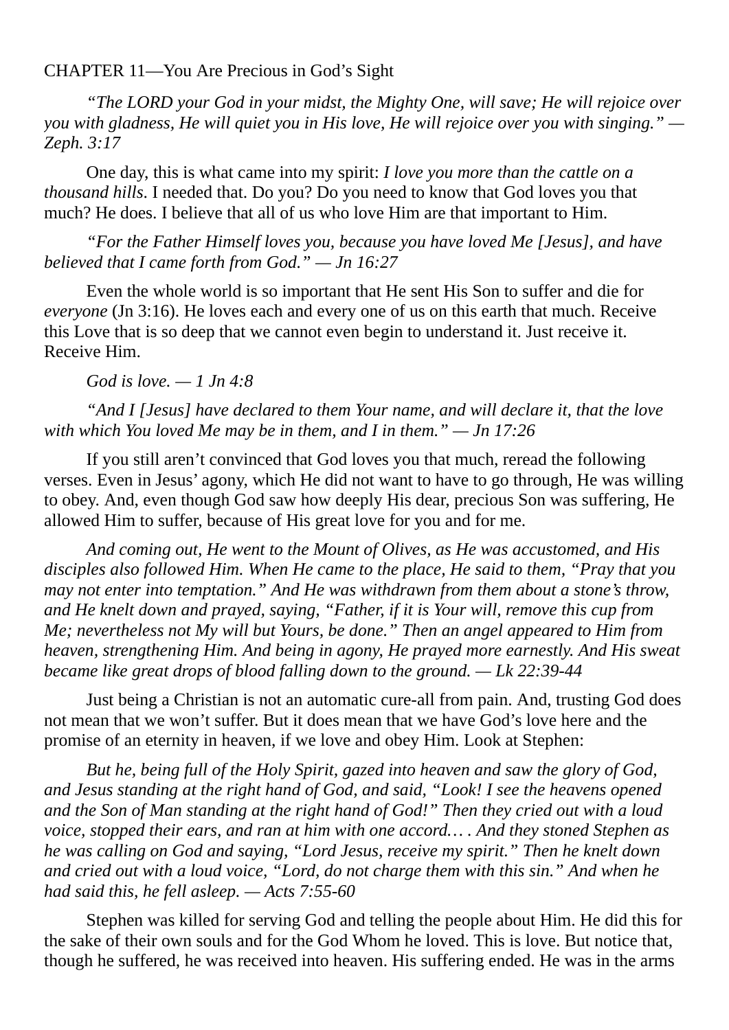CHAPTER 11—You Are Precious in God's Sight

*"The LORD your God in your midst, the Mighty One, will save; He will rejoice over you with gladness, He will quiet you in His love, He will rejoice over you with singing." — Zeph. 3:17*

One day, this is what came into my spirit: *I love you more than the cattle on a thousand hills*. I needed that. Do you? Do you need to know that God loves you that much? He does. I believe that all of us who love Him are that important to Him.

*"For the Father Himself loves you, because you have loved Me [Jesus], and have believed that I came forth from God." — Jn 16:27*

Even the whole world is so important that He sent His Son to suffer and die for *everyone* (Jn 3:16). He loves each and every one of us on this earth that much. Receive this Love that is so deep that we cannot even begin to understand it. Just receive it. Receive Him.

*God is love. — 1 Jn 4:8*

*"And I [Jesus] have declared to them Your name, and will declare it, that the love with which You loved Me may be in them, and I in them." — Jn 17:26*

If you still aren't convinced that God loves you that much, reread the following verses. Even in Jesus' agony, which He did not want to have to go through, He was willing to obey. And, even though God saw how deeply His dear, precious Son was suffering, He allowed Him to suffer, because of His great love for you and for me.

*And coming out, He went to the Mount of Olives, as He was accustomed, and His disciples also followed Him. When He came to the place, He said to them, "Pray that you may not enter into temptation." And He was withdrawn from them about a stone's throw, and He knelt down and prayed, saying, "Father, if it is Your will, remove this cup from Me; nevertheless not My will but Yours, be done." Then an angel appeared to Him from heaven, strengthening Him. And being in agony, He prayed more earnestly. And His sweat became like great drops of blood falling down to the ground. — Lk 22:39-44*

Just being a Christian is not an automatic cure-all from pain. And, trusting God does not mean that we won't suffer. But it does mean that we have God's love here and the promise of an eternity in heaven, if we love and obey Him. Look at Stephen:

*But he, being full of the Holy Spirit, gazed into heaven and saw the glory of God, and Jesus standing at the right hand of God, and said, "Look! I see the heavens opened and the Son of Man standing at the right hand of God!" Then they cried out with a loud voice, stopped their ears, and ran at him with one accord… . And they stoned Stephen as he was calling on God and saying, "Lord Jesus, receive my spirit." Then he knelt down and cried out with a loud voice, "Lord, do not charge them with this sin." And when he had said this, he fell asleep. — Acts 7:55-60*

Stephen was killed for serving God and telling the people about Him. He did this for the sake of their own souls and for the God Whom he loved. This is love. But notice that, though he suffered, he was received into heaven. His suffering ended. He was in the arms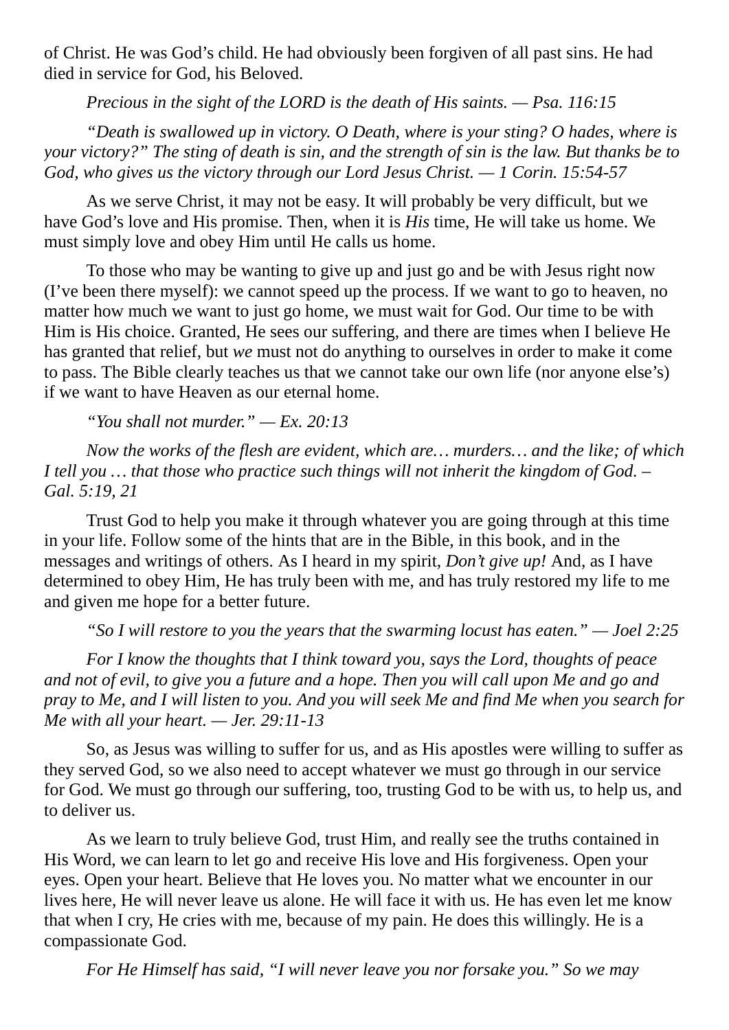of Christ. He was God's child. He had obviously been forgiven of all past sins. He had died in service for God, his Beloved.

*Precious in the sight of the LORD is the death of His saints. — Psa. 116:15*

*"Death is swallowed up in victory. O Death, where is your sting? O hades, where is your victory?" The sting of death is sin, and the strength of sin is the law. But thanks be to God, who gives us the victory through our Lord Jesus Christ. — 1 Corin. 15:54-57*

As we serve Christ, it may not be easy. It will probably be very difficult, but we have God's love and His promise. Then, when it is *His* time, He will take us home. We must simply love and obey Him until He calls us home.

To those who may be wanting to give up and just go and be with Jesus right now (I've been there myself): we cannot speed up the process. If we want to go to heaven, no matter how much we want to just go home, we must wait for God. Our time to be with Him is His choice. Granted, He sees our suffering, and there are times when I believe He has granted that relief, but *we* must not do anything to ourselves in order to make it come to pass. The Bible clearly teaches us that we cannot take our own life (nor anyone else's) if we want to have Heaven as our eternal home.

*"You shall not murder." — Ex. 20:13*

*Now the works of the flesh are evident, which are… murders… and the like; of which I tell you … that those who practice such things will not inherit the kingdom of God. – Gal. 5:19, 21*

Trust God to help you make it through whatever you are going through at this time in your life. Follow some of the hints that are in the Bible, in this book, and in the messages and writings of others. As I heard in my spirit, *Don't give up!* And, as I have determined to obey Him, He has truly been with me, and has truly restored my life to me and given me hope for a better future.

*"So I will restore to you the years that the swarming locust has eaten." — Joel 2:25*

*For I know the thoughts that I think toward you, says the Lord, thoughts of peace and not of evil, to give you a future and a hope. Then you will call upon Me and go and pray to Me, and I will listen to you. And you will seek Me and find Me when you search for Me with all your heart. — Jer. 29:11-13*

So, as Jesus was willing to suffer for us, and as His apostles were willing to suffer as they served God, so we also need to accept whatever we must go through in our service for God. We must go through our suffering, too, trusting God to be with us, to help us, and to deliver us.

As we learn to truly believe God, trust Him, and really see the truths contained in His Word, we can learn to let go and receive His love and His forgiveness. Open your eyes. Open your heart. Believe that He loves you. No matter what we encounter in our lives here, He will never leave us alone. He will face it with us. He has even let me know that when I cry, He cries with me, because of my pain. He does this willingly. He is a compassionate God.

*For He Himself has said, "I will never leave you nor forsake you." So we may*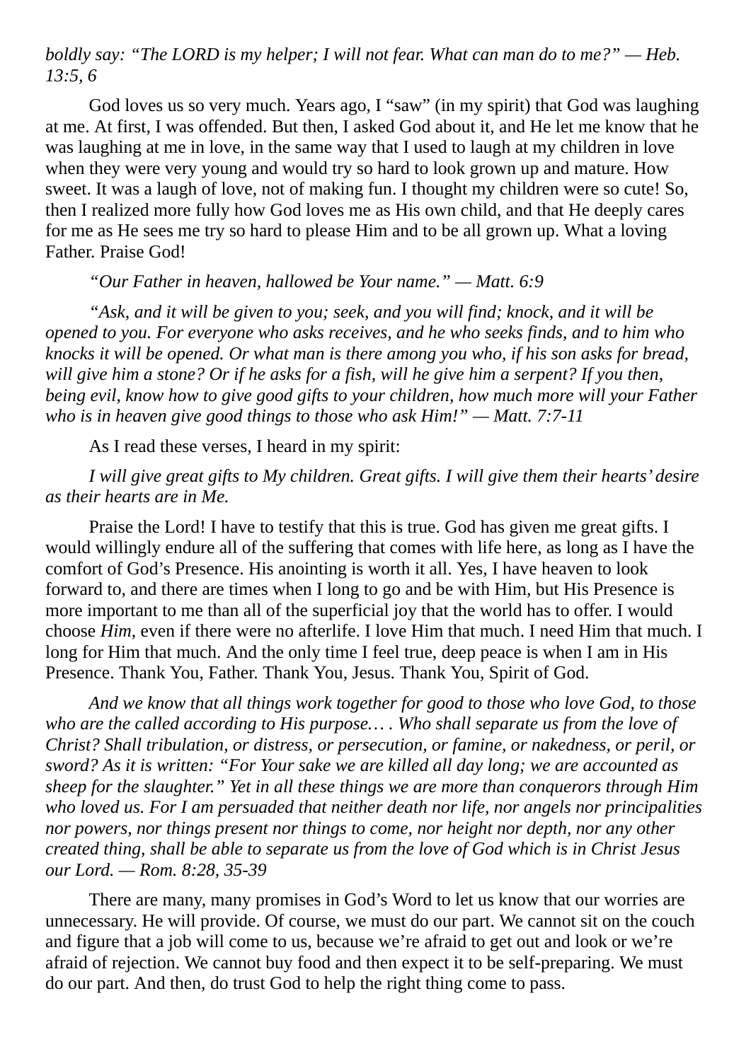*boldly say: "The LORD is my helper; I will not fear. What can man do to me?" — Heb. 13:5, 6*

God loves us so very much. Years ago, I "saw" (in my spirit) that God was laughing at me. At first, I was offended. But then, I asked God about it, and He let me know that he was laughing at me in love, in the same way that I used to laugh at my children in love when they were very young and would try so hard to look grown up and mature. How sweet. It was a laugh of love, not of making fun. I thought my children were so cute! So, then I realized more fully how God loves me as His own child, and that He deeply cares for me as He sees me try so hard to please Him and to be all grown up. What a loving Father. Praise God!

*"Our Father in heaven, hallowed be Your name." — Matt. 6:9*

*"Ask, and it will be given to you; seek, and you will find; knock, and it will be opened to you. For everyone who asks receives, and he who seeks finds, and to him who knocks it will be opened. Or what man is there among you who, if his son asks for bread, will give him a stone? Or if he asks for a fish, will he give him a serpent? If you then, being evil, know how to give good gifts to your children, how much more will your Father who is in heaven give good things to those who ask Him!" — Matt. 7:7-11*

As I read these verses, I heard in my spirit:

*I will give great gifts to My children. Great gifts. I will give them their hearts' desire as their hearts are in Me.*

Praise the Lord! I have to testify that this is true. God has given me great gifts. I would willingly endure all of the suffering that comes with life here, as long as I have the comfort of God's Presence. His anointing is worth it all. Yes, I have heaven to look forward to, and there are times when I long to go and be with Him, but His Presence is more important to me than all of the superficial joy that the world has to offer. I would choose *Him*, even if there were no afterlife. I love Him that much. I need Him that much. I long for Him that much. And the only time I feel true, deep peace is when I am in His Presence. Thank You, Father. Thank You, Jesus. Thank You, Spirit of God.

*And we know that all things work together for good to those who love God, to those who are the called according to His purpose… . Who shall separate us from the love of Christ? Shall tribulation, or distress, or persecution, or famine, or nakedness, or peril, or sword? As it is written: "For Your sake we are killed all day long; we are accounted as sheep for the slaughter." Yet in all these things we are more than conquerors through Him who loved us. For I am persuaded that neither death nor life, nor angels nor principalities nor powers, nor things present nor things to come, nor height nor depth, nor any other created thing, shall be able to separate us from the love of God which is in Christ Jesus our Lord. — Rom. 8:28, 35-39*

There are many, many promises in God's Word to let us know that our worries are unnecessary. He will provide. Of course, we must do our part. We cannot sit on the couch and figure that a job will come to us, because we're afraid to get out and look or we're afraid of rejection. We cannot buy food and then expect it to be self-preparing. We must do our part. And then, do trust God to help the right thing come to pass.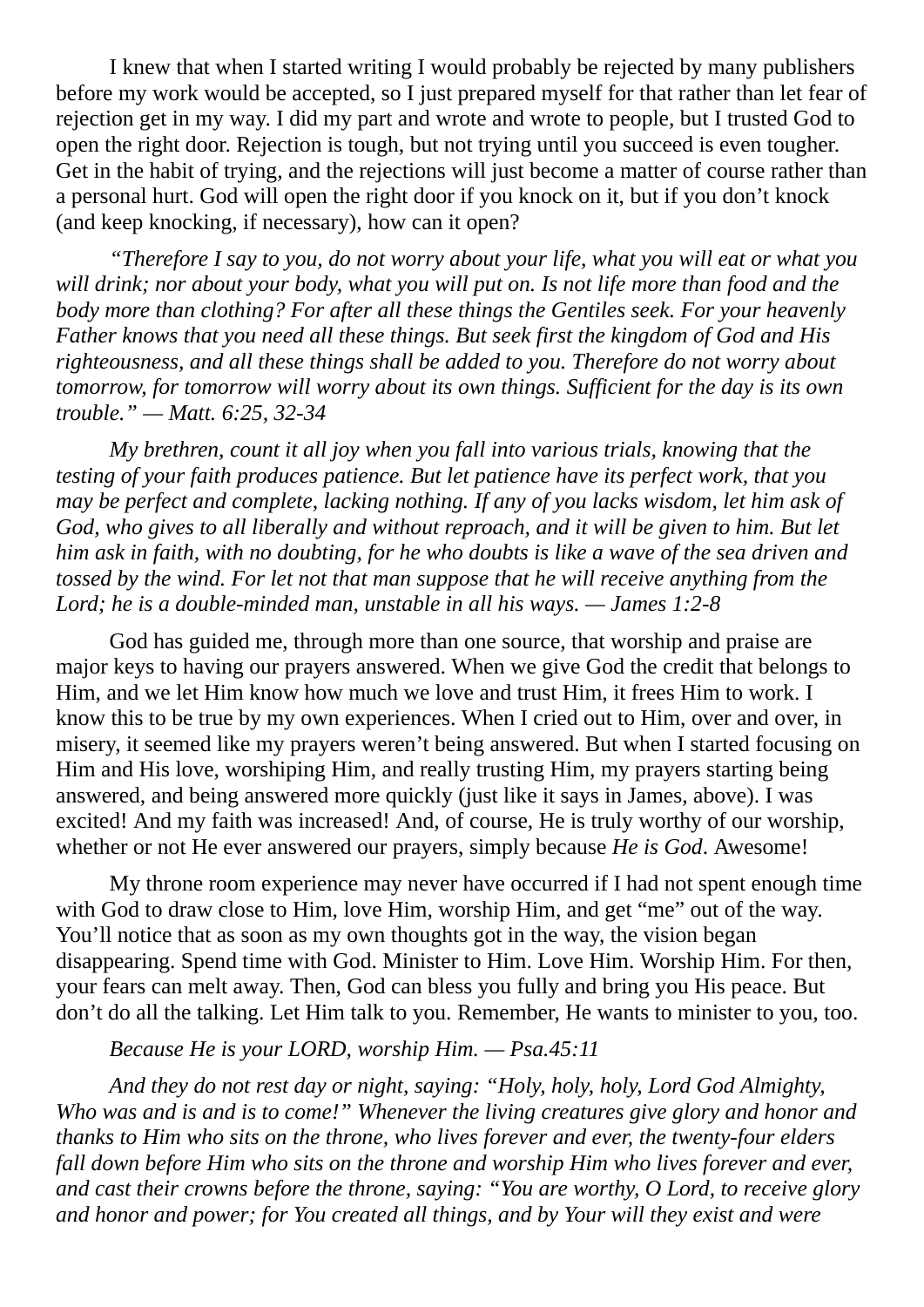I knew that when I started writing I would probably be rejected by many publishers before my work would be accepted, so I just prepared myself for that rather than let fear of rejection get in my way. I did my part and wrote and wrote to people, but I trusted God to open the right door. Rejection is tough, but not trying until you succeed is even tougher. Get in the habit of trying, and the rejections will just become a matter of course rather than a personal hurt. God will open the right door if you knock on it, but if you don't knock (and keep knocking, if necessary), how can it open?

*"Therefore I say to you, do not worry about your life, what you will eat or what you will drink; nor about your body, what you will put on. Is not life more than food and the body more than clothing? For after all these things the Gentiles seek. For your heavenly Father knows that you need all these things. But seek first the kingdom of God and His righteousness, and all these things shall be added to you. Therefore do not worry about tomorrow, for tomorrow will worry about its own things. Sufficient for the day is its own trouble." — Matt. 6:25, 32-34*

*My brethren, count it all joy when you fall into various trials, knowing that the testing of your faith produces patience. But let patience have its perfect work, that you may be perfect and complete, lacking nothing. If any of you lacks wisdom, let him ask of God, who gives to all liberally and without reproach, and it will be given to him. But let him ask in faith, with no doubting, for he who doubts is like a wave of the sea driven and tossed by the wind. For let not that man suppose that he will receive anything from the Lord; he is a double-minded man, unstable in all his ways. — James 1:2-8*

God has guided me, through more than one source, that worship and praise are major keys to having our prayers answered. When we give God the credit that belongs to Him, and we let Him know how much we love and trust Him, it frees Him to work. I know this to be true by my own experiences. When I cried out to Him, over and over, in misery, it seemed like my prayers weren't being answered. But when I started focusing on Him and His love, worshiping Him, and really trusting Him, my prayers starting being answered, and being answered more quickly (just like it says in James, above). I was excited! And my faith was increased! And, of course, He is truly worthy of our worship, whether or not He ever answered our prayers, simply because *He is God*. Awesome!

My throne room experience may never have occurred if I had not spent enough time with God to draw close to Him, love Him, worship Him, and get "me" out of the way. You'll notice that as soon as my own thoughts got in the way, the vision began disappearing. Spend time with God. Minister to Him. Love Him. Worship Him. For then, your fears can melt away. Then, God can bless you fully and bring you His peace. But don't do all the talking. Let Him talk to you. Remember, He wants to minister to you, too.

*Because He is your LORD, worship Him. — Psa.45:11*

*And they do not rest day or night, saying: "Holy, holy, holy, Lord God Almighty, Who was and is and is to come!" Whenever the living creatures give glory and honor and thanks to Him who sits on the throne, who lives forever and ever, the twenty-four elders fall down before Him who sits on the throne and worship Him who lives forever and ever, and cast their crowns before the throne, saying: "You are worthy, O Lord, to receive glory and honor and power; for You created all things, and by Your will they exist and were*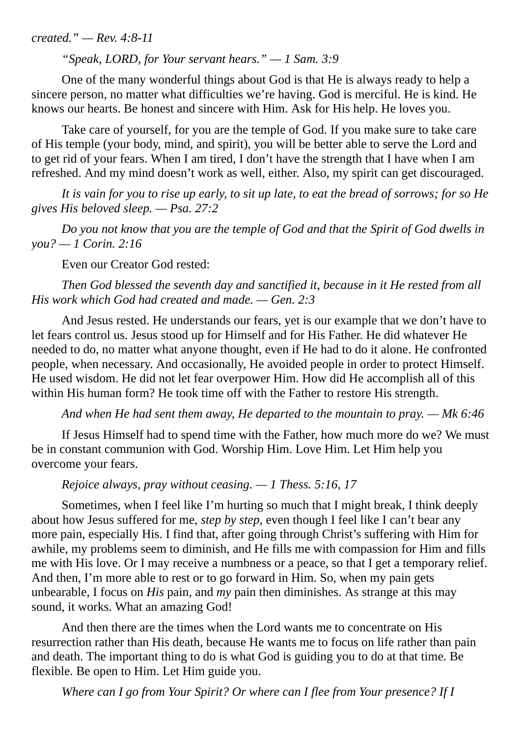*created." — Rev. 4:8-11*

*"Speak, LORD, for Your servant hears." — 1 Sam. 3:9*

One of the many wonderful things about God is that He is always ready to help a sincere person, no matter what difficulties we're having. God is merciful. He is kind. He knows our hearts. Be honest and sincere with Him. Ask for His help. He loves you.

Take care of yourself, for you are the temple of God. If you make sure to take care of His temple (your body, mind, and spirit), you will be better able to serve the Lord and to get rid of your fears. When I am tired, I don't have the strength that I have when I am refreshed. And my mind doesn't work as well, either. Also, my spirit can get discouraged.

*It is vain for you to rise up early, to sit up late, to eat the bread of sorrows; for so He gives His beloved sleep. — Psa. 27:2*

*Do you not know that you are the temple of God and that the Spirit of God dwells in you? — 1 Corin. 2:16*

Even our Creator God rested:

*Then God blessed the seventh day and sanctified it, because in it He rested from all His work which God had created and made. — Gen. 2:3*

And Jesus rested. He understands our fears, yet is our example that we don't have to let fears control us. Jesus stood up for Himself and for His Father. He did whatever He needed to do, no matter what anyone thought, even if He had to do it alone. He confronted people, when necessary. And occasionally, He avoided people in order to protect Himself. He used wisdom. He did not let fear overpower Him. How did He accomplish all of this within His human form? He took time off with the Father to restore His strength.

*And when He had sent them away, He departed to the mountain to pray. — Mk 6:46*

If Jesus Himself had to spend time with the Father, how much more do we? We must be in constant communion with God. Worship Him. Love Him. Let Him help you overcome your fears.

*Rejoice always, pray without ceasing. — 1 Thess. 5:16, 17*

Sometimes, when I feel like I'm hurting so much that I might break, I think deeply about how Jesus suffered for me, *step by step*, even though I feel like I can't bear any more pain, especially His. I find that, after going through Christ's suffering with Him for awhile, my problems seem to diminish, and He fills me with compassion for Him and fills me with His love. Or I may receive a numbness or a peace, so that I get a temporary relief. And then, I'm more able to rest or to go forward in Him. So, when my pain gets unbearable, I focus on *His* pain, and *my* pain then diminishes. As strange at this may sound, it works. What an amazing God!

And then there are the times when the Lord wants me to concentrate on His resurrection rather than His death, because He wants me to focus on life rather than pain and death. The important thing to do is what God is guiding you to do at that time. Be flexible. Be open to Him. Let Him guide you.

*Where can I go from Your Spirit? Or where can I flee from Your presence? If I*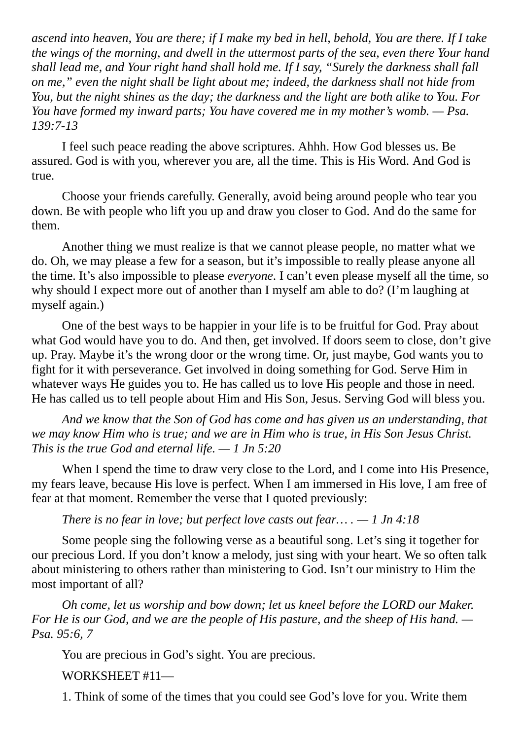*ascend into heaven, You are there; if I make my bed in hell, behold, You are there. If I take the wings of the morning, and dwell in the uttermost parts of the sea, even there Your hand shall lead me, and Your right hand shall hold me. If I say, "Surely the darkness shall fall on me," even the night shall be light about me; indeed, the darkness shall not hide from You, but the night shines as the day; the darkness and the light are both alike to You. For You have formed my inward parts; You have covered me in my mother's womb. — Psa. 139:7-13*

I feel such peace reading the above scriptures. Ahhh. How God blesses us. Be assured. God is with you, wherever you are, all the time. This is His Word. And God is true.

Choose your friends carefully. Generally, avoid being around people who tear you down. Be with people who lift you up and draw you closer to God. And do the same for them.

Another thing we must realize is that we cannot please people, no matter what we do. Oh, we may please a few for a season, but it's impossible to really please anyone all the time. It's also impossible to please *everyone*. I can't even please myself all the time, so why should I expect more out of another than I myself am able to do? (I'm laughing at myself again.)

One of the best ways to be happier in your life is to be fruitful for God. Pray about what God would have you to do. And then, get involved. If doors seem to close, don't give up. Pray. Maybe it's the wrong door or the wrong time. Or, just maybe, God wants you to fight for it with perseverance. Get involved in doing something for God. Serve Him in whatever ways He guides you to. He has called us to love His people and those in need. He has called us to tell people about Him and His Son, Jesus. Serving God will bless you.

*And we know that the Son of God has come and has given us an understanding, that we may know Him who is true; and we are in Him who is true, in His Son Jesus Christ. This is the true God and eternal life. — 1 Jn 5:20*

When I spend the time to draw very close to the Lord, and I come into His Presence, my fears leave, because His love is perfect. When I am immersed in His love, I am free of fear at that moment. Remember the verse that I quoted previously:

*There is no fear in love; but perfect love casts out fear… . — 1 Jn 4:18*

Some people sing the following verse as a beautiful song. Let's sing it together for our precious Lord. If you don't know a melody, just sing with your heart. We so often talk about ministering to others rather than ministering to God. Isn't our ministry to Him the most important of all?

*Oh come, let us worship and bow down; let us kneel before the LORD our Maker. For He is our God, and we are the people of His pasture, and the sheep of His hand. — Psa. 95:6, 7*

You are precious in God's sight. You are precious.

WORKSHEET #11—

1. Think of some of the times that you could see God's love for you. Write them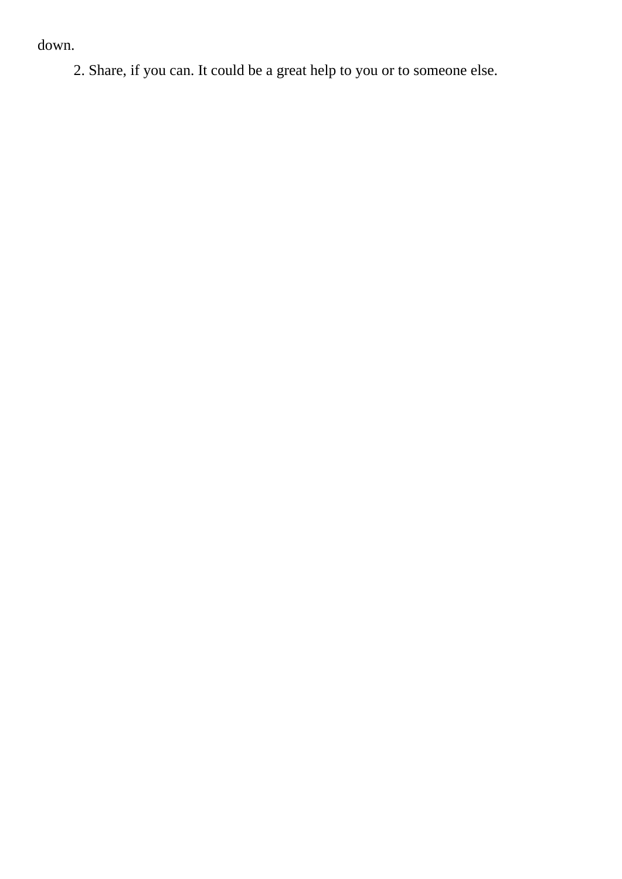down.

2. Share, if you can. It could be a great help to you or to someone else.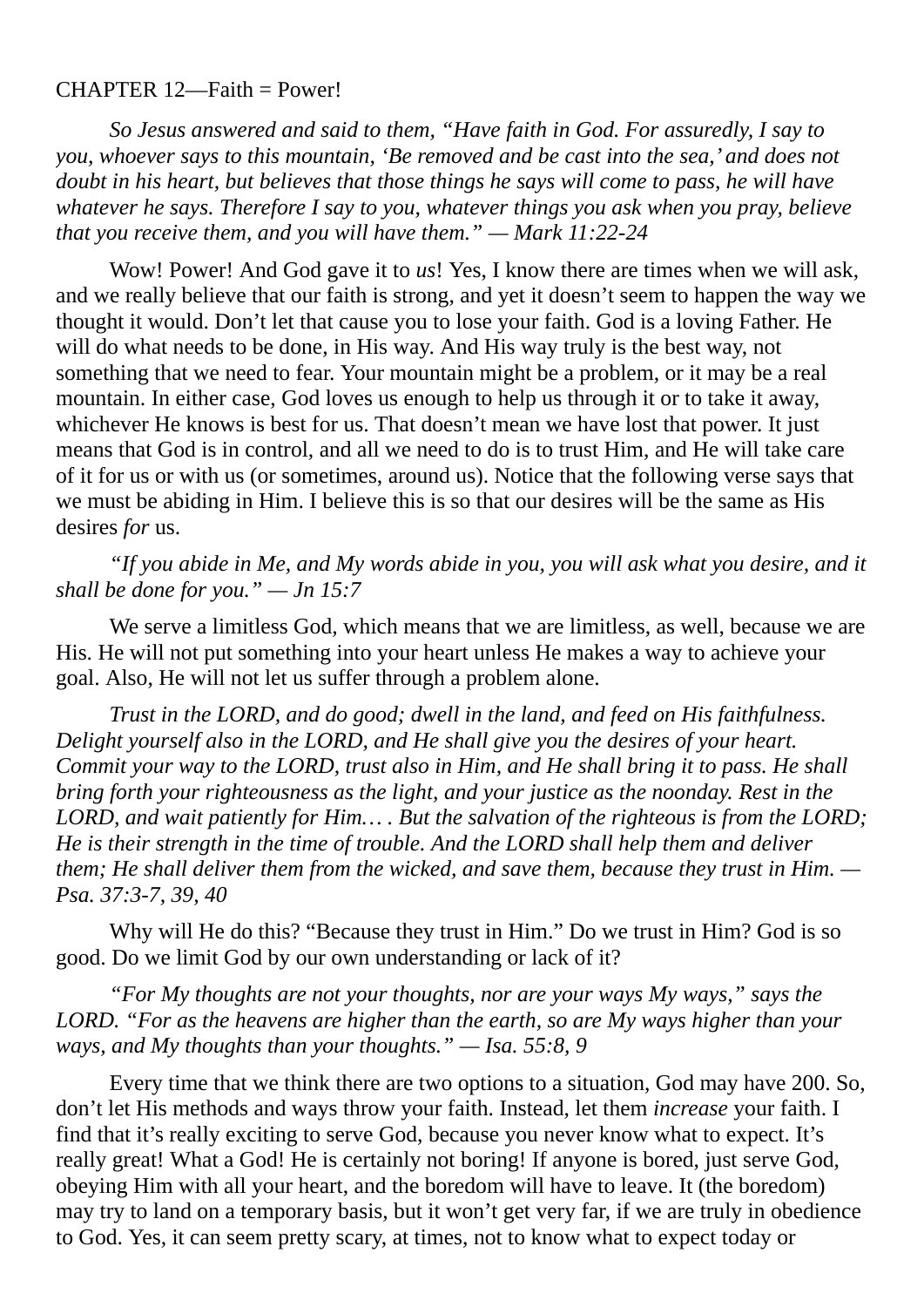CHAPTER 12—Faith = Power!

*So Jesus answered and said to them, "Have faith in God. For assuredly, I say to you, whoever says to this mountain, 'Be removed and be cast into the sea,' and does not doubt in his heart, but believes that those things he says will come to pass, he will have whatever he says. Therefore I say to you, whatever things you ask when you pray, believe that you receive them, and you will have them." — Mark 11:22-24*

Wow! Power! And God gave it to *us*! Yes, I know there are times when we will ask, and we really believe that our faith is strong, and yet it doesn't seem to happen the way we thought it would. Don't let that cause you to lose your faith. God is a loving Father. He will do what needs to be done, in His way. And His way truly is the best way, not something that we need to fear. Your mountain might be a problem, or it may be a real mountain. In either case, God loves us enough to help us through it or to take it away, whichever He knows is best for us. That doesn't mean we have lost that power. It just means that God is in control, and all we need to do is to trust Him, and He will take care of it for us or with us (or sometimes, around us). Notice that the following verse says that we must be abiding in Him. I believe this is so that our desires will be the same as His desires *for* us.

*"If you abide in Me, and My words abide in you, you will ask what you desire, and it shall be done for you." — Jn 15:7*

We serve a limitless God, which means that we are limitless, as well, because we are His. He will not put something into your heart unless He makes a way to achieve your goal. Also, He will not let us suffer through a problem alone.

*Trust in the LORD, and do good; dwell in the land, and feed on His faithfulness. Delight yourself also in the LORD, and He shall give you the desires of your heart. Commit your way to the LORD, trust also in Him, and He shall bring it to pass. He shall bring forth your righteousness as the light, and your justice as the noonday. Rest in the LORD, and wait patiently for Him… . But the salvation of the righteous is from the LORD; He is their strength in the time of trouble. And the LORD shall help them and deliver them; He shall deliver them from the wicked, and save them, because they trust in Him. — Psa. 37:3-7, 39, 40*

Why will He do this? "Because they trust in Him." Do we trust in Him? God is so good. Do we limit God by our own understanding or lack of it?

*"For My thoughts are not your thoughts, nor are your ways My ways," says the LORD. "For as the heavens are higher than the earth, so are My ways higher than your ways, and My thoughts than your thoughts." — Isa. 55:8, 9*

Every time that we think there are two options to a situation, God may have 200. So, don't let His methods and ways throw your faith. Instead, let them *increase* your faith. I find that it's really exciting to serve God, because you never know what to expect. It's really great! What a God! He is certainly not boring! If anyone is bored, just serve God, obeying Him with all your heart, and the boredom will have to leave. It (the boredom) may try to land on a temporary basis, but it won't get very far, if we are truly in obedience to God. Yes, it can seem pretty scary, at times, not to know what to expect today or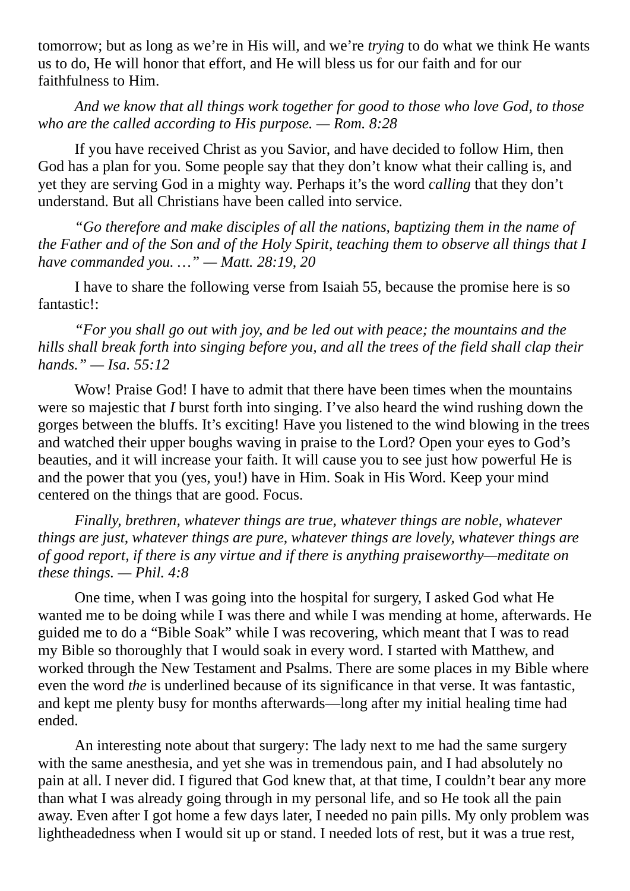tomorrow; but as long as we're in His will, and we're *trying* to do what we think He wants us to do, He will honor that effort, and He will bless us for our faith and for our faithfulness to Him.

*And we know that all things work together for good to those who love God, to those who are the called according to His purpose. — Rom. 8:28*

If you have received Christ as you Savior, and have decided to follow Him, then God has a plan for you. Some people say that they don't know what their calling is, and yet they are serving God in a mighty way. Perhaps it's the word *calling* that they don't understand. But all Christians have been called into service.

*"Go therefore and make disciples of all the nations, baptizing them in the name of the Father and of the Son and of the Holy Spirit, teaching them to observe all things that I have commanded you. …" — Matt. 28:19, 20*

I have to share the following verse from Isaiah 55, because the promise here is so fantastic!:

*"For you shall go out with joy, and be led out with peace; the mountains and the hills shall break forth into singing before you, and all the trees of the field shall clap their hands." — Isa. 55:12*

Wow! Praise God! I have to admit that there have been times when the mountains were so majestic that *I* burst forth into singing. I've also heard the wind rushing down the gorges between the bluffs. It's exciting! Have you listened to the wind blowing in the trees and watched their upper boughs waving in praise to the Lord? Open your eyes to God's beauties, and it will increase your faith. It will cause you to see just how powerful He is and the power that you (yes, you!) have in Him. Soak in His Word. Keep your mind centered on the things that are good. Focus.

*Finally, brethren, whatever things are true, whatever things are noble, whatever things are just, whatever things are pure, whatever things are lovely, whatever things are of good report, if there is any virtue and if there is anything praiseworthy—meditate on these things. — Phil. 4:8*

One time, when I was going into the hospital for surgery, I asked God what He wanted me to be doing while I was there and while I was mending at home, afterwards. He guided me to do a "Bible Soak" while I was recovering, which meant that I was to read my Bible so thoroughly that I would soak in every word. I started with Matthew, and worked through the New Testament and Psalms. There are some places in my Bible where even the word *the* is underlined because of its significance in that verse. It was fantastic, and kept me plenty busy for months afterwards—long after my initial healing time had ended.

An interesting note about that surgery: The lady next to me had the same surgery with the same anesthesia, and yet she was in tremendous pain, and I had absolutely no pain at all. I never did. I figured that God knew that, at that time, I couldn't bear any more than what I was already going through in my personal life, and so He took all the pain away. Even after I got home a few days later, I needed no pain pills. My only problem was lightheadedness when I would sit up or stand. I needed lots of rest, but it was a true rest,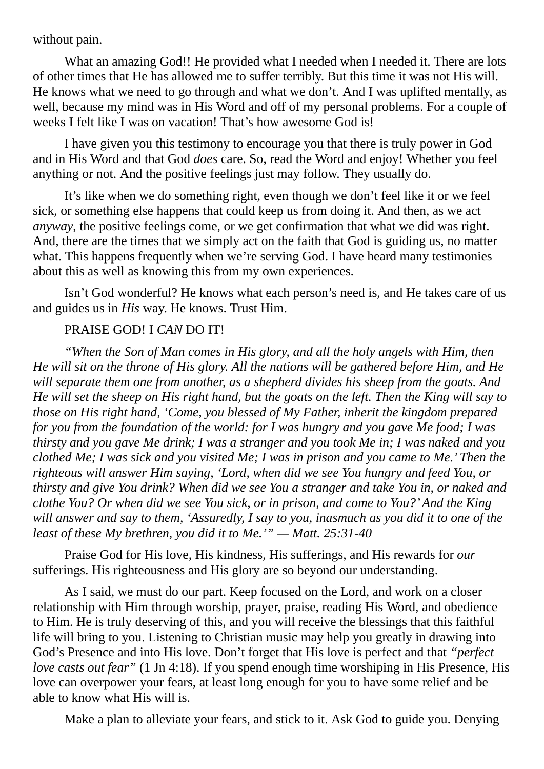without pain.

What an amazing God!! He provided what I needed when I needed it. There are lots of other times that He has allowed me to suffer terribly. But this time it was not His will. He knows what we need to go through and what we don't. And I was uplifted mentally, as well, because my mind was in His Word and off of my personal problems. For a couple of weeks I felt like I was on vacation! That's how awesome God is!

I have given you this testimony to encourage you that there is truly power in God and in His Word and that God *does* care. So, read the Word and enjoy! Whether you feel anything or not. And the positive feelings just may follow. They usually do.

It's like when we do something right, even though we don't feel like it or we feel sick, or something else happens that could keep us from doing it. And then, as we act *anyway*, the positive feelings come, or we get confirmation that what we did was right. And, there are the times that we simply act on the faith that God is guiding us, no matter what. This happens frequently when we're serving God. I have heard many testimonies about this as well as knowing this from my own experiences.

Isn't God wonderful? He knows what each person's need is, and He takes care of us and guides us in *His* way. He knows. Trust Him.

PRAISE GOD! I *CAN* DO IT!

*"When the Son of Man comes in His glory, and all the holy angels with Him, then He will sit on the throne of His glory. All the nations will be gathered before Him, and He will separate them one from another, as a shepherd divides his sheep from the goats. And He will set the sheep on His right hand, but the goats on the left. Then the King will say to those on His right hand, 'Come, you blessed of My Father, inherit the kingdom prepared for you from the foundation of the world: for I was hungry and you gave Me food; I was thirsty and you gave Me drink; I was a stranger and you took Me in; I was naked and you clothed Me; I was sick and you visited Me; I was in prison and you came to Me.' Then the righteous will answer Him saying, 'Lord, when did we see You hungry and feed You, or thirsty and give You drink? When did we see You a stranger and take You in, or naked and clothe You? Or when did we see You sick, or in prison, and come to You?' And the King will answer and say to them, 'Assuredly, I say to you, inasmuch as you did it to one of the least of these My brethren, you did it to Me.'" — Matt. 25:31-40*

Praise God for His love, His kindness, His sufferings, and His rewards for *our* sufferings. His righteousness and His glory are so beyond our understanding.

As I said, we must do our part. Keep focused on the Lord, and work on a closer relationship with Him through worship, prayer, praise, reading His Word, and obedience to Him. He is truly deserving of this, and you will receive the blessings that this faithful life will bring to you. Listening to Christian music may help you greatly in drawing into God's Presence and into His love. Don't forget that His love is perfect and that *"perfect love casts out fear"* (1 Jn 4:18). If you spend enough time worshiping in His Presence, His love can overpower your fears, at least long enough for you to have some relief and be able to know what His will is.

Make a plan to alleviate your fears, and stick to it. Ask God to guide you. Denying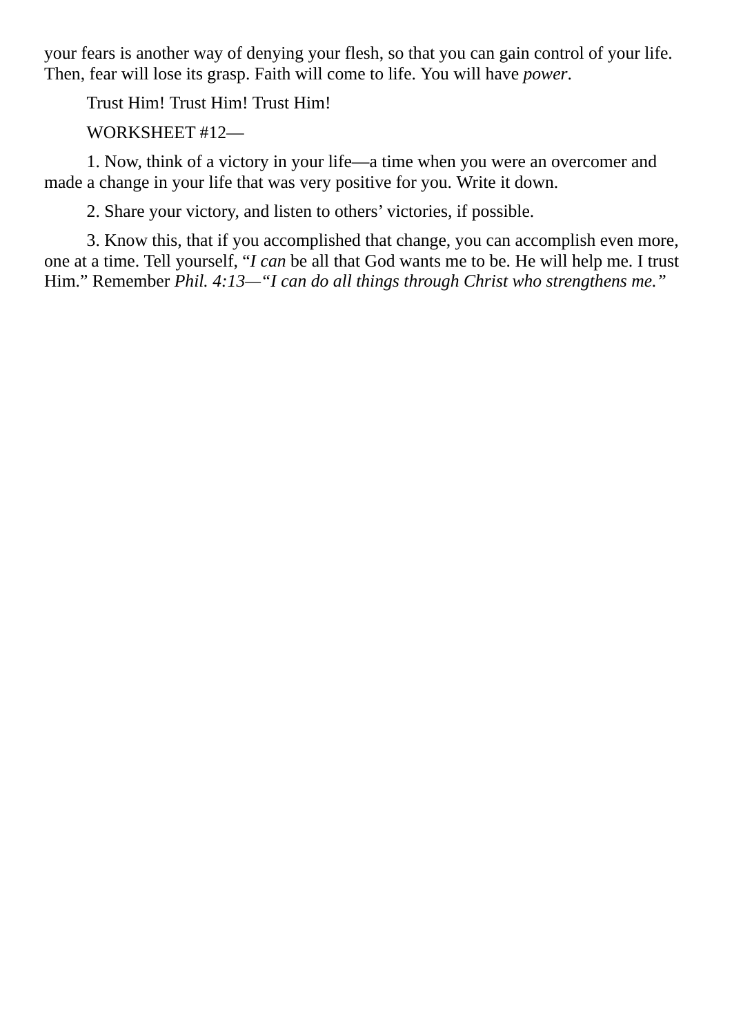your fears is another way of denying your flesh, so that you can gain control of your life. Then, fear will lose its grasp. Faith will come to life. You will have *power*.

Trust Him! Trust Him! Trust Him!

WORKSHEET #12—

1. Now, think of a victory in your life—a time when you were an overcomer and made a change in your life that was very positive for you. Write it down.

2. Share your victory, and listen to others' victories, if possible.

3. Know this, that if you accomplished that change, you can accomplish even more, one at a time. Tell yourself, "*I can* be all that God wants me to be. He will help me. I trust Him." Remember *Phil. 4:13—"I can do all things through Christ who strengthens me."*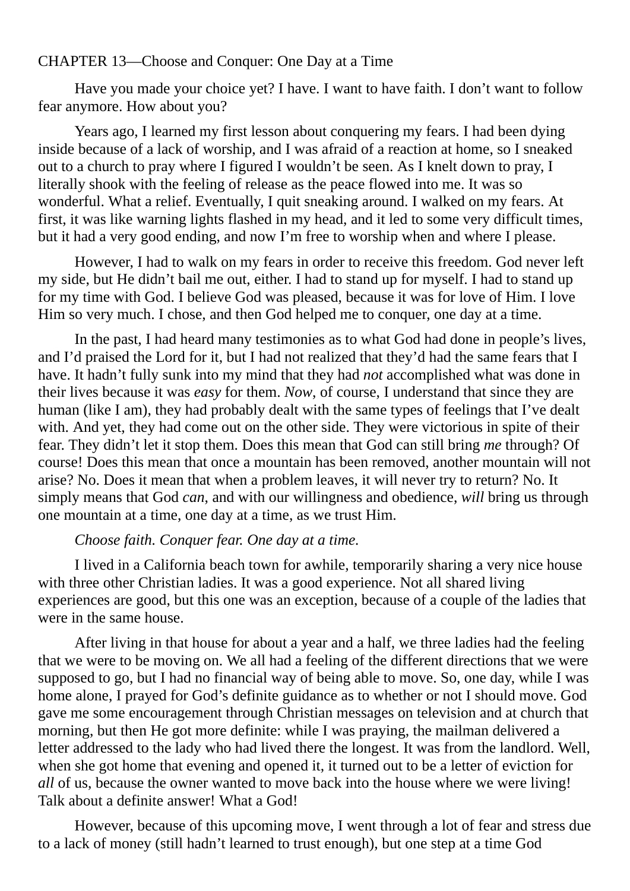## CHAPTER 13—Choose and Conquer: One Day at a Time

Have you made your choice yet? I have. I want to have faith. I don't want to follow fear anymore. How about you?

Years ago, I learned my first lesson about conquering my fears. I had been dying inside because of a lack of worship, and I was afraid of a reaction at home, so I sneaked out to a church to pray where I figured I wouldn't be seen. As I knelt down to pray, I literally shook with the feeling of release as the peace flowed into me. It was so wonderful. What a relief. Eventually, I quit sneaking around. I walked on my fears. At first, it was like warning lights flashed in my head, and it led to some very difficult times, but it had a very good ending, and now I'm free to worship when and where I please.

However, I had to walk on my fears in order to receive this freedom. God never left my side, but He didn't bail me out, either. I had to stand up for myself. I had to stand up for my time with God. I believe God was pleased, because it was for love of Him. I love Him so very much. I chose, and then God helped me to conquer, one day at a time.

In the past, I had heard many testimonies as to what God had done in people's lives, and I'd praised the Lord for it, but I had not realized that they'd had the same fears that I have. It hadn't fully sunk into my mind that they had *not* accomplished what was done in their lives because it was *easy* for them. *Now*, of course, I understand that since they are human (like I am), they had probably dealt with the same types of feelings that I've dealt with. And yet, they had come out on the other side. They were victorious in spite of their fear. They didn't let it stop them. Does this mean that God can still bring *me* through? Of course! Does this mean that once a mountain has been removed, another mountain will not arise? No. Does it mean that when a problem leaves, it will never try to return? No. It simply means that God *can*, and with our willingness and obedience, *will* bring us through one mountain at a time, one day at a time, as we trust Him.

*Choose faith. Conquer fear. One day at a time.*

I lived in a California beach town for awhile, temporarily sharing a very nice house with three other Christian ladies. It was a good experience. Not all shared living experiences are good, but this one was an exception, because of a couple of the ladies that were in the same house.

After living in that house for about a year and a half, we three ladies had the feeling that we were to be moving on. We all had a feeling of the different directions that we were supposed to go, but I had no financial way of being able to move. So, one day, while I was home alone, I prayed for God's definite guidance as to whether or not I should move. God gave me some encouragement through Christian messages on television and at church that morning, but then He got more definite: while I was praying, the mailman delivered a letter addressed to the lady who had lived there the longest. It was from the landlord. Well, when she got home that evening and opened it, it turned out to be a letter of eviction for *all* of us, because the owner wanted to move back into the house where we were living! Talk about a definite answer! What a God!

However, because of this upcoming move, I went through a lot of fear and stress due to a lack of money (still hadn't learned to trust enough), but one step at a time God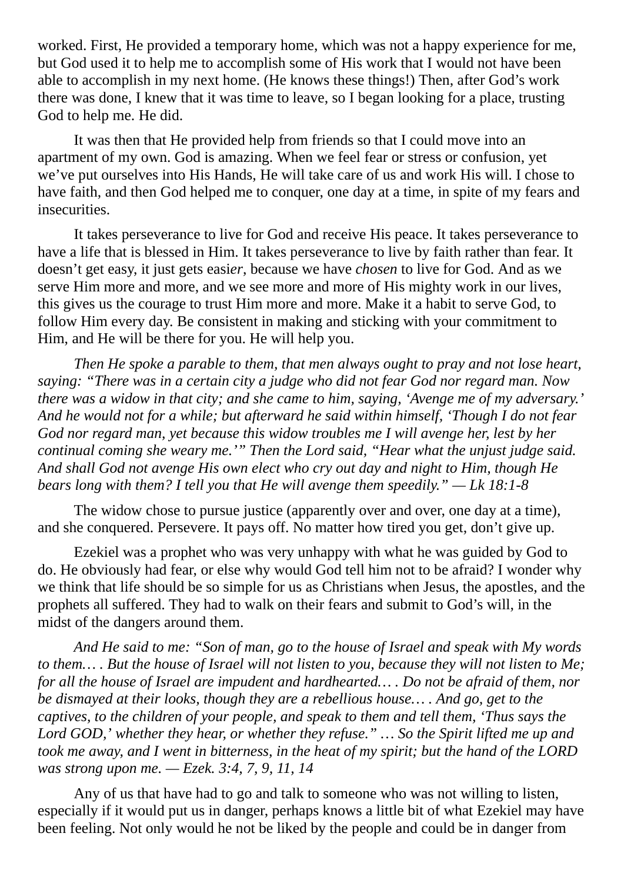worked. First, He provided a temporary home, which was not a happy experience for me, but God used it to help me to accomplish some of His work that I would not have been able to accomplish in my next home. (He knows these things!) Then, after God's work there was done, I knew that it was time to leave, so I began looking for a place, trusting God to help me. He did.

It was then that He provided help from friends so that I could move into an apartment of my own. God is amazing. When we feel fear or stress or confusion, yet we've put ourselves into His Hands, He will take care of us and work His will. I chose to have faith, and then God helped me to conquer, one day at a time, in spite of my fears and insecurities.

It takes perseverance to live for God and receive His peace. It takes perseverance to have a life that is blessed in Him. It takes perseverance to live by faith rather than fear. It doesn't get easy, it just gets easi*er*, because we have *chosen* to live for God. And as we serve Him more and more, and we see more and more of His mighty work in our lives, this gives us the courage to trust Him more and more. Make it a habit to serve God, to follow Him every day. Be consistent in making and sticking with your commitment to Him, and He will be there for you. He will help you.

*Then He spoke a parable to them, that men always ought to pray and not lose heart, saying: "There was in a certain city a judge who did not fear God nor regard man. Now there was a widow in that city; and she came to him, saying, 'Avenge me of my adversary.' And he would not for a while; but afterward he said within himself, 'Though I do not fear God nor regard man, yet because this widow troubles me I will avenge her, lest by her continual coming she weary me.'" Then the Lord said, "Hear what the unjust judge said. And shall God not avenge His own elect who cry out day and night to Him, though He bears long with them? I tell you that He will avenge them speedily." — Lk 18:1-8*

The widow chose to pursue justice (apparently over and over, one day at a time), and she conquered. Persevere. It pays off. No matter how tired you get, don't give up.

Ezekiel was a prophet who was very unhappy with what he was guided by God to do. He obviously had fear, or else why would God tell him not to be afraid? I wonder why we think that life should be so simple for us as Christians when Jesus, the apostles, and the prophets all suffered. They had to walk on their fears and submit to God's will, in the midst of the dangers around them.

*And He said to me: "Son of man, go to the house of Israel and speak with My words to them… . But the house of Israel will not listen to you, because they will not listen to Me; for all the house of Israel are impudent and hardhearted… . Do not be afraid of them, nor be dismayed at their looks, though they are a rebellious house… . And go, get to the captives, to the children of your people, and speak to them and tell them, 'Thus says the Lord GOD,' whether they hear, or whether they refuse." … So the Spirit lifted me up and took me away, and I went in bitterness, in the heat of my spirit; but the hand of the LORD was strong upon me. — Ezek. 3:4, 7, 9, 11, 14*

Any of us that have had to go and talk to someone who was not willing to listen, especially if it would put us in danger, perhaps knows a little bit of what Ezekiel may have been feeling. Not only would he not be liked by the people and could be in danger from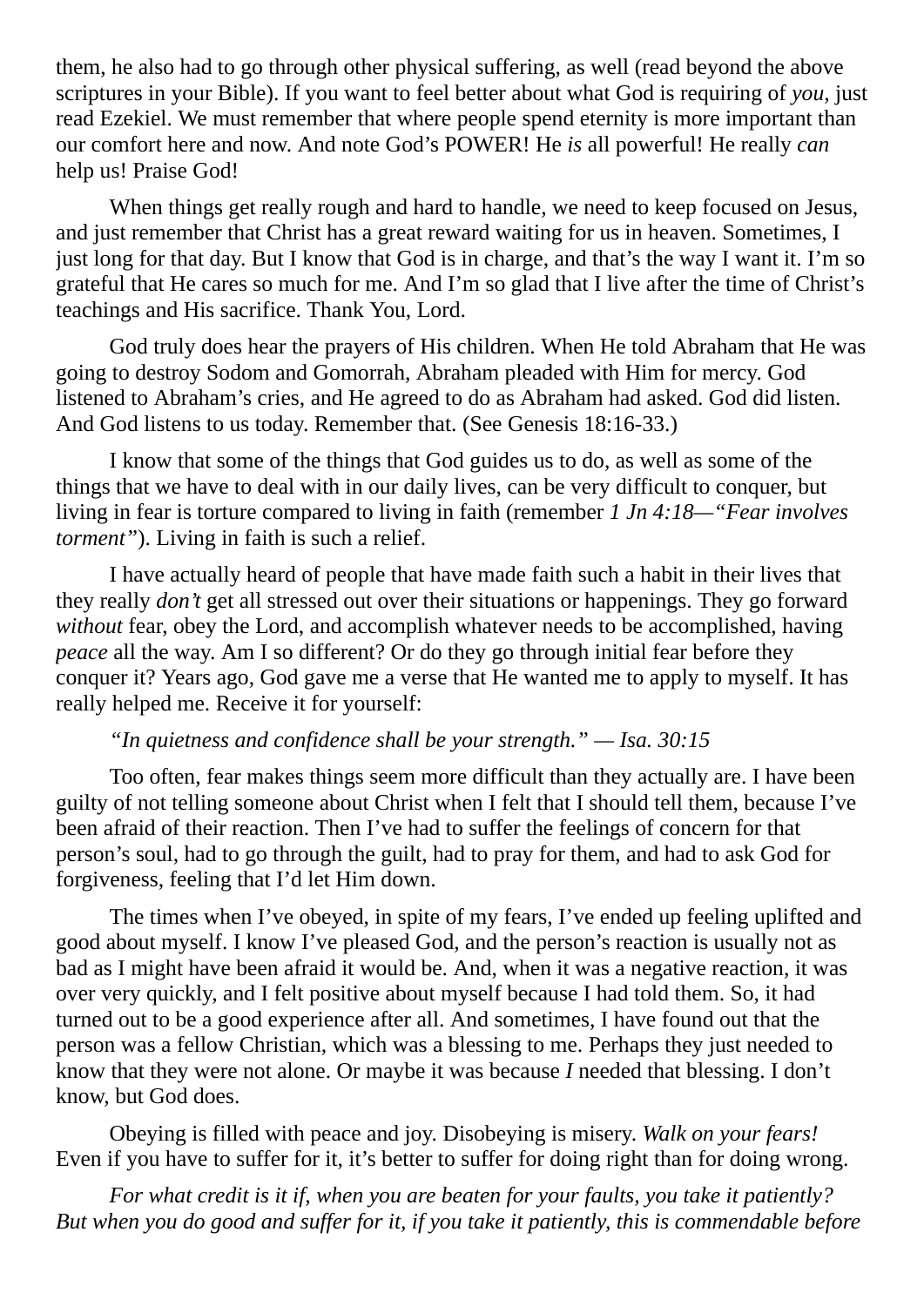them, he also had to go through other physical suffering, as well (read beyond the above scriptures in your Bible). If you want to feel better about what God is requiring of *you*, just read Ezekiel. We must remember that where people spend eternity is more important than our comfort here and now. And note God's POWER! He *is* all powerful! He really *can* help us! Praise God!

When things get really rough and hard to handle, we need to keep focused on Jesus, and just remember that Christ has a great reward waiting for us in heaven. Sometimes, I just long for that day. But I know that God is in charge, and that's the way I want it. I'm so grateful that He cares so much for me. And I'm so glad that I live after the time of Christ's teachings and His sacrifice. Thank You, Lord.

God truly does hear the prayers of His children. When He told Abraham that He was going to destroy Sodom and Gomorrah, Abraham pleaded with Him for mercy. God listened to Abraham's cries, and He agreed to do as Abraham had asked. God did listen. And God listens to us today. Remember that. (See Genesis 18:16-33.)

I know that some of the things that God guides us to do, as well as some of the things that we have to deal with in our daily lives, can be very difficult to conquer, but living in fear is torture compared to living in faith (remember *1 Jn 4:18—"Fear involves torment"*). Living in faith is such a relief.

I have actually heard of people that have made faith such a habit in their lives that they really *don't* get all stressed out over their situations or happenings. They go forward *without* fear, obey the Lord, and accomplish whatever needs to be accomplished, having *peace* all the way. Am I so different? Or do they go through initial fear before they conquer it? Years ago, God gave me a verse that He wanted me to apply to myself. It has really helped me. Receive it for yourself:

*"In quietness and confidence shall be your strength." — Isa. 30:15*

Too often, fear makes things seem more difficult than they actually are. I have been guilty of not telling someone about Christ when I felt that I should tell them, because I've been afraid of their reaction. Then I've had to suffer the feelings of concern for that person's soul, had to go through the guilt, had to pray for them, and had to ask God for forgiveness, feeling that I'd let Him down.

The times when I've obeyed, in spite of my fears, I've ended up feeling uplifted and good about myself. I know I've pleased God, and the person's reaction is usually not as bad as I might have been afraid it would be. And, when it was a negative reaction, it was over very quickly, and I felt positive about myself because I had told them. So, it had turned out to be a good experience after all. And sometimes, I have found out that the person was a fellow Christian, which was a blessing to me. Perhaps they just needed to know that they were not alone. Or maybe it was because *I* needed that blessing. I don't know, but God does.

Obeying is filled with peace and joy. Disobeying is misery. *Walk on your fears!* Even if you have to suffer for it, it's better to suffer for doing right than for doing wrong.

*For what credit is it if, when you are beaten for your faults, you take it patiently? But when you do good and suffer for it, if you take it patiently, this is commendable before*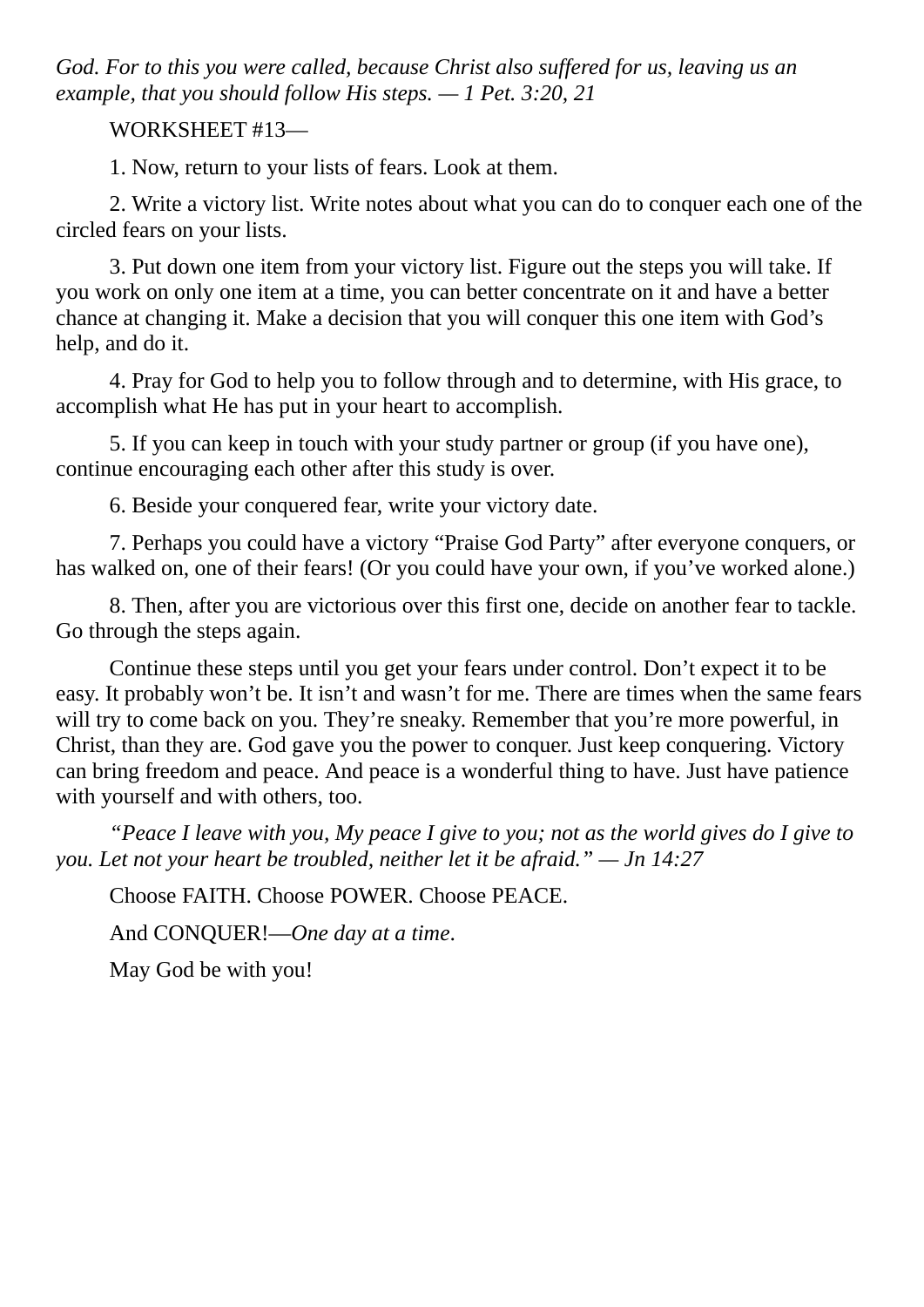*God. For to this you were called, because Christ also suffered for us, leaving us an example, that you should follow His steps. — 1 Pet. 3:20, 21*

WORKSHEET #13—

1. Now, return to your lists of fears. Look at them.

2. Write a victory list. Write notes about what you can do to conquer each one of the circled fears on your lists.

3. Put down one item from your victory list. Figure out the steps you will take. If you work on only one item at a time, you can better concentrate on it and have a better chance at changing it. Make a decision that you will conquer this one item with God's help, and do it.

4. Pray for God to help you to follow through and to determine, with His grace, to accomplish what He has put in your heart to accomplish.

5. If you can keep in touch with your study partner or group (if you have one), continue encouraging each other after this study is over.

6. Beside your conquered fear, write your victory date.

7. Perhaps you could have a victory "Praise God Party" after everyone conquers, or has walked on, one of their fears! (Or you could have your own, if you've worked alone.)

8. Then, after you are victorious over this first one, decide on another fear to tackle. Go through the steps again.

Continue these steps until you get your fears under control. Don't expect it to be easy. It probably won't be. It isn't and wasn't for me. There are times when the same fears will try to come back on you. They're sneaky. Remember that you're more powerful, in Christ, than they are. God gave you the power to conquer. Just keep conquering. Victory can bring freedom and peace. And peace is a wonderful thing to have. Just have patience with yourself and with others, too.

*"Peace I leave with you, My peace I give to you; not as the world gives do I give to you. Let not your heart be troubled, neither let it be afraid." — Jn 14:27*

Choose FAITH. Choose POWER. Choose PEACE.

And CONQUER!—*One day at a time*.

May God be with you!